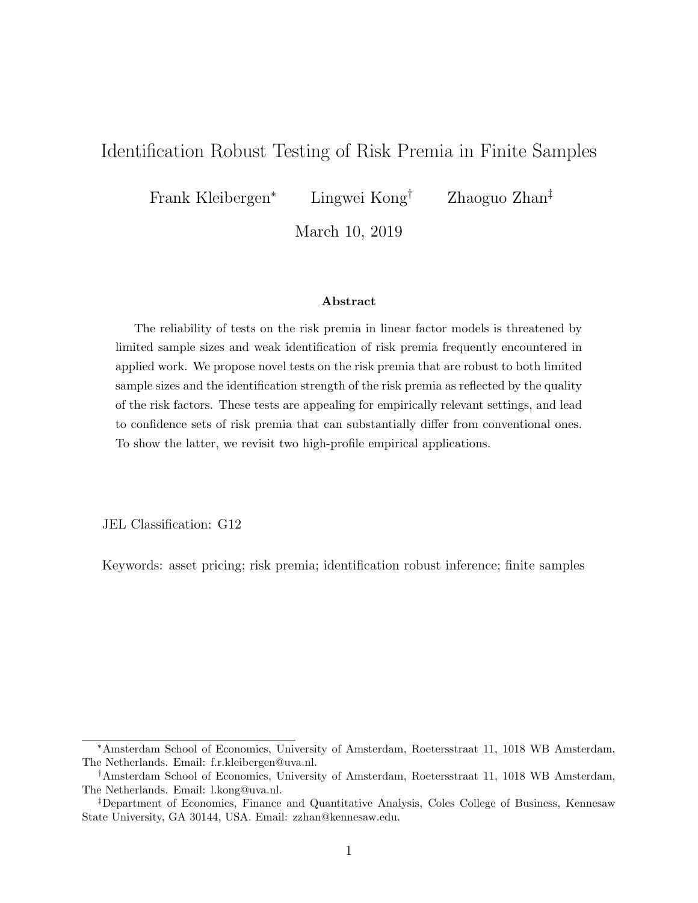# Identification Robust Testing of Risk Premia in Finite Samples

Frank Kleibergen[*] Lingwei Kong[†] Zhaoguo Zhan[‡]

March 10, 2019

### Abstract

The reliability of tests on the risk premia in linear factor models is threatened by limited sample sizes and weak identification of risk premia frequently encountered in applied work. We propose novel tests on the risk premia that are robust to both limited sample sizes and the identification strength of the risk premia as reflected by the quality of the risk factors. These tests are appealing for empirically relevant settings, and lead to confidence sets of risk premia that can substantially differ from conventional ones. To show the latter, we revisit two high-profile empirical applications.

JEL Classification: G12

Keywords: asset pricing; risk premia; identification robust inference; finite samples

---

[*] Amsterdam School of Economics, University of Amsterdam, Roetersstraat 11, 1018 WB Amsterdam, The Netherlands. Email: f.r.kleibergen@uva.nl.

[†] Amsterdam School of Economics, University of Amsterdam, Roetersstraat 11, 1018 WB Amsterdam, The Netherlands. Email: l.kong@uva.nl.

[‡] Department of Economics, Finance and Quantitative Analysis, Coles College of Business, Kennesaw State University, GA 30144, USA. Email: zzhan@kennesaw.edu.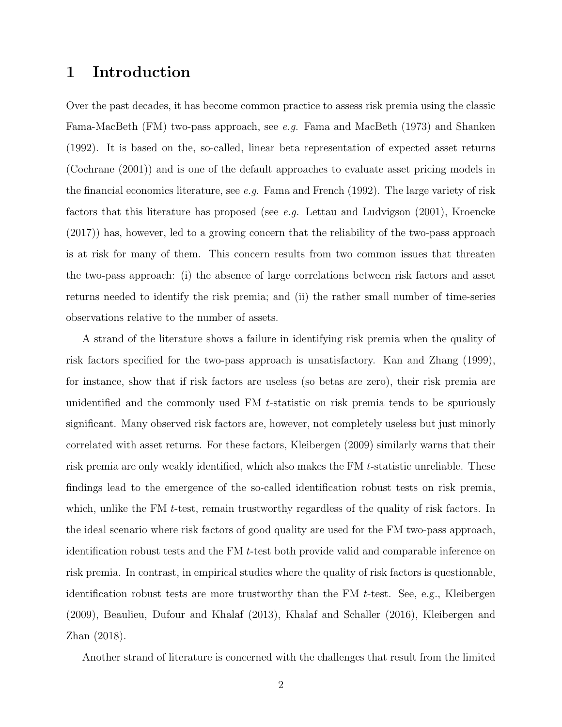# 1 Introduction

Over the past decades, it has become common practice to assess risk premia using the classic Fama-MacBeth (FM) two-pass approach, see *e.g.* Fama and MacBeth (1973) and Shanken (1992). It is based on the, so-called, linear beta representation of expected asset returns (Cochrane (2001)) and is one of the default approaches to evaluate asset pricing models in the financial economics literature, see *e.g.* Fama and French (1992). The large variety of risk factors that this literature has proposed (see *e.g.* Lettau and Ludvigson (2001), Kroencke (2017)) has, however, led to a growing concern that the reliability of the two-pass approach is at risk for many of them. This concern results from two common issues that threaten the two-pass approach: (i) the absence of large correlations between risk factors and asset returns needed to identify the risk premia; and (ii) the rather small number of time-series observations relative to the number of assets.

A strand of the literature shows a failure in identifying risk premia when the quality of risk factors specified for the two-pass approach is unsatisfactory. Kan and Zhang (1999), for instance, show that if risk factors are useless (so betas are zero), their risk premia are unidentified and the commonly used FM $t$-statistic on risk premia tends to be spuriously significant. Many observed risk factors are, however, not completely useless but just minorly correlated with asset returns. For these factors, Kleibergen (2009) similarly warns that their risk premia are only weakly identified, which also makes the FM $t$-statistic unreliable. These findings lead to the emergence of the so-called identification robust tests on risk premia, which, unlike the FM $t$-test, remain trustworthy regardless of the quality of risk factors. In the ideal scenario where risk factors of good quality are used for the FM two-pass approach, identification robust tests and the FM $t$-test both provide valid and comparable inference on risk premia. In contrast, in empirical studies where the quality of risk factors is questionable, identification robust tests are more trustworthy than the FM $t$-test. See, e.g., Kleibergen (2009), Beaulieu, Dufour and Khalaf (2013), Khalaf and Schaller (2016), Kleibergen and Zhan (2018).

Another strand of literature is concerned with the challenges that result from the limited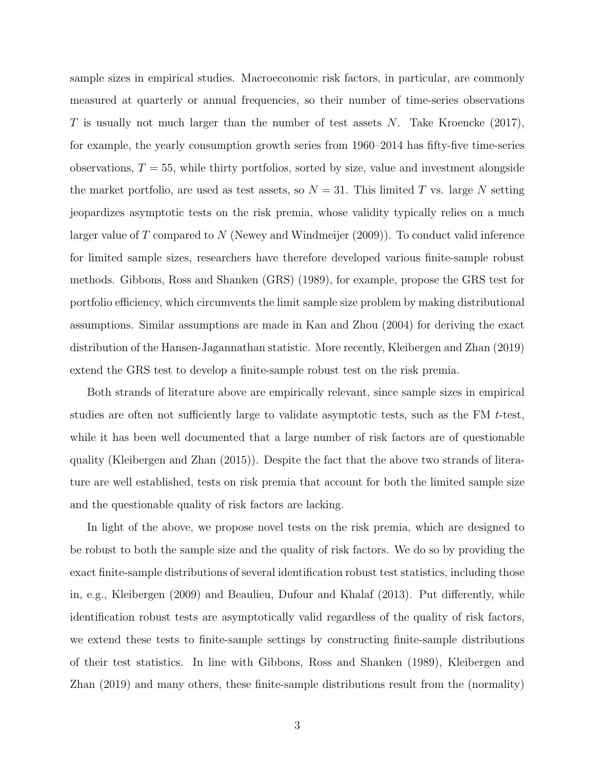sample sizes in empirical studies. Macroeconomic risk factors, in particular, are commonly measured at quarterly or annual frequencies, so their number of time-series observations $T$ is usually not much larger than the number of test assets $N$. Take Kroencke (2017), for example, the yearly consumption growth series from 1960–2014 has fifty-five time-series observations, $T = 55$, while thirty portfolios, sorted by size, value and investment alongside the market portfolio, are used as test assets, so $N = 31$. This limited $T$ vs. large $N$ setting jeopardizes asymptotic tests on the risk premia, whose validity typically relies on a much larger value of $T$ compared to $N$ (Newey and Windmeijer (2009)). To conduct valid inference for limited sample sizes, researchers have therefore developed various finite-sample robust methods. Gibbons, Ross and Shanken (GRS) (1989), for example, propose the GRS test for portfolio efficiency, which circumvents the limit sample size problem by making distributional assumptions. Similar assumptions are made in Kan and Zhou (2004) for deriving the exact distribution of the Hansen-Jagannathan statistic. More recently, Kleibergen and Zhan (2019) extend the GRS test to develop a finite-sample robust test on the risk premia.

Both strands of literature above are empirically relevant, since sample sizes in empirical studies are often not sufficiently large to validate asymptotic tests, such as the FM $t$-test, while it has been well documented that a large number of risk factors are of questionable quality (Kleibergen and Zhan (2015)). Despite the fact that the above two strands of literature are well established, tests on risk premia that account for both the limited sample size and the questionable quality of risk factors are lacking.

In light of the above, we propose novel tests on the risk premia, which are designed to be robust to both the sample size and the quality of risk factors. We do so by providing the exact finite-sample distributions of several identification robust test statistics, including those in, e.g., Kleibergen (2009) and Beaulieu, Dufour and Khalaf (2013). Put differently, while identification robust tests are asymptotically valid regardless of the quality of risk factors, we extend these tests to finite-sample settings by constructing finite-sample distributions of their test statistics. In line with Gibbons, Ross and Shanken (1989), Kleibergen and Zhan (2019) and many others, these finite-sample distributions result from the (normality)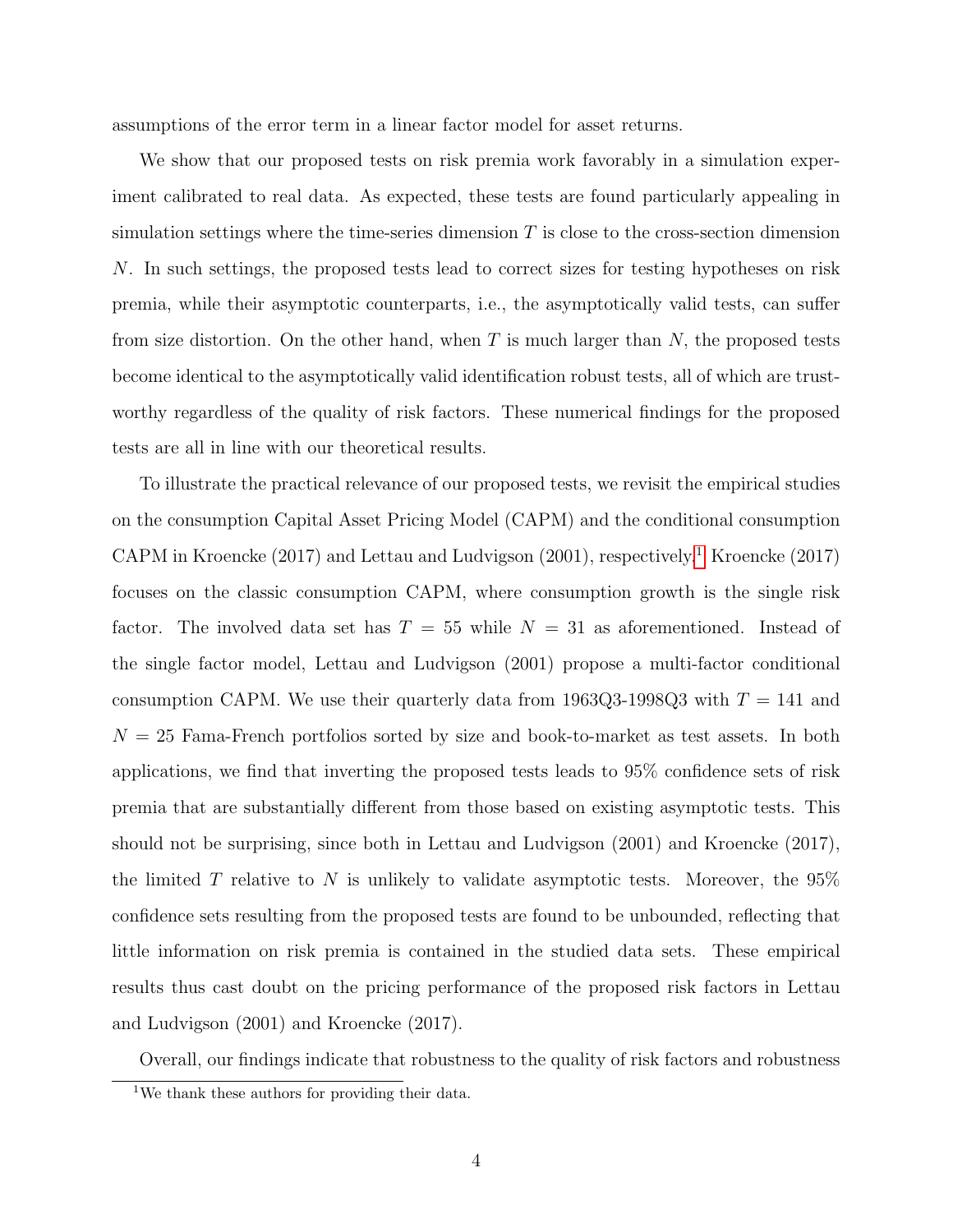assumptions of the error term in a linear factor model for asset returns.

We show that our proposed tests on risk premia work favorably in a simulation experiment calibrated to real data. As expected, these tests are found particularly appealing in simulation settings where the time-series dimension $T$ is close to the cross-section dimension $N$. In such settings, the proposed tests lead to correct sizes for testing hypotheses on risk premia, while their asymptotic counterparts, i.e., the asymptotically valid tests, can suffer from size distortion. On the other hand, when $T$ is much larger than $N$, the proposed tests become identical to the asymptotically valid identification robust tests, all of which are trustworthy regardless of the quality of risk factors. These numerical findings for the proposed tests are all in line with our theoretical results.

To illustrate the practical relevance of our proposed tests, we revisit the empirical studies on the consumption Capital Asset Pricing Model (CAPM) and the conditional consumption CAPM in Kroencke (2017) and Lettau and Ludvigson (2001), respectively.[1] Kroencke (2017) focuses on the classic consumption CAPM, where consumption growth is the single risk factor. The involved data set has $T = 55$ while $N = 31$ as aforementioned. Instead of the single factor model, Lettau and Ludvigson (2001) propose a multi-factor conditional consumption CAPM. We use their quarterly data from 1963Q3-1998Q3 with $T = 141$ and $N = 25$ Fama-French portfolios sorted by size and book-to-market as test assets. In both applications, we find that inverting the proposed tests leads to 95% confidence sets of risk premia that are substantially different from those based on existing asymptotic tests. This should not be surprising, since both in Lettau and Ludvigson (2001) and Kroencke (2017), the limited $T$ relative to $N$ is unlikely to validate asymptotic tests. Moreover, the 95% confidence sets resulting from the proposed tests are found to be unbounded, reflecting that little information on risk premia is contained in the studied data sets. These empirical results thus cast doubt on the pricing performance of the proposed risk factors in Lettau and Ludvigson (2001) and Kroencke (2017).

Overall, our findings indicate that robustness to the quality of risk factors and robustness

[1] We thank these authors for providing their data.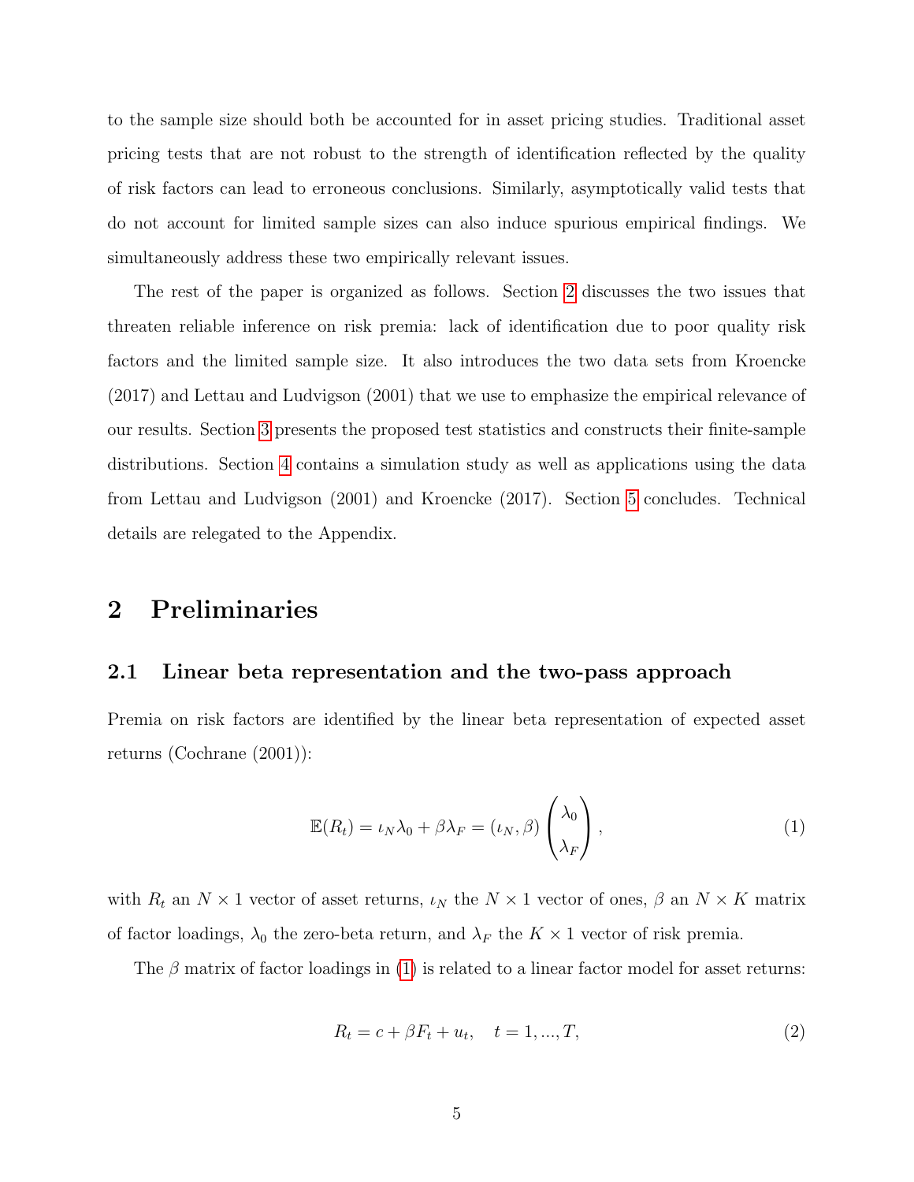to the sample size should both be accounted for in asset pricing studies. Traditional asset pricing tests that are not robust to the strength of identification reflected by the quality of risk factors can lead to erroneous conclusions. Similarly, asymptotically valid tests that do not account for limited sample sizes can also induce spurious empirical findings. We simultaneously address these two empirically relevant issues.

The rest of the paper is organized as follows. Section 2 discusses the two issues that threaten reliable inference on risk premia: lack of identification due to poor quality risk factors and the limited sample size. It also introduces the two data sets from Kroencke (2017) and Lettau and Ludvigson (2001) that we use to emphasize the empirical relevance of our results. Section 3 presents the proposed test statistics and constructs their finite-sample distributions. Section 4 contains a simulation study as well as applications using the data from Lettau and Ludvigson (2001) and Kroencke (2017). Section 5 concludes. Technical details are relegated to the Appendix.

# 2 Preliminaries

## 2.1 Linear beta representation and the two-pass approach

Premia on risk factors are identified by the linear beta representation of expected asset returns (Cochrane (2001)):

$$\mathbb{E}(R_t) = \iota_N \lambda_0 + \beta \lambda_F = (\iota_N, \beta) \begin{pmatrix} \lambda_0 \\ \lambda_F \end{pmatrix}, \tag{1}$$

with $R_t$ an $N \times 1$ vector of asset returns, $\iota_N$ the $N \times 1$ vector of ones, $\beta$ an $N \times K$ matrix of factor loadings, $\lambda_0$ the zero-beta return, and $\lambda_F$ the $K \times 1$ vector of risk premia.

The $\beta$ matrix of factor loadings in (1) is related to a linear factor model for asset returns:

$$R_t = c + \beta F_t + u_t, \quad t = 1, ..., T, \tag{2}$$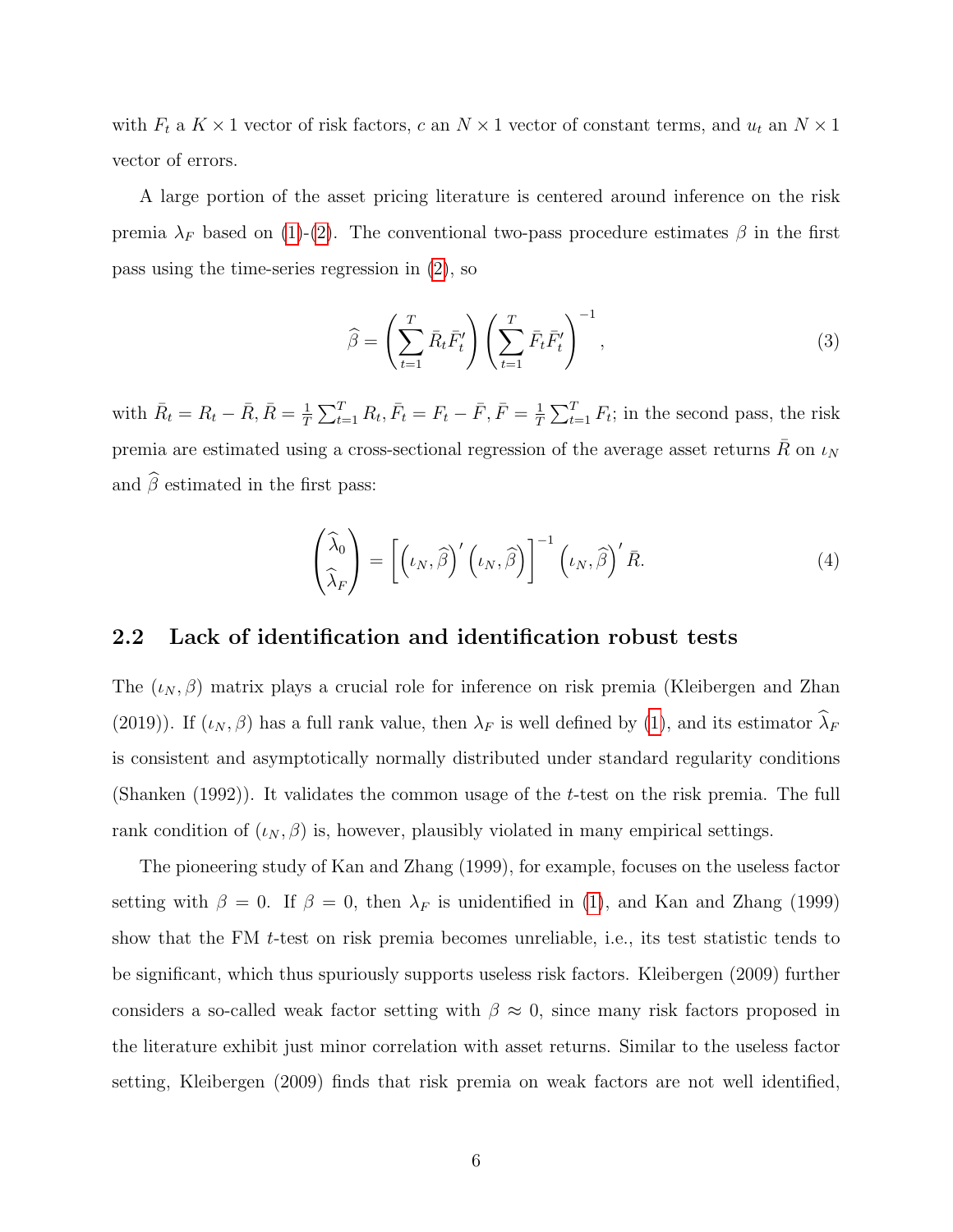with $F_t$ a $K \times 1$ vector of risk factors, $c$ an $N \times 1$ vector of constant terms, and $u_t$ an $N \times 1$ vector of errors.

A large portion of the asset pricing literature is centered around inference on the risk premia $\lambda_F$ based on (1)-(2). The conventional two-pass procedure estimates $\beta$ in the first pass using the time-series regression in (2), so

$$\widehat{\beta} = \left( \sum_{t=1}^{T} \bar{R}_t \bar{F}_t' \right) \left( \sum_{t=1}^{T} \bar{F}_t \bar{F}_t' \right)^{-1}, \tag{3}$$

with $\bar{R}_t = R_t - \bar{R}$, $\bar{R} = \frac{1}{T}\sum_{t=1}^{T} R_t$, $\bar{F}_t = F_t - \bar{F}$, $\bar{F} = \frac{1}{T}\sum_{t=1}^{T} F_t$; in the second pass, the risk premia are estimated using a cross-sectional regression of the average asset returns $\bar{R}$ on $\iota_N$ and $\widehat{\beta}$ estimated in the first pass:

$$\begin{pmatrix} \widehat{\lambda}_0 \\ \widehat{\lambda}_F \end{pmatrix} = \left[ \left( \iota_N, \widehat{\beta} \right)' \left( \iota_N, \widehat{\beta} \right) \right]^{-1} \left( \iota_N, \widehat{\beta} \right)' \bar{R}. \tag{4}$$

## 2.2 Lack of identification and identification robust tests

The $(\iota_N, \beta)$ matrix plays a crucial role for inference on risk premia (Kleibergen and Zhan (2019)). If $(\iota_N, \beta)$ has a full rank value, then $\lambda_F$ is well defined by (1), and its estimator $\widehat{\lambda}_F$ is consistent and asymptotically normally distributed under standard regularity conditions (Shanken (1992)). It validates the common usage of the $t$-test on the risk premia. The full rank condition of $(\iota_N, \beta)$ is, however, plausibly violated in many empirical settings.

The pioneering study of Kan and Zhang (1999), for example, focuses on the useless factor setting with $\beta = 0$. If $\beta = 0$, then $\lambda_F$ is unidentified in (1), and Kan and Zhang (1999) show that the FM $t$-test on risk premia becomes unreliable, i.e., its test statistic tends to be significant, which thus spuriously supports useless risk factors. Kleibergen (2009) further considers a so-called weak factor setting with $\beta \approx 0$, since many risk factors proposed in the literature exhibit just minor correlation with asset returns. Similar to the useless factor setting, Kleibergen (2009) finds that risk premia on weak factors are not well identified,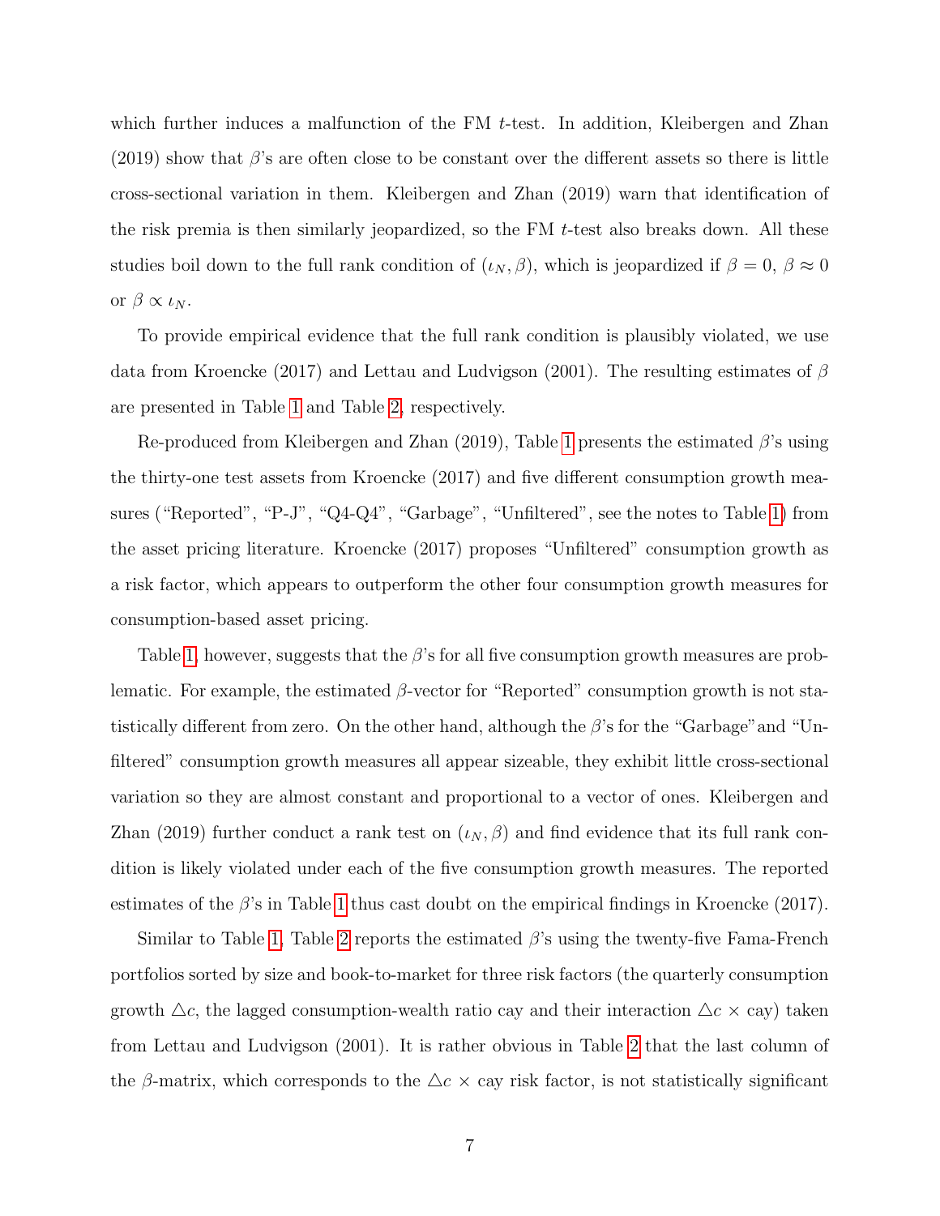which further induces a malfunction of the FM $t$-test. In addition, Kleibergen and Zhan (2019) show that $\beta$'s are often close to be constant over the different assets so there is little cross-sectional variation in them. Kleibergen and Zhan (2019) warn that identification of the risk premia is then similarly jeopardized, so the FM $t$-test also breaks down. All these studies boil down to the full rank condition of $(\iota_N, \beta)$, which is jeopardized if $\beta = 0$, $\beta \approx 0$ or $\beta \propto \iota_N$.

To provide empirical evidence that the full rank condition is plausibly violated, we use data from Kroencke (2017) and Lettau and Ludvigson (2001). The resulting estimates of $\beta$ are presented in Table 1 and Table 2, respectively.

Re-produced from Kleibergen and Zhan (2019), Table 1 presents the estimated $\beta$'s using the thirty-one test assets from Kroencke (2017) and five different consumption growth measures ("Reported", "P-J", "Q4-Q4", "Garbage", "Unfiltered", see the notes to Table 1) from the asset pricing literature. Kroencke (2017) proposes "Unfiltered" consumption growth as a risk factor, which appears to outperform the other four consumption growth measures for consumption-based asset pricing.

Table 1, however, suggests that the $\beta$'s for all five consumption growth measures are problematic. For example, the estimated $\beta$-vector for "Reported" consumption growth is not statistically different from zero. On the other hand, although the $\beta$'s for the "Garbage" and "Unfiltered" consumption growth measures all appear sizeable, they exhibit little cross-sectional variation so they are almost constant and proportional to a vector of ones. Kleibergen and Zhan (2019) further conduct a rank test on $(\iota_N, \beta)$ and find evidence that its full rank condition is likely violated under each of the five consumption growth measures. The reported estimates of the $\beta$'s in Table 1 thus cast doubt on the empirical findings in Kroencke (2017).

Similar to Table 1, Table 2 reports the estimated $\beta$'s using the twenty-five Fama-French portfolios sorted by size and book-to-market for three risk factors (the quarterly consumption growth $\triangle c$, the lagged consumption-wealth ratio cay and their interaction $\triangle c \times$ cay) taken from Lettau and Ludvigson (2001). It is rather obvious in Table 2 that the last column of the $\beta$-matrix, which corresponds to the $\triangle c \times$ cay risk factor, is not statistically significant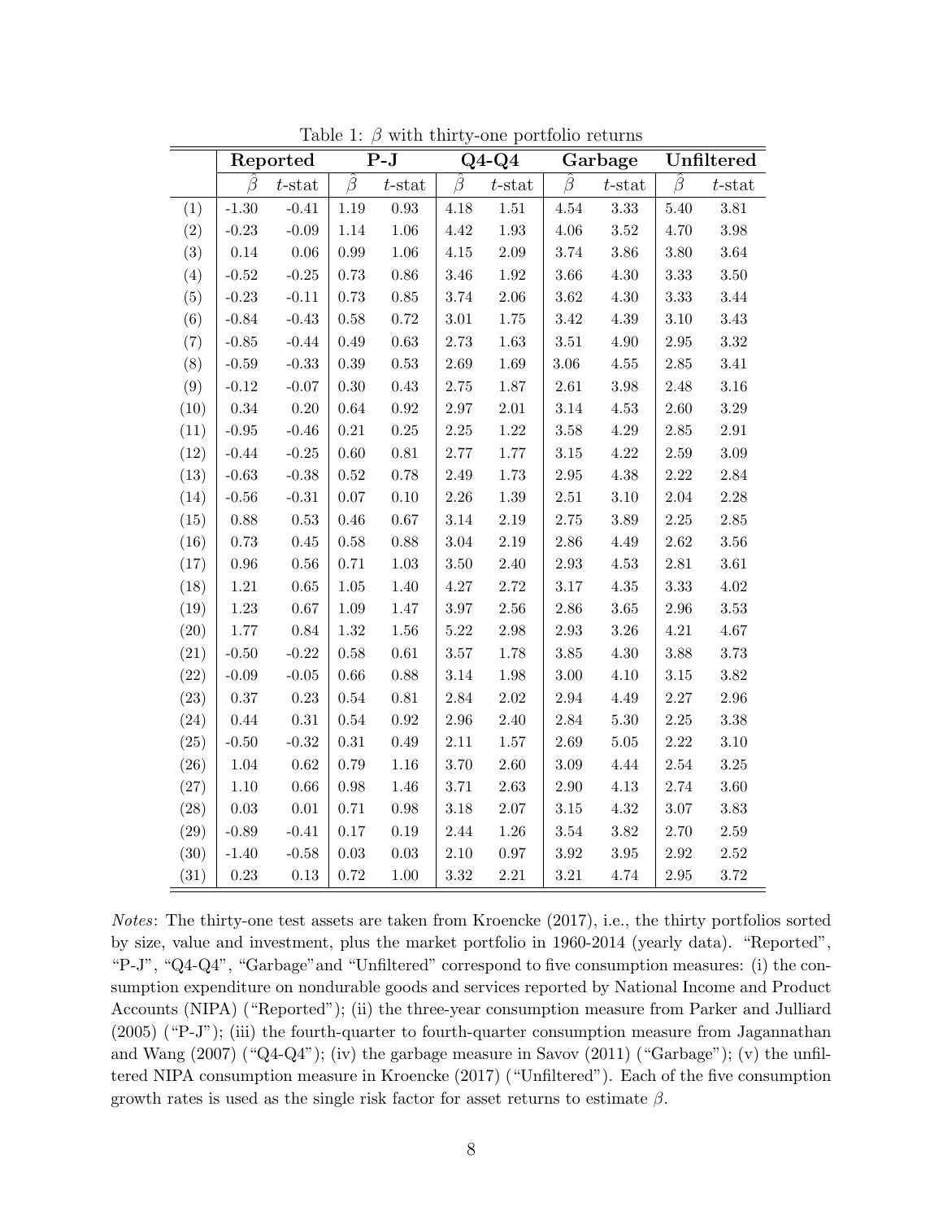Table 1: $\beta$ with thirty-one portfolio returns

| | **Reported** | | **P-J** | | **Q4-Q4** | | **Garbage** | | **Unfiltered** | |
|---|---|---|---|---|---|---|---|---|---|---|
| | $\hat{\beta}$ | $t$-stat | $\hat{\beta}$ | $t$-stat | $\hat{\beta}$ | $t$-stat | $\hat{\beta}$ | $t$-stat | $\hat{\beta}$ | $t$-stat |
| (1) | -1.30 | -0.41 | 1.19 | 0.93 | 4.18 | 1.51 | 4.54 | 3.33 | 5.40 | 3.81 |
| (2) | -0.23 | -0.09 | 1.14 | 1.06 | 4.42 | 1.93 | 4.06 | 3.52 | 4.70 | 3.98 |
| (3) | 0.14 | 0.06 | 0.99 | 1.06 | 4.15 | 2.09 | 3.74 | 3.86 | 3.80 | 3.64 |
| (4) | -0.52 | -0.25 | 0.73 | 0.86 | 3.46 | 1.92 | 3.66 | 4.30 | 3.33 | 3.50 |
| (5) | -0.23 | -0.11 | 0.73 | 0.85 | 3.74 | 2.06 | 3.62 | 4.30 | 3.33 | 3.44 |
| (6) | -0.84 | -0.43 | 0.58 | 0.72 | 3.01 | 1.75 | 3.42 | 4.39 | 3.10 | 3.43 |
| (7) | -0.85 | -0.44 | 0.49 | 0.63 | 2.73 | 1.63 | 3.51 | 4.90 | 2.95 | 3.32 |
| (8) | -0.59 | -0.33 | 0.39 | 0.53 | 2.69 | 1.69 | 3.06 | 4.55 | 2.85 | 3.41 |
| (9) | -0.12 | -0.07 | 0.30 | 0.43 | 2.75 | 1.87 | 2.61 | 3.98 | 2.48 | 3.16 |
| (10) | 0.34 | 0.20 | 0.64 | 0.92 | 2.97 | 2.01 | 3.14 | 4.53 | 2.60 | 3.29 |
| (11) | -0.95 | -0.46 | 0.21 | 0.25 | 2.25 | 1.22 | 3.58 | 4.29 | 2.85 | 2.91 |
| (12) | -0.44 | -0.25 | 0.60 | 0.81 | 2.77 | 1.77 | 3.15 | 4.22 | 2.59 | 3.09 |
| (13) | -0.63 | -0.38 | 0.52 | 0.78 | 2.49 | 1.73 | 2.95 | 4.38 | 2.22 | 2.84 |
| (14) | -0.56 | -0.31 | 0.07 | 0.10 | 2.26 | 1.39 | 2.51 | 3.10 | 2.04 | 2.28 |
| (15) | 0.88 | 0.53 | 0.46 | 0.67 | 3.14 | 2.19 | 2.75 | 3.89 | 2.25 | 2.85 |
| (16) | 0.73 | 0.45 | 0.58 | 0.88 | 3.04 | 2.19 | 2.86 | 4.49 | 2.62 | 3.56 |
| (17) | 0.96 | 0.56 | 0.71 | 1.03 | 3.50 | 2.40 | 2.93 | 4.53 | 2.81 | 3.61 |
| (18) | 1.21 | 0.65 | 1.05 | 1.40 | 4.27 | 2.72 | 3.17 | 4.35 | 3.33 | 4.02 |
| (19) | 1.23 | 0.67 | 1.09 | 1.47 | 3.97 | 2.56 | 2.86 | 3.65 | 2.96 | 3.53 |
| (20) | 1.77 | 0.84 | 1.32 | 1.56 | 5.22 | 2.98 | 2.93 | 3.26 | 4.21 | 4.67 |
| (21) | -0.50 | -0.22 | 0.58 | 0.61 | 3.57 | 1.78 | 3.85 | 4.30 | 3.88 | 3.73 |
| (22) | -0.09 | -0.05 | 0.66 | 0.88 | 3.14 | 1.98 | 3.00 | 4.10 | 3.15 | 3.82 |
| (23) | 0.37 | 0.23 | 0.54 | 0.81 | 2.84 | 2.02 | 2.94 | 4.49 | 2.27 | 2.96 |
| (24) | 0.44 | 0.31 | 0.54 | 0.92 | 2.96 | 2.40 | 2.84 | 5.30 | 2.25 | 3.38 |
| (25) | -0.50 | -0.32 | 0.31 | 0.49 | 2.11 | 1.57 | 2.69 | 5.05 | 2.22 | 3.10 |
| (26) | 1.04 | 0.62 | 0.79 | 1.16 | 3.70 | 2.60 | 3.09 | 4.44 | 2.54 | 3.25 |
| (27) | 1.10 | 0.66 | 0.98 | 1.46 | 3.71 | 2.63 | 2.90 | 4.13 | 2.74 | 3.60 |
| (28) | 0.03 | 0.01 | 0.71 | 0.98 | 3.18 | 2.07 | 3.15 | 4.32 | 3.07 | 3.83 |
| (29) | -0.89 | -0.41 | 0.17 | 0.19 | 2.44 | 1.26 | 3.54 | 3.82 | 2.70 | 2.59 |
| (30) | -1.40 | -0.58 | 0.03 | 0.03 | 2.10 | 0.97 | 3.92 | 3.95 | 2.92 | 2.52 |
| (31) | 0.23 | 0.13 | 0.72 | 1.00 | 3.32 | 2.21 | 3.21 | 4.74 | 2.95 | 3.72 |

*Notes*: The thirty-one test assets are taken from Kroencke (2017), i.e., the thirty portfolios sorted by size, value and investment, plus the market portfolio in 1960-2014 (yearly data). "Reported", "P-J", "Q4-Q4", "Garbage"and "Unfiltered" correspond to five consumption measures: (i) the consumption expenditure on nondurable goods and services reported by National Income and Product Accounts (NIPA) ("Reported"); (ii) the three-year consumption measure from Parker and Julliard (2005) ("P-J"); (iii) the fourth-quarter to fourth-quarter consumption measure from Jagannathan and Wang (2007) ("Q4-Q4"); (iv) the garbage measure in Savov (2011) ("Garbage"); (v) the unfiltered NIPA consumption measure in Kroencke (2017) ("Unfiltered"). Each of the five consumption growth rates is used as the single risk factor for asset returns to estimate $\beta$.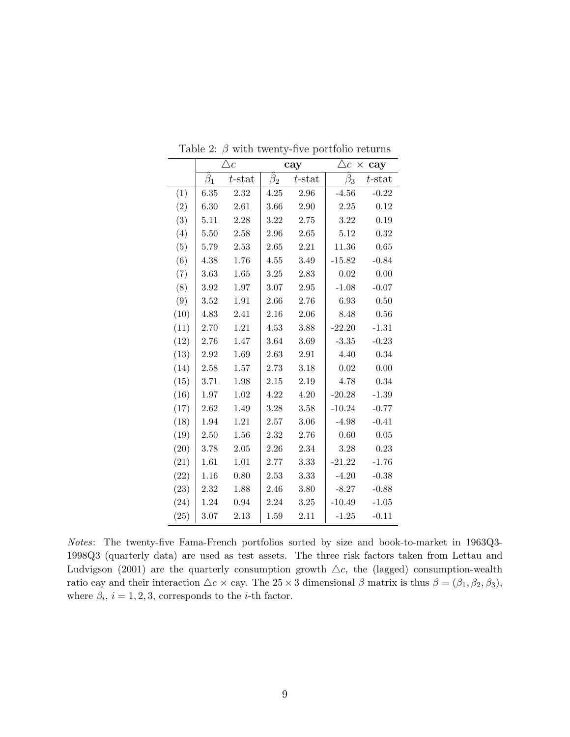Table 2: $\beta$ with twenty-five portfolio returns

| | $\triangle c$ | | **cay** | | $\triangle c$ × **cay** | |
|---|---|---|---|---|---|---|
| | $\hat{\beta}_1$ | $t$-stat | $\hat{\beta}_2$ | $t$-stat | $\hat{\beta}_3$ | $t$-stat |
| (1) | 6.35 | 2.32 | 4.25 | 2.96 | -4.56 | -0.22 |
| (2) | 6.30 | 2.61 | 3.66 | 2.90 | 2.25 | 0.12 |
| (3) | 5.11 | 2.28 | 3.22 | 2.75 | 3.22 | 0.19 |
| (4) | 5.50 | 2.58 | 2.96 | 2.65 | 5.12 | 0.32 |
| (5) | 5.79 | 2.53 | 2.65 | 2.21 | 11.36 | 0.65 |
| (6) | 4.38 | 1.76 | 4.55 | 3.49 | -15.82 | -0.84 |
| (7) | 3.63 | 1.65 | 3.25 | 2.83 | 0.02 | 0.00 |
| (8) | 3.92 | 1.97 | 3.07 | 2.95 | -1.08 | -0.07 |
| (9) | 3.52 | 1.91 | 2.66 | 2.76 | 6.93 | 0.50 |
| (10) | 4.83 | 2.41 | 2.16 | 2.06 | 8.48 | 0.56 |
| (11) | 2.70 | 1.21 | 4.53 | 3.88 | -22.20 | -1.31 |
| (12) | 2.76 | 1.47 | 3.64 | 3.69 | -3.35 | -0.23 |
| (13) | 2.92 | 1.69 | 2.63 | 2.91 | 4.40 | 0.34 |
| (14) | 2.58 | 1.57 | 2.73 | 3.18 | 0.02 | 0.00 |
| (15) | 3.71 | 1.98 | 2.15 | 2.19 | 4.78 | 0.34 |
| (16) | 1.97 | 1.02 | 4.22 | 4.20 | -20.28 | -1.39 |
| (17) | 2.62 | 1.49 | 3.28 | 3.58 | -10.24 | -0.77 |
| (18) | 1.94 | 1.21 | 2.57 | 3.06 | -4.98 | -0.41 |
| (19) | 2.50 | 1.56 | 2.32 | 2.76 | 0.60 | 0.05 |
| (20) | 3.78 | 2.05 | 2.26 | 2.34 | 3.28 | 0.23 |
| (21) | 1.61 | 1.01 | 2.77 | 3.33 | -21.22 | -1.76 |
| (22) | 1.16 | 0.80 | 2.53 | 3.33 | -4.20 | -0.38 |
| (23) | 2.32 | 1.88 | 2.46 | 3.80 | -8.27 | -0.88 |
| (24) | 1.24 | 0.94 | 2.24 | 3.25 | -10.49 | -1.05 |
| (25) | 3.07 | 2.13 | 1.59 | 2.11 | -1.25 | -0.11 |

*Notes*: The twenty-five Fama-French portfolios sorted by size and book-to-market in 1963Q3-1998Q3 (quarterly data) are used as test assets. The three risk factors taken from Lettau and Ludvigson (2001) are the quarterly consumption growth $\triangle c$, the (lagged) consumption-wealth ratio cay and their interaction $\triangle c \times$ cay. The $25 \times 3$ dimensional $\beta$ matrix is thus $\beta = (\beta_1, \beta_2, \beta_3)$, where $\beta_i$, $i = 1, 2, 3$, corresponds to the $i$-th factor.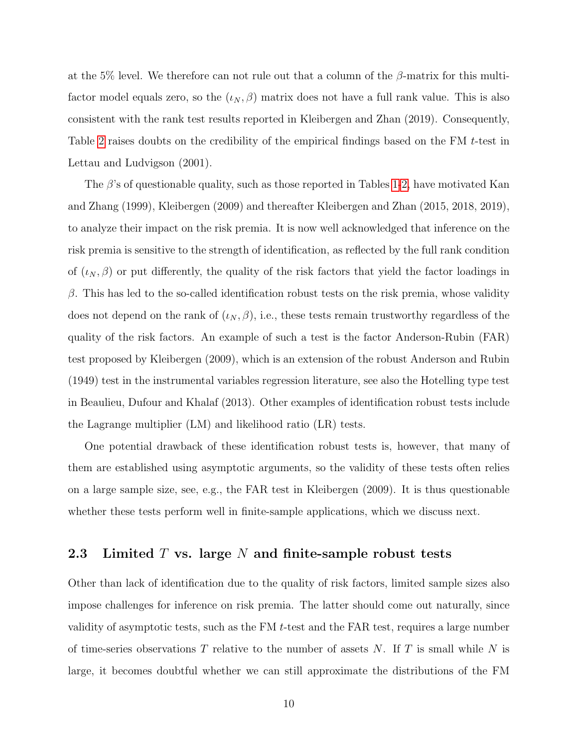at the 5% level. We therefore can not rule out that a column of the $\beta$-matrix for this multi-factor model equals zero, so the $(\iota_N, \beta)$ matrix does not have a full rank value. This is also consistent with the rank test results reported in Kleibergen and Zhan (2019). Consequently, Table 2 raises doubts on the credibility of the empirical findings based on the FM $t$-test in Lettau and Ludvigson (2001).

The $\beta$'s of questionable quality, such as those reported in Tables 1-2, have motivated Kan and Zhang (1999), Kleibergen (2009) and thereafter Kleibergen and Zhan (2015, 2018, 2019), to analyze their impact on the risk premia. It is now well acknowledged that inference on the risk premia is sensitive to the strength of identification, as reflected by the full rank condition of $(\iota_N, \beta)$ or put differently, the quality of the risk factors that yield the factor loadings in $\beta$. This has led to the so-called identification robust tests on the risk premia, whose validity does not depend on the rank of $(\iota_N, \beta)$, i.e., these tests remain trustworthy regardless of the quality of the risk factors. An example of such a test is the factor Anderson-Rubin (FAR) test proposed by Kleibergen (2009), which is an extension of the robust Anderson and Rubin (1949) test in the instrumental variables regression literature, see also the Hotelling type test in Beaulieu, Dufour and Khalaf (2013). Other examples of identification robust tests include the Lagrange multiplier (LM) and likelihood ratio (LR) tests.

One potential drawback of these identification robust tests is, however, that many of them are established using asymptotic arguments, so the validity of these tests often relies on a large sample size, see, e.g., the FAR test in Kleibergen (2009). It is thus questionable whether these tests perform well in finite-sample applications, which we discuss next.

### 2.3 Limited $T$ vs. large $N$ and finite-sample robust tests

Other than lack of identification due to the quality of risk factors, limited sample sizes also impose challenges for inference on risk premia. The latter should come out naturally, since validity of asymptotic tests, such as the FM $t$-test and the FAR test, requires a large number of time-series observations $T$ relative to the number of assets $N$. If $T$ is small while $N$ is large, it becomes doubtful whether we can still approximate the distributions of the FM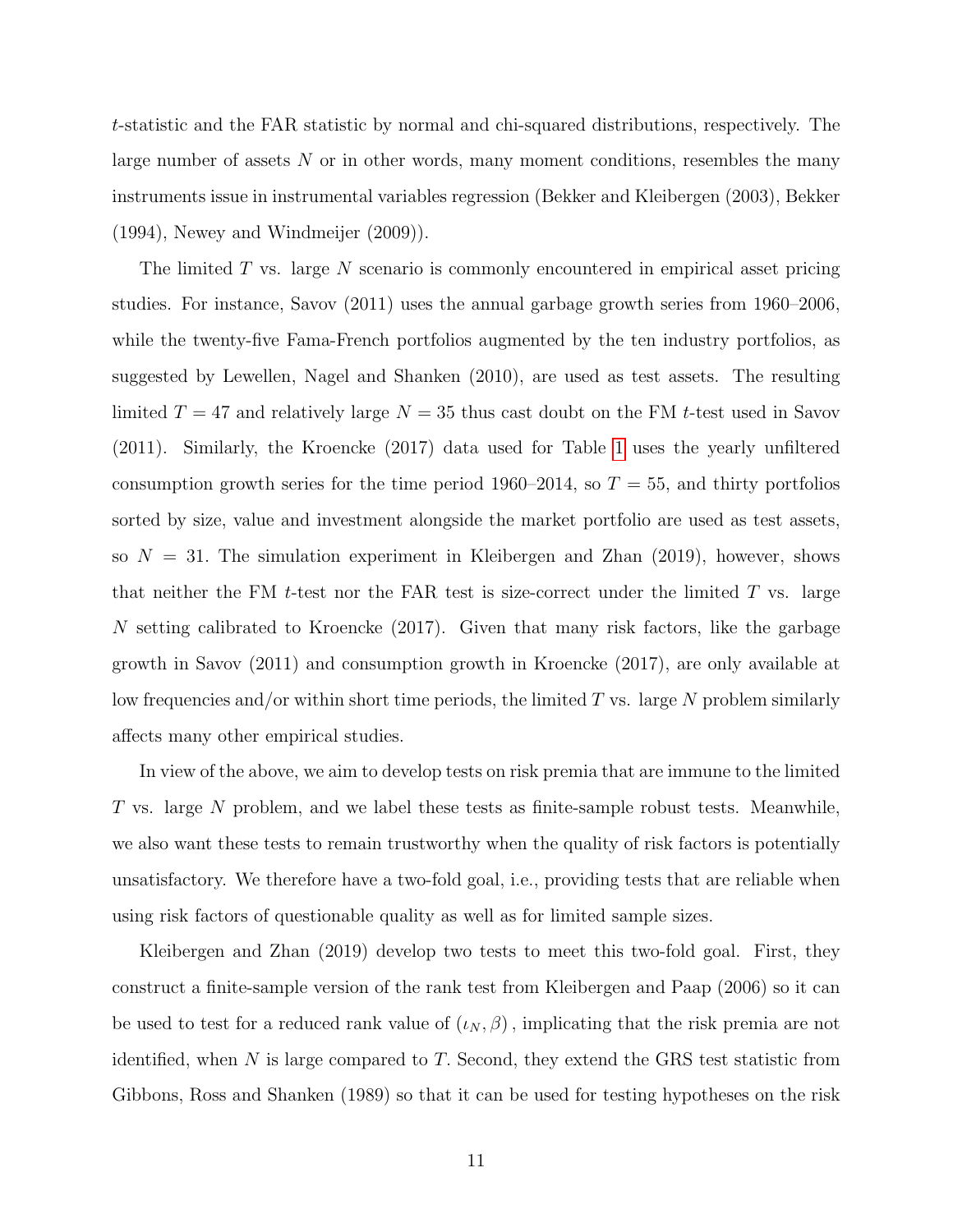$t$-statistic and the FAR statistic by normal and chi-squared distributions, respectively. The large number of assets $N$ or in other words, many moment conditions, resembles the many instruments issue in instrumental variables regression (Bekker and Kleibergen (2003), Bekker (1994), Newey and Windmeijer (2009)).

The limited $T$ vs. large $N$ scenario is commonly encountered in empirical asset pricing studies. For instance, Savov (2011) uses the annual garbage growth series from 1960–2006, while the twenty-five Fama-French portfolios augmented by the ten industry portfolios, as suggested by Lewellen, Nagel and Shanken (2010), are used as test assets. The resulting limited $T = 47$ and relatively large $N = 35$ thus cast doubt on the FM $t$-test used in Savov (2011). Similarly, the Kroencke (2017) data used for Table 1 uses the yearly unfiltered consumption growth series for the time period 1960–2014, so $T = 55$, and thirty portfolios sorted by size, value and investment alongside the market portfolio are used as test assets, so $N = 31$. The simulation experiment in Kleibergen and Zhan (2019), however, shows that neither the FM $t$-test nor the FAR test is size-correct under the limited $T$ vs. large $N$ setting calibrated to Kroencke (2017). Given that many risk factors, like the garbage growth in Savov (2011) and consumption growth in Kroencke (2017), are only available at low frequencies and/or within short time periods, the limited $T$ vs. large $N$ problem similarly affects many other empirical studies.

In view of the above, we aim to develop tests on risk premia that are immune to the limited $T$ vs. large $N$ problem, and we label these tests as finite-sample robust tests. Meanwhile, we also want these tests to remain trustworthy when the quality of risk factors is potentially unsatisfactory. We therefore have a two-fold goal, i.e., providing tests that are reliable when using risk factors of questionable quality as well as for limited sample sizes.

Kleibergen and Zhan (2019) develop two tests to meet this two-fold goal. First, they construct a finite-sample version of the rank test from Kleibergen and Paap (2006) so it can be used to test for a reduced rank value of $(\iota_N, \beta)$, implicating that the risk premia are not identified, when $N$ is large compared to $T$. Second, they extend the GRS test statistic from Gibbons, Ross and Shanken (1989) so that it can be used for testing hypotheses on the risk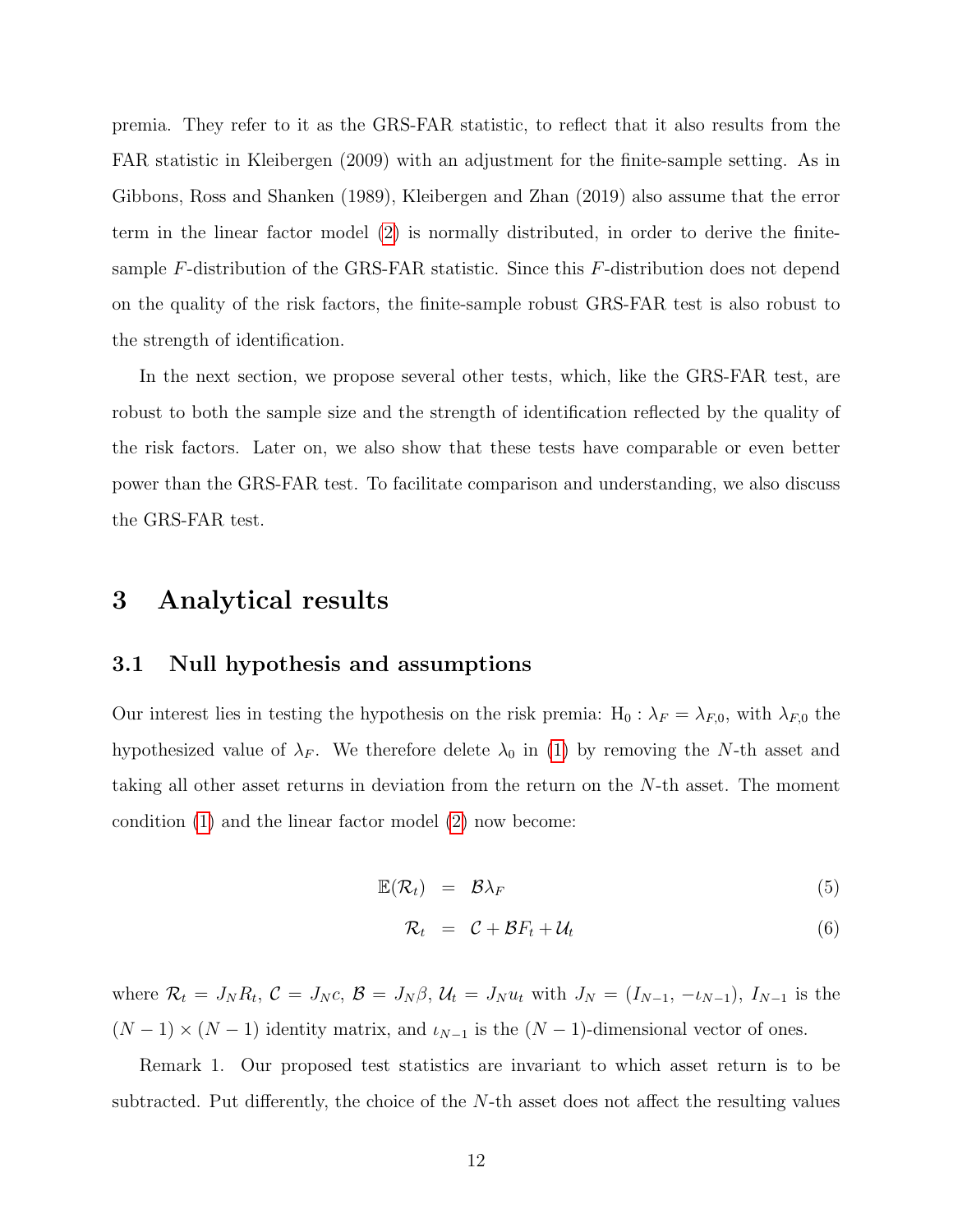premia. They refer to it as the GRS-FAR statistic, to reflect that it also results from the FAR statistic in Kleibergen (2009) with an adjustment for the finite-sample setting. As in Gibbons, Ross and Shanken (1989), Kleibergen and Zhan (2019) also assume that the error term in the linear factor model (2) is normally distributed, in order to derive the finite-sample $F$-distribution of the GRS-FAR statistic. Since this $F$-distribution does not depend on the quality of the risk factors, the finite-sample robust GRS-FAR test is also robust to the strength of identification.

In the next section, we propose several other tests, which, like the GRS-FAR test, are robust to both the sample size and the strength of identification reflected by the quality of the risk factors. Later on, we also show that these tests have comparable or even better power than the GRS-FAR test. To facilitate comparison and understanding, we also discuss the GRS-FAR test.

# 3 Analytical results

## 3.1 Null hypothesis and assumptions

Our interest lies in testing the hypothesis on the risk premia: $\mathrm{H}_0 : \lambda_F = \lambda_{F,0}$, with $\lambda_{F,0}$ the hypothesized value of $\lambda_F$. We therefore delete $\lambda_0$ in (1) by removing the $N$-th asset and taking all other asset returns in deviation from the return on the $N$-th asset. The moment condition (1) and the linear factor model (2) now become:

$$\mathbb{E}(\mathcal{R}_t) = \mathcal{B}\lambda_F \tag{5}$$

$$\mathcal{R}_t = \mathcal{C} + \mathcal{B}F_t + \mathcal{U}_t \tag{6}$$

where $\mathcal{R}_t = J_N R_t$, $\mathcal{C} = J_N c$, $\mathcal{B} = J_N \beta$, $\mathcal{U}_t = J_N u_t$ with $J_N = (I_{N-1}, -\iota_{N-1})$, $I_{N-1}$ is the $(N-1) \times (N-1)$ identity matrix, and $\iota_{N-1}$ is the $(N-1)$-dimensional vector of ones.

Remark 1. Our proposed test statistics are invariant to which asset return is to be subtracted. Put differently, the choice of the $N$-th asset does not affect the resulting values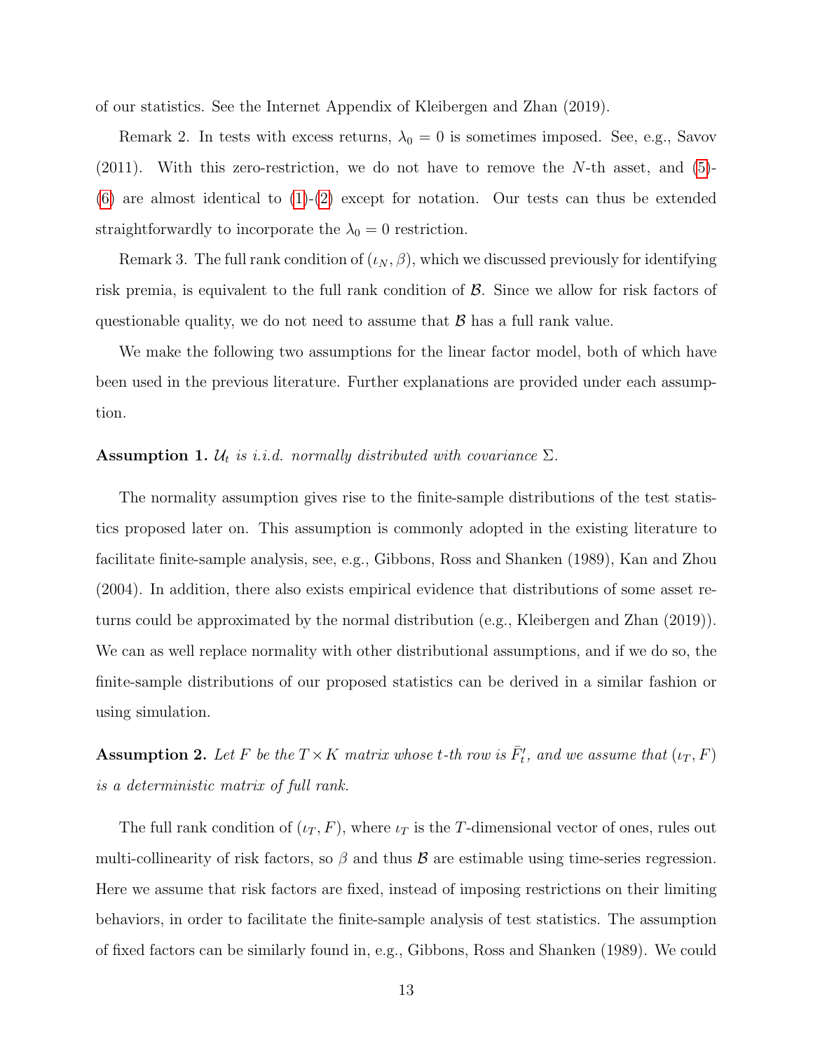of our statistics. See the Internet Appendix of Kleibergen and Zhan (2019).

Remark 2. In tests with excess returns, $\lambda_0 = 0$ is sometimes imposed. See, e.g., Savov (2011). With this zero-restriction, we do not have to remove the $N$-th asset, and (5)-(6) are almost identical to (1)-(2) except for notation. Our tests can thus be extended straightforwardly to incorporate the $\lambda_0 = 0$ restriction.

Remark 3. The full rank condition of $(\iota_N, \beta)$, which we discussed previously for identifying risk premia, is equivalent to the full rank condition of $\mathcal{B}$. Since we allow for risk factors of questionable quality, we do not need to assume that $\mathcal{B}$ has a full rank value.

We make the following two assumptions for the linear factor model, both of which have been used in the previous literature. Further explanations are provided under each assumption.

**Assumption 1.** *$\mathcal{U}_t$ is i.i.d. normally distributed with covariance $\Sigma$.*

The normality assumption gives rise to the finite-sample distributions of the test statistics proposed later on. This assumption is commonly adopted in the existing literature to facilitate finite-sample analysis, see, e.g., Gibbons, Ross and Shanken (1989), Kan and Zhou (2004). In addition, there also exists empirical evidence that distributions of some asset returns could be approximated by the normal distribution (e.g., Kleibergen and Zhan (2019)). We can as well replace normality with other distributional assumptions, and if we do so, the finite-sample distributions of our proposed statistics can be derived in a similar fashion or using simulation.

**Assumption 2.** *Let $F$ be the $T \times K$ matrix whose $t$-th row is $\bar{F}_t'$, and we assume that $(\iota_T, F)$ is a deterministic matrix of full rank.*

The full rank condition of $(\iota_T, F)$, where $\iota_T$ is the $T$-dimensional vector of ones, rules out multi-collinearity of risk factors, so $\beta$ and thus $\mathcal{B}$ are estimable using time-series regression. Here we assume that risk factors are fixed, instead of imposing restrictions on their limiting behaviors, in order to facilitate the finite-sample analysis of test statistics. The assumption of fixed factors can be similarly found in, e.g., Gibbons, Ross and Shanken (1989). We could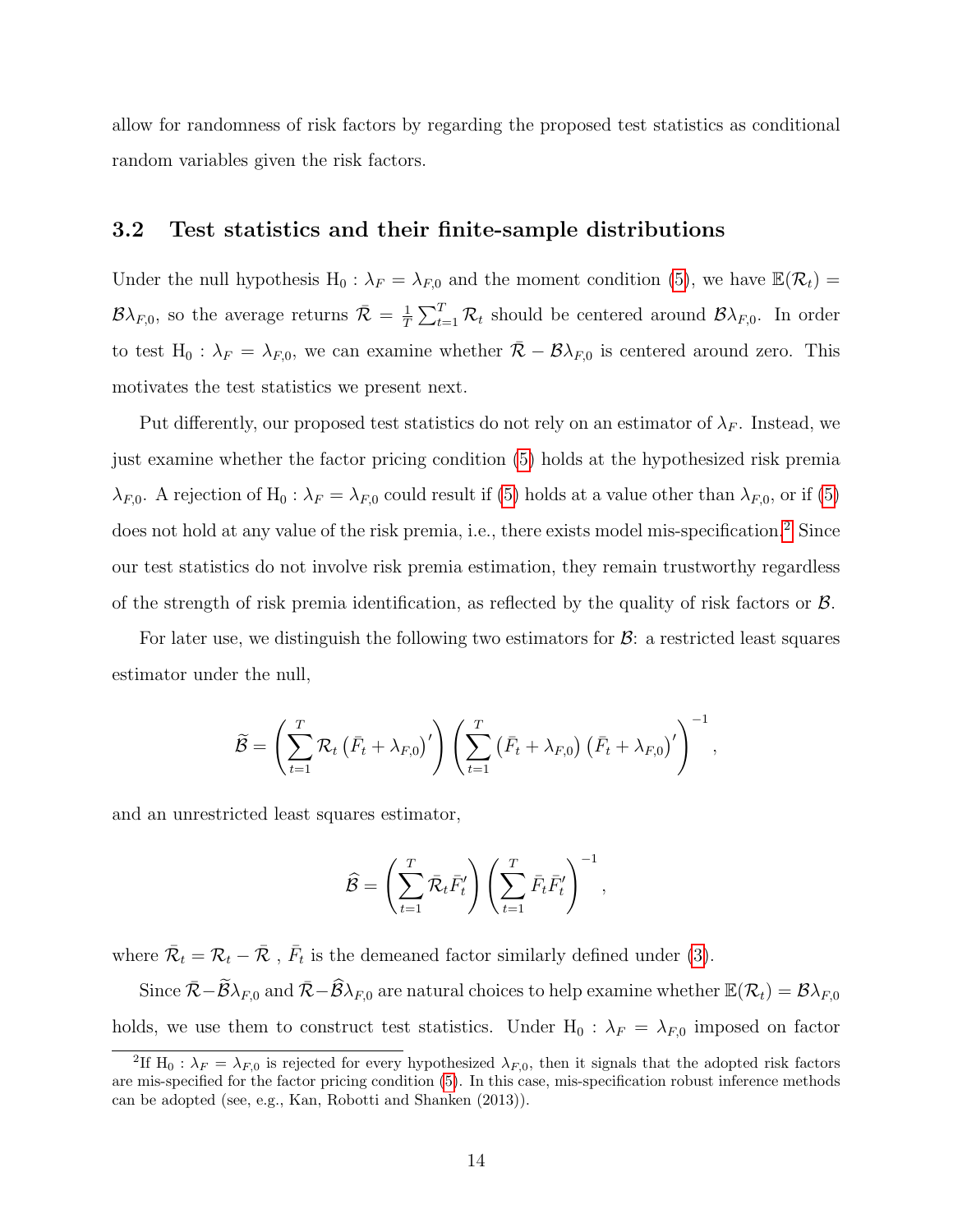allow for randomness of risk factors by regarding the proposed test statistics as conditional random variables given the risk factors.

### 3.2 Test statistics and their finite-sample distributions

Under the null hypothesis $\mathrm{H}_0 : \lambda_F = \lambda_{F,0}$ and the moment condition (5), we have $\mathbb{E}(\mathcal{R}_t) = \mathcal{B}\lambda_{F,0}$, so the average returns $\bar{\mathcal{R}} = \frac{1}{T}\sum_{t=1}^{T}\mathcal{R}_t$ should be centered around $\mathcal{B}\lambda_{F,0}$. In order to test $\mathrm{H}_0 : \lambda_F = \lambda_{F,0}$, we can examine whether $\bar{\mathcal{R}} - \mathcal{B}\lambda_{F,0}$ is centered around zero. This motivates the test statistics we present next.

Put differently, our proposed test statistics do not rely on an estimator of $\lambda_F$. Instead, we just examine whether the factor pricing condition (5) holds at the hypothesized risk premia $\lambda_{F,0}$. A rejection of $\mathrm{H}_0 : \lambda_F = \lambda_{F,0}$ could result if (5) holds at a value other than $\lambda_{F,0}$, or if (5) does not hold at any value of the risk premia, i.e., there exists model mis-specification.[2] Since our test statistics do not involve risk premia estimation, they remain trustworthy regardless of the strength of risk premia identification, as reflected by the quality of risk factors or $\mathcal{B}$.

For later use, we distinguish the following two estimators for $\mathcal{B}$: a restricted least squares estimator under the null,

$$\widetilde{\mathcal{B}} = \left(\sum_{t=1}^{T}\mathcal{R}_t\left(\bar{F}_t + \lambda_{F,0}\right)'\right)\left(\sum_{t=1}^{T}\left(\bar{F}_t + \lambda_{F,0}\right)\left(\bar{F}_t + \lambda_{F,0}\right)'\right)^{-1},$$

and an unrestricted least squares estimator,

$$\widehat{\mathcal{B}} = \left(\sum_{t=1}^{T}\bar{\mathcal{R}}_t\bar{F}_t'\right)\left(\sum_{t=1}^{T}\bar{F}_t\bar{F}_t'\right)^{-1},$$

where $\bar{\mathcal{R}}_t = \mathcal{R}_t - \bar{\mathcal{R}}$ , $\bar{F}_t$ is the demeaned factor similarly defined under (3).

Since $\bar{\mathcal{R}} - \widetilde{\mathcal{B}}\lambda_{F,0}$ and $\bar{\mathcal{R}} - \widehat{\mathcal{B}}\lambda_{F,0}$ are natural choices to help examine whether $\mathbb{E}(\mathcal{R}_t) = \mathcal{B}\lambda_{F,0}$ holds, we use them to construct test statistics. Under $\mathrm{H}_0 : \lambda_F = \lambda_{F,0}$ imposed on factor

[2] If $\mathrm{H}_0 : \lambda_F = \lambda_{F,0}$ is rejected for every hypothesized $\lambda_{F,0}$, then it signals that the adopted risk factors are mis-specified for the factor pricing condition (5). In this case, mis-specification robust inference methods can be adopted (see, e.g., Kan, Robotti and Shanken (2013)).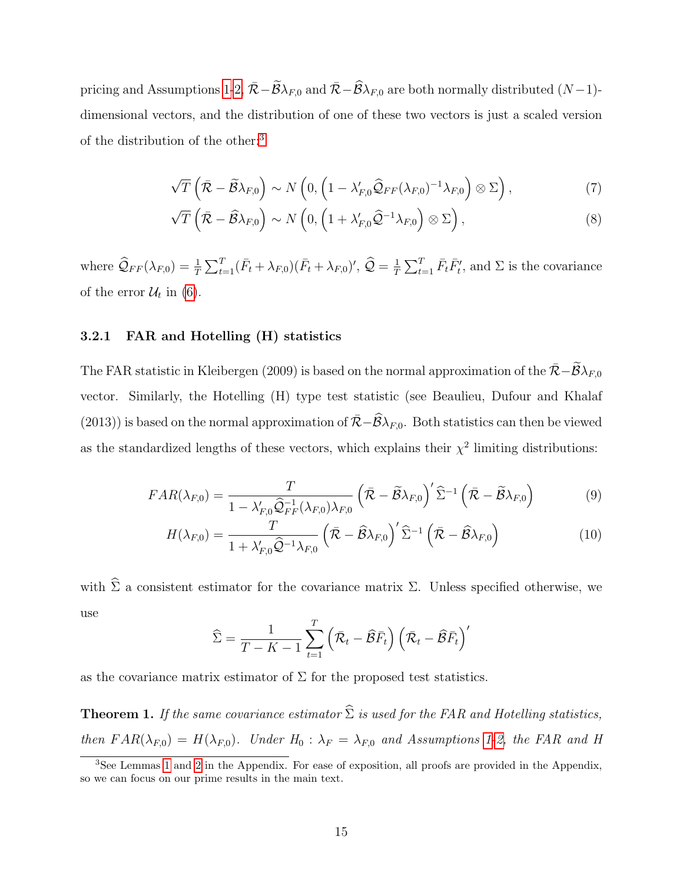pricing and Assumptions 1-2, $\bar{\mathcal{R}} - \widetilde{\mathcal{B}}\lambda_{F,0}$ and $\bar{\mathcal{R}} - \widehat{\mathcal{B}}\lambda_{F,0}$ are both normally distributed $(N-1)$-dimensional vectors, and the distribution of one of these two vectors is just a scaled version of the distribution of the other:[3]

$$\sqrt{T}\left(\bar{\mathcal{R}} - \widetilde{\mathcal{B}}\lambda_{F,0}\right) \sim N\left(0, \left(1 - \lambda_{F,0}' \widehat{\mathcal{Q}}_{FF}(\lambda_{F,0})^{-1}\lambda_{F,0}\right) \otimes \Sigma\right), \tag{7}$$

$$\sqrt{T}\left(\bar{\mathcal{R}} - \widehat{\mathcal{B}}\lambda_{F,0}\right) \sim N\left(0, \left(1 + \lambda_{F,0}' \widehat{\mathcal{Q}}^{-1}\lambda_{F,0}\right) \otimes \Sigma\right), \tag{8}$$

where $\widehat{\mathcal{Q}}_{FF}(\lambda_{F,0}) = \frac{1}{T}\sum_{t=1}^{T}(\bar{F}_t + \lambda_{F,0})(\bar{F}_t + \lambda_{F,0})'$, $\widehat{\mathcal{Q}} = \frac{1}{T}\sum_{t=1}^{T}\bar{F}_t\bar{F}_t'$, and $\Sigma$ is the covariance of the error $\mathcal{U}_t$ in (6).

### 3.2.1 FAR and Hotelling (H) statistics

The FAR statistic in Kleibergen (2009) is based on the normal approximation of the $\bar{\mathcal{R}} - \widetilde{\mathcal{B}}\lambda_{F,0}$ vector. Similarly, the Hotelling (H) type test statistic (see Beaulieu, Dufour and Khalaf (2013)) is based on the normal approximation of $\bar{\mathcal{R}} - \widehat{\mathcal{B}}\lambda_{F,0}$. Both statistics can then be viewed as the standardized lengths of these vectors, which explains their $\chi^2$ limiting distributions:

$$FAR(\lambda_{F,0}) = \frac{T}{1 - \lambda_{F,0}'\widehat{\mathcal{Q}}_{FF}^{-1}(\lambda_{F,0})\lambda_{F,0}}\left(\bar{\mathcal{R}} - \widetilde{\mathcal{B}}\lambda_{F,0}\right)'\widehat{\Sigma}^{-1}\left(\bar{\mathcal{R}} - \widetilde{\mathcal{B}}\lambda_{F,0}\right) \tag{9}$$

$$H(\lambda_{F,0}) = \frac{T}{1 + \lambda_{F,0}'\widehat{\mathcal{Q}}^{-1}\lambda_{F,0}}\left(\bar{\mathcal{R}} - \widehat{\mathcal{B}}\lambda_{F,0}\right)'\widehat{\Sigma}^{-1}\left(\bar{\mathcal{R}} - \widehat{\mathcal{B}}\lambda_{F,0}\right) \tag{10}$$

with $\widehat{\Sigma}$ a consistent estimator for the covariance matrix $\Sigma$. Unless specified otherwise, we use

$$\widehat{\Sigma} = \frac{1}{T - K - 1}\sum_{t=1}^{T}\left(\bar{\mathcal{R}}_t - \widehat{\mathcal{B}}\bar{F}_t\right)\left(\bar{\mathcal{R}}_t - \widehat{\mathcal{B}}\bar{F}_t\right)'$$

as the covariance matrix estimator of $\Sigma$ for the proposed test statistics.

**Theorem 1.** *If the same covariance estimator $\widehat{\Sigma}$ is used for the FAR and Hotelling statistics, then $FAR(\lambda_{F,0}) = H(\lambda_{F,0})$. Under $H_0: \lambda_F = \lambda_{F,0}$ and Assumptions 1-2, the FAR and H*

[3] See Lemmas 1 and 2 in the Appendix. For ease of exposition, all proofs are provided in the Appendix, so we can focus on our prime results in the main text.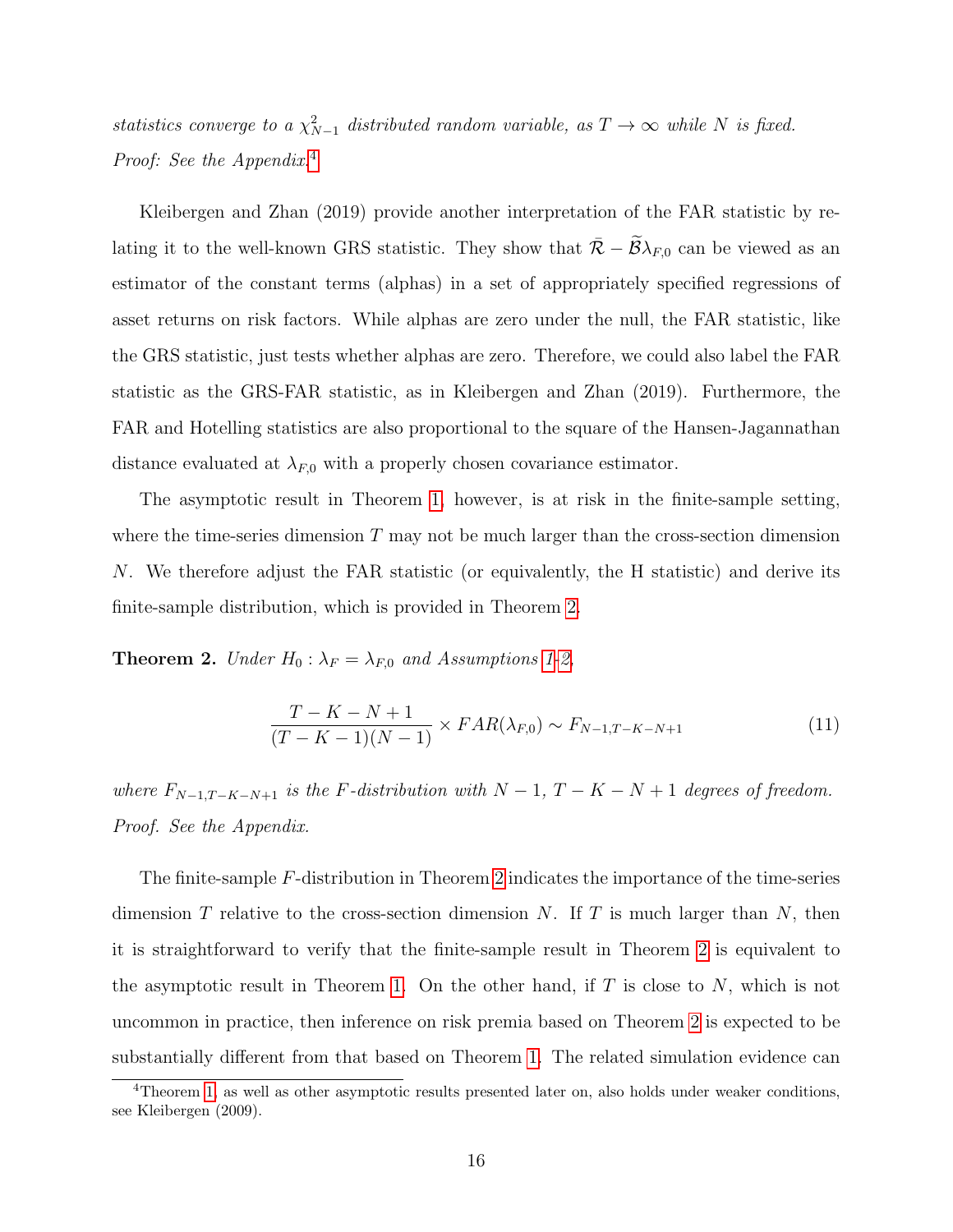*statistics converge to a $\chi^2_{N-1}$ distributed random variable, as $T \to \infty$ while $N$ is fixed.*
*Proof: See the Appendix.*[4]

Kleibergen and Zhan (2019) provide another interpretation of the FAR statistic by relating it to the well-known GRS statistic. They show that $\bar{\mathcal{R}} - \widetilde{\mathcal{B}}\lambda_{F,0}$ can be viewed as an estimator of the constant terms (alphas) in a set of appropriately specified regressions of asset returns on risk factors. While alphas are zero under the null, the FAR statistic, like the GRS statistic, just tests whether alphas are zero. Therefore, we could also label the FAR statistic as the GRS-FAR statistic, as in Kleibergen and Zhan (2019). Furthermore, the FAR and Hotelling statistics are also proportional to the square of the Hansen-Jagannathan distance evaluated at $\lambda_{F,0}$ with a properly chosen covariance estimator.

The asymptotic result in Theorem 1, however, is at risk in the finite-sample setting, where the time-series dimension $T$ may not be much larger than the cross-section dimension $N$. We therefore adjust the FAR statistic (or equivalently, the H statistic) and derive its finite-sample distribution, which is provided in Theorem 2.

**Theorem 2.** *Under $H_0 : \lambda_F = \lambda_{F,0}$ and Assumptions 1-2,*

$$\frac{T-K-N+1}{(T-K-1)(N-1)} \times FAR(\lambda_{F,0}) \sim F_{N-1,T-K-N+1} \tag{11}$$

*where $F_{N-1,T-K-N+1}$ is the $F$-distribution with $N-1$, $T-K-N+1$ degrees of freedom.*
*Proof. See the Appendix.*

The finite-sample $F$-distribution in Theorem 2 indicates the importance of the time-series dimension $T$ relative to the cross-section dimension $N$. If $T$ is much larger than $N$, then it is straightforward to verify that the finite-sample result in Theorem 2 is equivalent to the asymptotic result in Theorem 1. On the other hand, if $T$ is close to $N$, which is not uncommon in practice, then inference on risk premia based on Theorem 2 is expected to be substantially different from that based on Theorem 1. The related simulation evidence can

[4] Theorem 1, as well as other asymptotic results presented later on, also holds under weaker conditions, see Kleibergen (2009).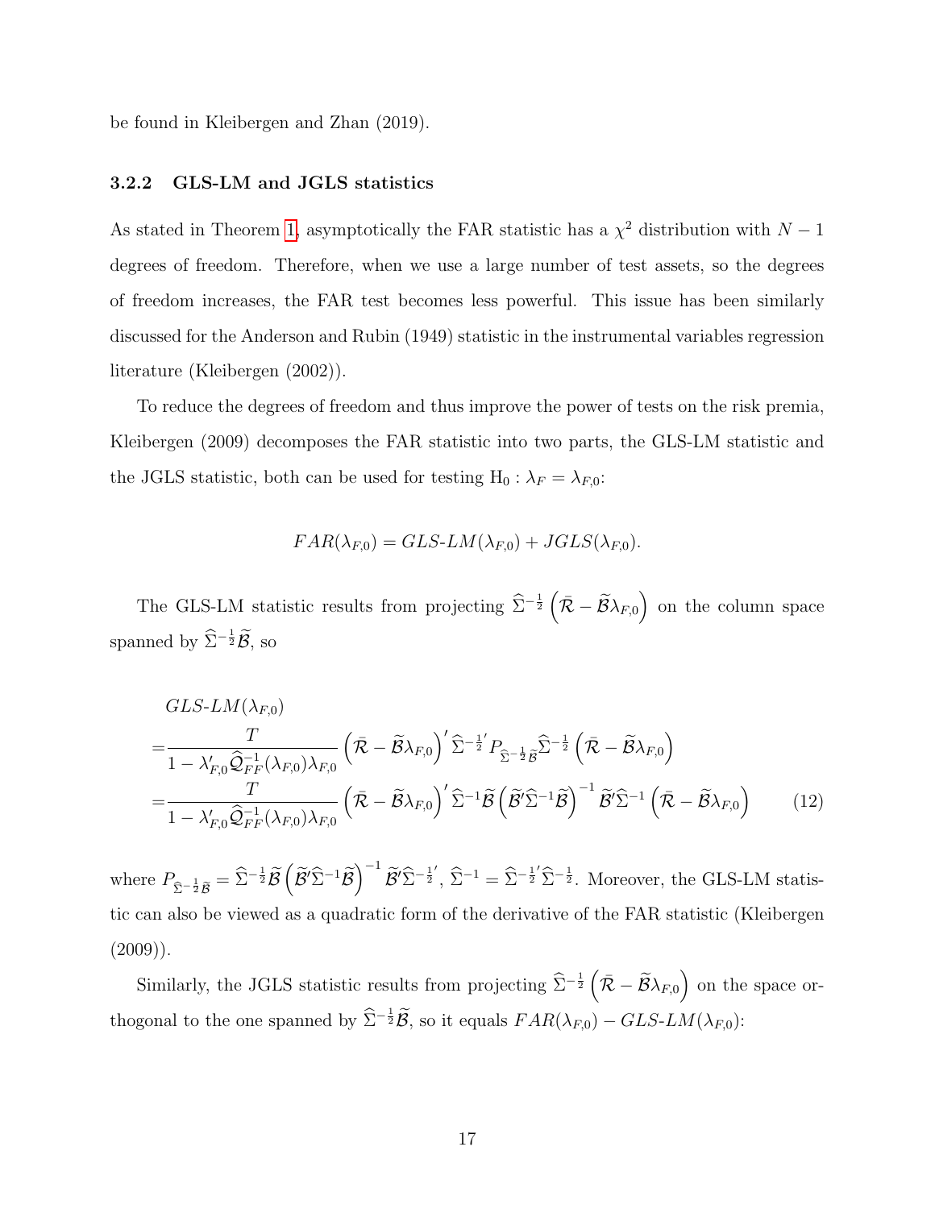be found in Kleibergen and Zhan (2019).

### 3.2.2 GLS-LM and JGLS statistics

As stated in Theorem 1, asymptotically the FAR statistic has a $\chi^2$ distribution with $N-1$ degrees of freedom. Therefore, when we use a large number of test assets, so the degrees of freedom increases, the FAR test becomes less powerful. This issue has been similarly discussed for the Anderson and Rubin (1949) statistic in the instrumental variables regression literature (Kleibergen (2002)).

To reduce the degrees of freedom and thus improve the power of tests on the risk premia, Kleibergen (2009) decomposes the FAR statistic into two parts, the GLS-LM statistic and the JGLS statistic, both can be used for testing $\mathrm{H}_0 : \lambda_F = \lambda_{F,0}$:

$$FAR(\lambda_{F,0}) = GLS\text{-}LM(\lambda_{F,0}) + JGLS(\lambda_{F,0}).$$

The GLS-LM statistic results from projecting $\widehat{\Sigma}^{-\frac{1}{2}}\left(\bar{\mathcal{R}} - \widetilde{\mathcal{B}}\lambda_{F,0}\right)$ on the column space spanned by $\widehat{\Sigma}^{-\frac{1}{2}}\widetilde{\mathcal{B}}$, so

$$\begin{aligned}
&GLS\text{-}LM(\lambda_{F,0})\\
=&\frac{T}{1-\lambda_{F,0}'\widehat{\mathcal{Q}}_{FF}^{-1}(\lambda_{F,0})\lambda_{F,0}}\left(\bar{\mathcal{R}} - \widetilde{\mathcal{B}}\lambda_{F,0}\right)'\widehat{\Sigma}^{-\frac{1}{2}\prime}P_{\widehat{\Sigma}^{-\frac{1}{2}}\widetilde{\mathcal{B}}}\widehat{\Sigma}^{-\frac{1}{2}}\left(\bar{\mathcal{R}} - \widetilde{\mathcal{B}}\lambda_{F,0}\right)\\
=&\frac{T}{1-\lambda_{F,0}'\widehat{\mathcal{Q}}_{FF}^{-1}(\lambda_{F,0})\lambda_{F,0}}\left(\bar{\mathcal{R}} - \widetilde{\mathcal{B}}\lambda_{F,0}\right)'\widehat{\Sigma}^{-1}\widetilde{\mathcal{B}}\left(\widetilde{\mathcal{B}}'\widehat{\Sigma}^{-1}\widetilde{\mathcal{B}}\right)^{-1}\widetilde{\mathcal{B}}'\widehat{\Sigma}^{-1}\left(\bar{\mathcal{R}} - \widetilde{\mathcal{B}}\lambda_{F,0}\right) \qquad (12)
\end{aligned}$$

where $P_{\widehat{\Sigma}^{-\frac{1}{2}}\widetilde{\mathcal{B}}} = \widehat{\Sigma}^{-\frac{1}{2}}\widetilde{\mathcal{B}}\left(\widetilde{\mathcal{B}}'\widehat{\Sigma}^{-1}\widetilde{\mathcal{B}}\right)^{-1}\widetilde{\mathcal{B}}'\widehat{\Sigma}^{-\frac{1}{2}\prime}$, $\widehat{\Sigma}^{-1} = \widehat{\Sigma}^{-\frac{1}{2}\prime}\widehat{\Sigma}^{-\frac{1}{2}}$. Moreover, the GLS-LM statistic can also be viewed as a quadratic form of the derivative of the FAR statistic (Kleibergen (2009)).

Similarly, the JGLS statistic results from projecting $\widehat{\Sigma}^{-\frac{1}{2}}\left(\bar{\mathcal{R}} - \widetilde{\mathcal{B}}\lambda_{F,0}\right)$ on the space orthogonal to the one spanned by $\widehat{\Sigma}^{-\frac{1}{2}}\widetilde{\mathcal{B}}$, so it equals $FAR(\lambda_{F,0}) - GLS\text{-}LM(\lambda_{F,0})$: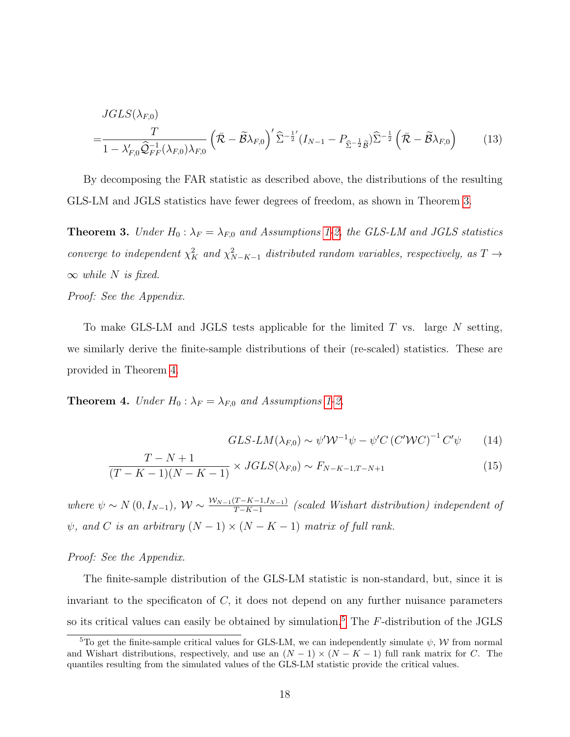$$
\begin{aligned}
&JGLS(\lambda_{F,0}) \\
=&\frac{T}{1-\lambda_{F,0}'\widehat{\mathcal{Q}}_{FF}^{-1}(\lambda_{F,0})\lambda_{F,0}}\left(\bar{\mathcal{R}}-\widetilde{\mathcal{B}}\lambda_{F,0}\right)'\widehat{\Sigma}^{-\frac{1}{2}'}(I_{N-1}-P_{\widehat{\Sigma}^{-\frac{1}{2}}\widetilde{\mathcal{B}}})\widehat{\Sigma}^{-\frac{1}{2}}\left(\bar{\mathcal{R}}-\widetilde{\mathcal{B}}\lambda_{F,0}\right) \qquad (13)
\end{aligned}
$$

By decomposing the FAR statistic as described above, the distributions of the resulting GLS-LM and JGLS statistics have fewer degrees of freedom, as shown in Theorem 3.

**Theorem 3.** *Under $H_0: \lambda_F = \lambda_{F,0}$ and Assumptions 1-2, the GLS-LM and JGLS statistics converge to independent $\chi^2_K$ and $\chi^2_{N-K-1}$ distributed random variables, respectively, as $T \to \infty$ while $N$ is fixed.*

*Proof: See the Appendix.*

To make GLS-LM and JGLS tests applicable for the limited $T$ vs. large $N$ setting, we similarly derive the finite-sample distributions of their (re-scaled) statistics. These are provided in Theorem 4.

**Theorem 4.** *Under $H_0: \lambda_F = \lambda_{F,0}$ and Assumptions 1-2,*

$$
GLS\text{-}LM(\lambda_{F,0}) \sim \psi'\mathcal{W}^{-1}\psi - \psi' C \left(C'\mathcal{W}C\right)^{-1} C'\psi \qquad (14)
$$

$$
\frac{T-N+1}{(T-K-1)(N-K-1)} \times JGLS(\lambda_{F,0}) \sim F_{N-K-1,T-N+1} \qquad (15)
$$

*where $\psi \sim N(0, I_{N-1})$, $\mathcal{W} \sim \frac{\mathcal{W}_{N-1}(T-K-1, I_{N-1})}{T-K-1}$ (scaled Wishart distribution) independent of $\psi$, and $C$ is an arbitrary $(N-1) \times (N-K-1)$ matrix of full rank.*

*Proof: See the Appendix.*

The finite-sample distribution of the GLS-LM statistic is non-standard, but, since it is invariant to the specificaton of $C$, it does not depend on any further nuisance parameters so its critical values can easily be obtained by simulation.[5] The $F$-distribution of the JGLS

[5] To get the finite-sample critical values for GLS-LM, we can independently simulate $\psi$, $\mathcal{W}$ from normal and Wishart distributions, respectively, and use an $(N-1) \times (N-K-1)$ full rank matrix for $C$. The quantiles resulting from the simulated values of the GLS-LM statistic provide the critical values.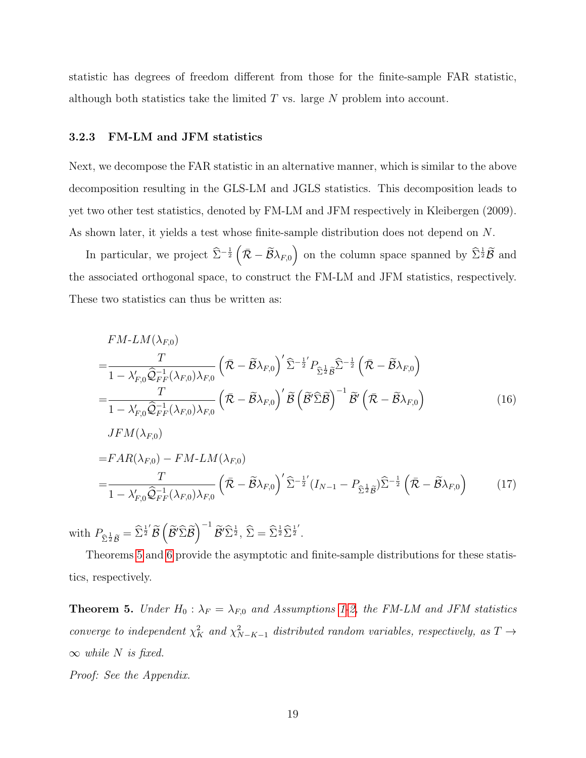statistic has degrees of freedom different from those for the finite-sample FAR statistic, although both statistics take the limited $T$ vs. large $N$ problem into account.

### 3.2.3 FM-LM and JFM statistics

Next, we decompose the FAR statistic in an alternative manner, which is similar to the above decomposition resulting in the GLS-LM and JGLS statistics. This decomposition leads to yet two other test statistics, denoted by FM-LM and JFM respectively in Kleibergen (2009). As shown later, it yields a test whose finite-sample distribution does not depend on $N$.

In particular, we project $\widehat{\Sigma}^{-\frac{1}{2}}\left(\bar{\mathcal{R}}-\widetilde{\mathcal{B}}\lambda_{F,0}\right)$ on the column space spanned by $\widehat{\Sigma}^{\frac{1}{2}}\widetilde{\mathcal{B}}$ and the associated orthogonal space, to construct the FM-LM and JFM statistics, respectively. These two statistics can thus be written as:

$$
\begin{aligned}
&FM\text{-}LM(\lambda_{F,0}) \\
=&\frac{T}{1-\lambda_{F,0}'\widehat{\mathcal{Q}}_{FF}^{-1}(\lambda_{F,0})\lambda_{F,0}}\left(\bar{\mathcal{R}}-\widetilde{\mathcal{B}}\lambda_{F,0}\right)'\widehat{\Sigma}^{-\frac{1}{2}'}P_{\widehat{\Sigma}^{\frac{1}{2}}\widetilde{\mathcal{B}}}\widehat{\Sigma}^{-\frac{1}{2}}\left(\bar{\mathcal{R}}-\widetilde{\mathcal{B}}\lambda_{F,0}\right) \\
=&\frac{T}{1-\lambda_{F,0}'\widehat{\mathcal{Q}}_{FF}^{-1}(\lambda_{F,0})\lambda_{F,0}}\left(\bar{\mathcal{R}}-\widetilde{\mathcal{B}}\lambda_{F,0}\right)'\widetilde{\mathcal{B}}\left(\widetilde{\mathcal{B}}'\widehat{\Sigma}\widetilde{\mathcal{B}}\right)^{-1}\widetilde{\mathcal{B}}'\left(\bar{\mathcal{R}}-\widetilde{\mathcal{B}}\lambda_{F,0}\right) \qquad (16)\\
&JFM(\lambda_{F,0}) \\
=&FAR(\lambda_{F,0})-FM\text{-}LM(\lambda_{F,0}) \\
=&\frac{T}{1-\lambda_{F,0}'\widehat{\mathcal{Q}}_{FF}^{-1}(\lambda_{F,0})\lambda_{F,0}}\left(\bar{\mathcal{R}}-\widetilde{\mathcal{B}}\lambda_{F,0}\right)'\widehat{\Sigma}^{-\frac{1}{2}'}(I_{N-1}-P_{\widehat{\Sigma}^{\frac{1}{2}}\widetilde{\mathcal{B}}})\widehat{\Sigma}^{-\frac{1}{2}}\left(\bar{\mathcal{R}}-\widetilde{\mathcal{B}}\lambda_{F,0}\right) \qquad (17)
\end{aligned}
$$

with $P_{\widehat{\Sigma}^{\frac{1}{2}}\widetilde{\mathcal{B}}}=\widehat{\Sigma}^{\frac{1}{2}'}\widetilde{\mathcal{B}}\left(\widetilde{\mathcal{B}}'\widehat{\Sigma}\widetilde{\mathcal{B}}\right)^{-1}\widetilde{\mathcal{B}}'\widehat{\Sigma}^{\frac{1}{2}}$, $\widehat{\Sigma}=\widehat{\Sigma}^{\frac{1}{2}}\widehat{\Sigma}^{\frac{1}{2}'}$.

Theorems 5 and 6 provide the asymptotic and finite-sample distributions for these statistics, respectively.

**Theorem 5.** *Under $H_0:\lambda_F=\lambda_{F,0}$ and Assumptions 1-2, the FM-LM and JFM statistics converge to independent $\chi^2_K$ and $\chi^2_{N-K-1}$ distributed random variables, respectively, as $T\to\infty$ while $N$ is fixed.*

*Proof: See the Appendix.*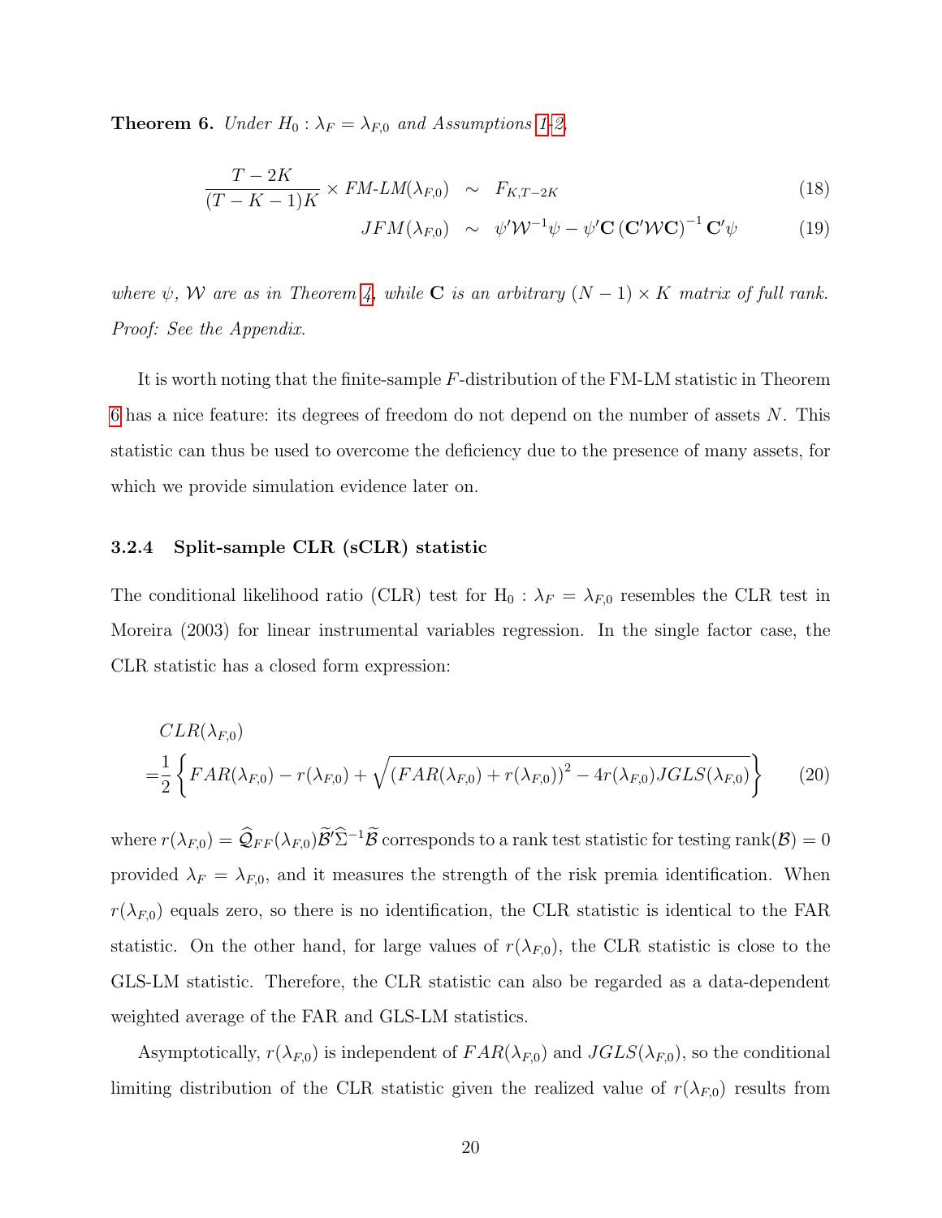**Theorem 6.** *Under $H_0 : \lambda_F = \lambda_{F,0}$ and Assumptions 1-2,*

$$\frac{T-2K}{(T-K-1)K} \times FM\text{-}LM(\lambda_{F,0}) \ \sim \ F_{K,T-2K} \tag{18}$$

$$JFM(\lambda_{F,0}) \ \sim \ \psi' \mathcal{W}^{-1} \psi - \psi' \mathbf{C} \left(\mathbf{C}' \mathcal{W} \mathbf{C}\right)^{-1} \mathbf{C}' \psi \tag{19}$$

*where $\psi$, $\mathcal{W}$ are as in Theorem 4, while $\mathbf{C}$ is an arbitrary $(N-1) \times K$ matrix of full rank. Proof: See the Appendix.*

It is worth noting that the finite-sample $F$-distribution of the FM-LM statistic in Theorem 6 has a nice feature: its degrees of freedom do not depend on the number of assets $N$. This statistic can thus be used to overcome the deficiency due to the presence of many assets, for which we provide simulation evidence later on.

#### 3.2.4 Split-sample CLR (sCLR) statistic

The conditional likelihood ratio (CLR) test for $\mathrm{H}_0 : \lambda_F = \lambda_{F,0}$ resembles the CLR test in Moreira (2003) for linear instrumental variables regression. In the single factor case, the CLR statistic has a closed form expression:

$$\begin{aligned} & CLR(\lambda_{F,0}) \\ =& \frac{1}{2}\left\{FAR(\lambda_{F,0}) - r(\lambda_{F,0}) + \sqrt{\left(FAR(\lambda_{F,0}) + r(\lambda_{F,0})\right)^2 - 4r(\lambda_{F,0})JGLS(\lambda_{F,0})}\right\} \end{aligned} \tag{20}$$

where $r(\lambda_{F,0}) = \widehat{\mathcal{Q}}_{FF}(\lambda_{F,0})\widetilde{\mathcal{B}}'\widehat{\Sigma}^{-1}\widetilde{\mathcal{B}}$ corresponds to a rank test statistic for testing $\operatorname{rank}(\mathcal{B}) = 0$ provided $\lambda_F = \lambda_{F,0}$, and it measures the strength of the risk premia identification. When $r(\lambda_{F,0})$ equals zero, so there is no identification, the CLR statistic is identical to the FAR statistic. On the other hand, for large values of $r(\lambda_{F,0})$, the CLR statistic is close to the GLS-LM statistic. Therefore, the CLR statistic can also be regarded as a data-dependent weighted average of the FAR and GLS-LM statistics.

Asymptotically, $r(\lambda_{F,0})$ is independent of $FAR(\lambda_{F,0})$ and $JGLS(\lambda_{F,0})$, so the conditional limiting distribution of the CLR statistic given the realized value of $r(\lambda_{F,0})$ results from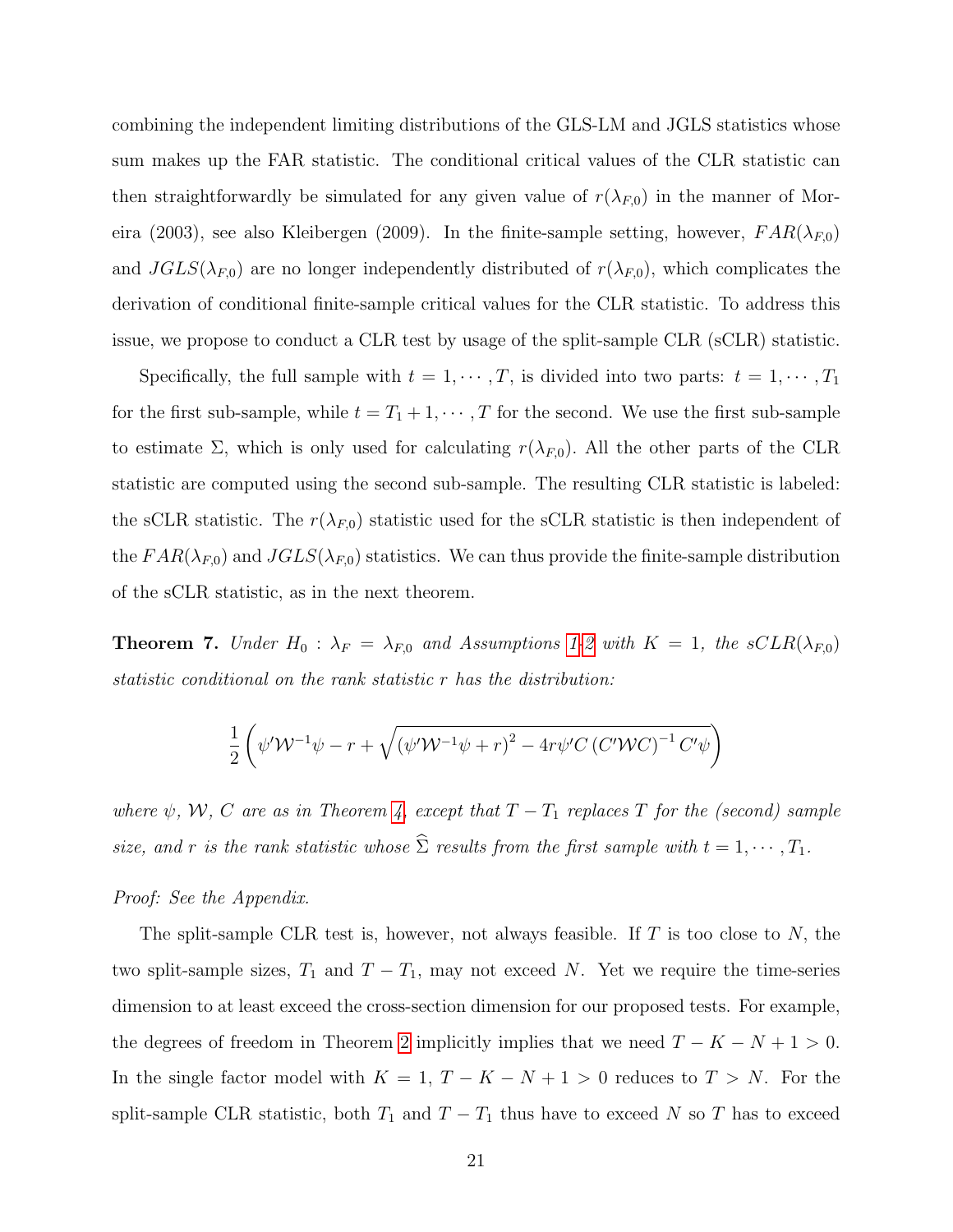combining the independent limiting distributions of the GLS-LM and JGLS statistics whose sum makes up the FAR statistic. The conditional critical values of the CLR statistic can then straightforwardly be simulated for any given value of $r(\lambda_{F,0})$ in the manner of Moreira (2003), see also Kleibergen (2009). In the finite-sample setting, however, $FAR(\lambda_{F,0})$ and $JGLS(\lambda_{F,0})$ are no longer independently distributed of $r(\lambda_{F,0})$, which complicates the derivation of conditional finite-sample critical values for the CLR statistic. To address this issue, we propose to conduct a CLR test by usage of the split-sample CLR (sCLR) statistic.

Specifically, the full sample with $t = 1, \cdots, T$, is divided into two parts: $t = 1, \cdots, T_1$ for the first sub-sample, while $t = T_1 + 1, \cdots, T$ for the second. We use the first sub-sample to estimate $\Sigma$, which is only used for calculating $r(\lambda_{F,0})$. All the other parts of the CLR statistic are computed using the second sub-sample. The resulting CLR statistic is labeled: the sCLR statistic. The $r(\lambda_{F,0})$ statistic used for the sCLR statistic is then independent of the $FAR(\lambda_{F,0})$ and $JGLS(\lambda_{F,0})$ statistics. We can thus provide the finite-sample distribution of the sCLR statistic, as in the next theorem.

**Theorem 7.** *Under $H_0 : \lambda_F = \lambda_{F,0}$ and Assumptions 1-2 with $K = 1$, the $sCLR(\lambda_{F,0})$ statistic conditional on the rank statistic $r$ has the distribution:*

$$\frac{1}{2}\left(\psi'\mathcal{W}^{-1}\psi - r + \sqrt{\left(\psi'\mathcal{W}^{-1}\psi + r\right)^2 - 4r\psi' C\left(C'\mathcal{W}C\right)^{-1}C'\psi}\right)$$

*where $\psi$, $\mathcal{W}$, $C$ are as in Theorem 4, except that $T - T_1$ replaces $T$ for the (second) sample size, and $r$ is the rank statistic whose $\widehat{\Sigma}$ results from the first sample with $t = 1, \cdots, T_1$.*

*Proof: See the Appendix.*

The split-sample CLR test is, however, not always feasible. If $T$ is too close to $N$, the two split-sample sizes, $T_1$ and $T - T_1$, may not exceed $N$. Yet we require the time-series dimension to at least exceed the cross-section dimension for our proposed tests. For example, the degrees of freedom in Theorem 2 implicitly implies that we need $T - K - N + 1 > 0$. In the single factor model with $K = 1$, $T - K - N + 1 > 0$ reduces to $T > N$. For the split-sample CLR statistic, both $T_1$ and $T - T_1$ thus have to exceed $N$ so $T$ has to exceed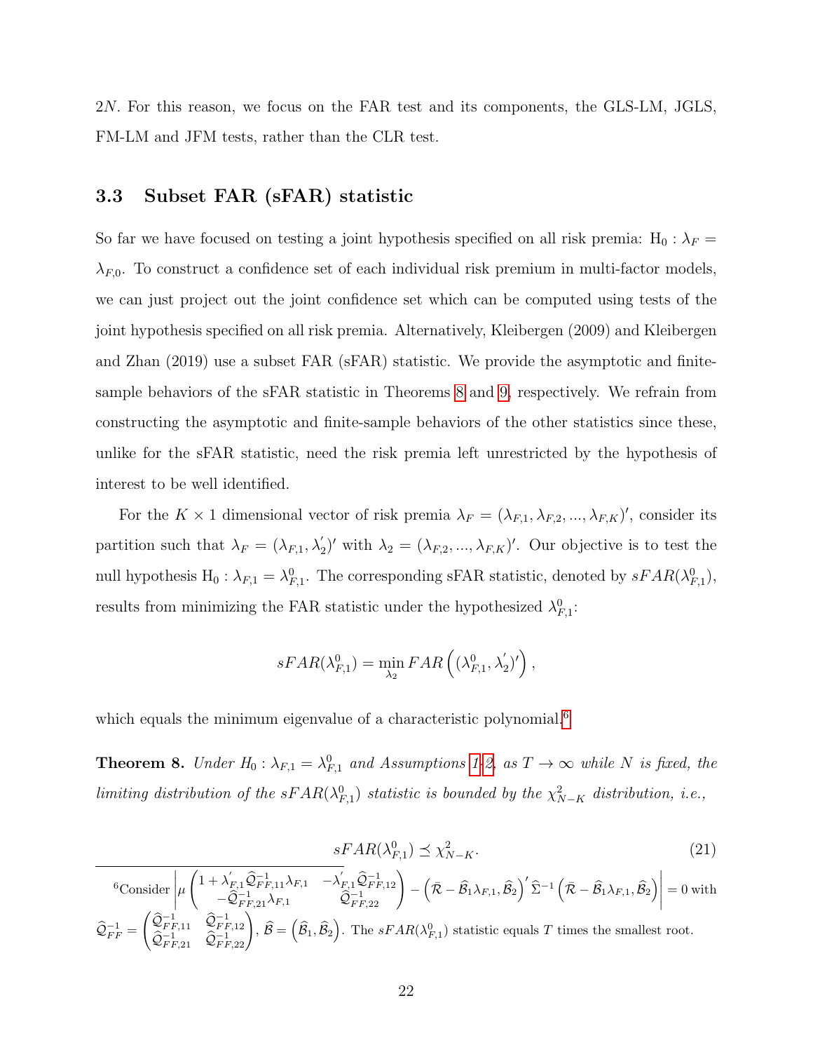2N. For this reason, we focus on the FAR test and its components, the GLS-LM, JGLS, FM-LM and JFM tests, rather than the CLR test.

### 3.3 Subset FAR (sFAR) statistic

So far we have focused on testing a joint hypothesis specified on all risk premia: $\mathrm{H}_0 : \lambda_F = \lambda_{F,0}$. To construct a confidence set of each individual risk premium in multi-factor models, we can just project out the joint confidence set which can be computed using tests of the joint hypothesis specified on all risk premia. Alternatively, Kleibergen (2009) and Kleibergen and Zhan (2019) use a subset FAR (sFAR) statistic. We provide the asymptotic and finite-sample behaviors of the sFAR statistic in Theorems 8 and 9, respectively. We refrain from constructing the asymptotic and finite-sample behaviors of the other statistics since these, unlike for the sFAR statistic, need the risk premia left unrestricted by the hypothesis of interest to be well identified.

For the $K \times 1$ dimensional vector of risk premia $\lambda_F = (\lambda_{F,1}, \lambda_{F,2}, ..., \lambda_{F,K})'$, consider its partition such that $\lambda_F = (\lambda_{F,1}, \lambda_2')'$ with $\lambda_2 = (\lambda_{F,2}, ..., \lambda_{F,K})'$. Our objective is to test the null hypothesis $\mathrm{H}_0 : \lambda_{F,1} = \lambda_{F,1}^0$. The corresponding sFAR statistic, denoted by $sFAR(\lambda_{F,1}^0)$, results from minimizing the FAR statistic under the hypothesized $\lambda_{F,1}^0$:

$$
sFAR(\lambda_{F,1}^0) = \min_{\lambda_2} FAR\left((\lambda_{F,1}^0, \lambda_2')'\right),
$$

which equals the minimum eigenvalue of a characteristic polynomial.[6]

**Theorem 8.** *Under $H_0 : \lambda_{F,1} = \lambda_{F,1}^0$ and Assumptions 1-2, as $T \to \infty$ while $N$ is fixed, the limiting distribution of the $sFAR(\lambda_{F,1}^0)$ statistic is bounded by the $\chi^2_{N-K}$ distribution, i.e.,*

$$
sFAR(\lambda_{F,1}^0) \preceq \chi^2_{N-K}. \tag{21}
$$

---

[6] Consider $\left|\mu \begin{pmatrix} 1 + \lambda_{F,1}' \widehat{\mathcal{Q}}_{FF,11}^{-1} \lambda_{F,1} & -\lambda_{F,1}' \widehat{\mathcal{Q}}_{FF,12}^{-1} \\ -\widehat{\mathcal{Q}}_{FF,21}^{-1} \lambda_{F,1} & \widehat{\mathcal{Q}}_{FF,22}^{-1} \end{pmatrix} - \left(\bar{\mathcal{R}} - \widehat{\mathcal{B}}_1 \lambda_{F,1}, \widehat{\mathcal{B}}_2\right)' \widehat{\Sigma}^{-1} \left(\bar{\mathcal{R}} - \widehat{\mathcal{B}}_1 \lambda_{F,1}, \widehat{\mathcal{B}}_2\right)\right| = 0$ with $\widehat{\mathcal{Q}}_{FF}^{-1} = \begin{pmatrix} \widehat{\mathcal{Q}}_{FF,11}^{-1} & \widehat{\mathcal{Q}}_{FF,12}^{-1} \\ \widehat{\mathcal{Q}}_{FF,21}^{-1} & \widehat{\mathcal{Q}}_{FF,22}^{-1} \end{pmatrix}$, $\widehat{\mathcal{B}} = \left(\widehat{\mathcal{B}}_1, \widehat{\mathcal{B}}_2\right)$. The $sFAR(\lambda_{F,1}^0)$ statistic equals $T$ times the smallest root.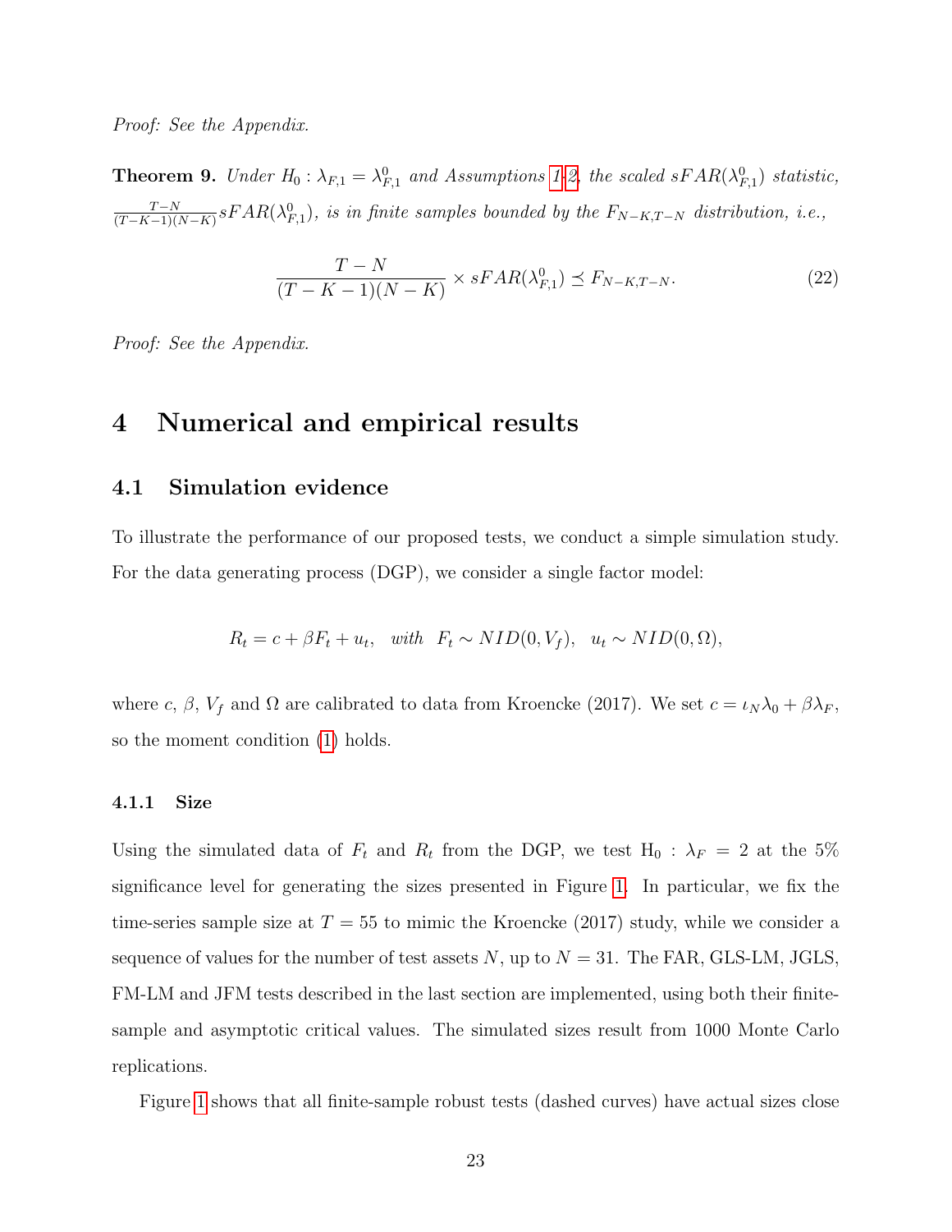*Proof: See the Appendix.*

**Theorem 9.** *Under $H_0 : \lambda_{F,1} = \lambda^0_{F,1}$ and Assumptions 1-2, the scaled $sFAR(\lambda^0_{F,1})$ statistic, $\frac{T-N}{(T-K-1)(N-K)} sFAR(\lambda^0_{F,1})$, is in finite samples bounded by the $F_{N-K,T-N}$ distribution, i.e.,*

$$\frac{T-N}{(T-K-1)(N-K)} \times sFAR(\lambda^0_{F,1}) \preceq F_{N-K,T-N}. \tag{22}$$

*Proof: See the Appendix.*

# 4 Numerical and empirical results

## 4.1 Simulation evidence

To illustrate the performance of our proposed tests, we conduct a simple simulation study. For the data generating process (DGP), we consider a single factor model:

$$R_t = c + \beta F_t + u_t, \quad \textit{with} \quad F_t \sim NID(0, V_f), \quad u_t \sim NID(0, \Omega),$$

where $c$, $\beta$, $V_f$ and $\Omega$ are calibrated to data from Kroencke (2017). We set $c = \iota_N \lambda_0 + \beta \lambda_F$, so the moment condition (1) holds.

### 4.1.1 Size

Using the simulated data of $F_t$ and $R_t$ from the DGP, we test $\text{H}_0 : \lambda_F = 2$ at the 5% significance level for generating the sizes presented in Figure 1. In particular, we fix the time-series sample size at $T = 55$ to mimic the Kroencke (2017) study, while we consider a sequence of values for the number of test assets $N$, up to $N = 31$. The FAR, GLS-LM, JGLS, FM-LM and JFM tests described in the last section are implemented, using both their finite-sample and asymptotic critical values. The simulated sizes result from 1000 Monte Carlo replications.

Figure 1 shows that all finite-sample robust tests (dashed curves) have actual sizes close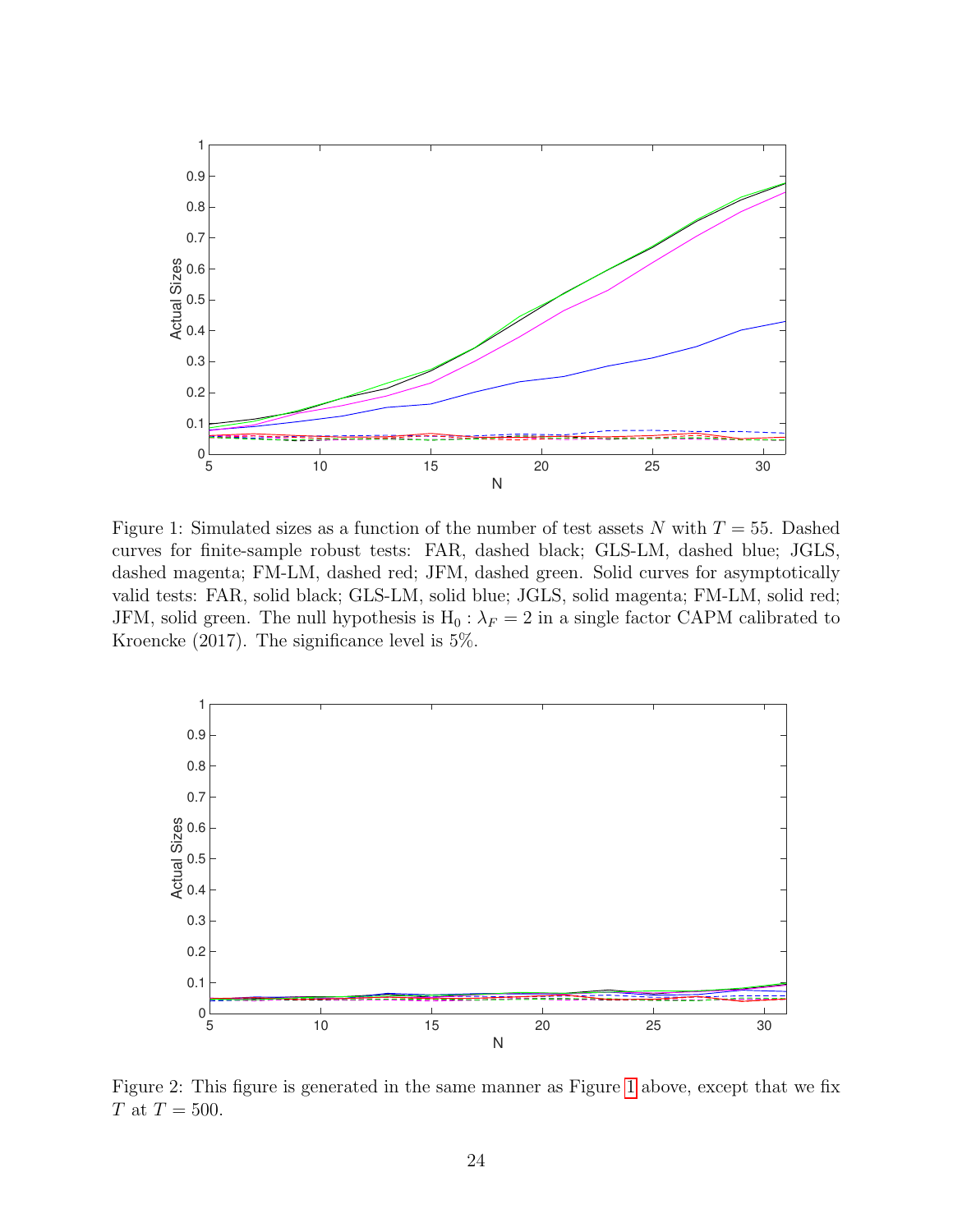Figure 1: Simulated sizes as a function of the number of test assets $N$ with $T = 55$. Dashed curves for finite-sample robust tests: FAR, dashed black; GLS-LM, dashed blue; JGLS, dashed magenta; FM-LM, dashed red; JFM, dashed green. Solid curves for asymptotically valid tests: FAR, solid black; GLS-LM, solid blue; JGLS, solid magenta; FM-LM, solid red; JFM, solid green. The null hypothesis is $\mathrm{H}_0 : \lambda_F = 2$ in a single factor CAPM calibrated to Kroencke (2017). The significance level is 5%.

Figure 2: This figure is generated in the same manner as Figure 1 above, except that we fix $T$ at $T = 500$.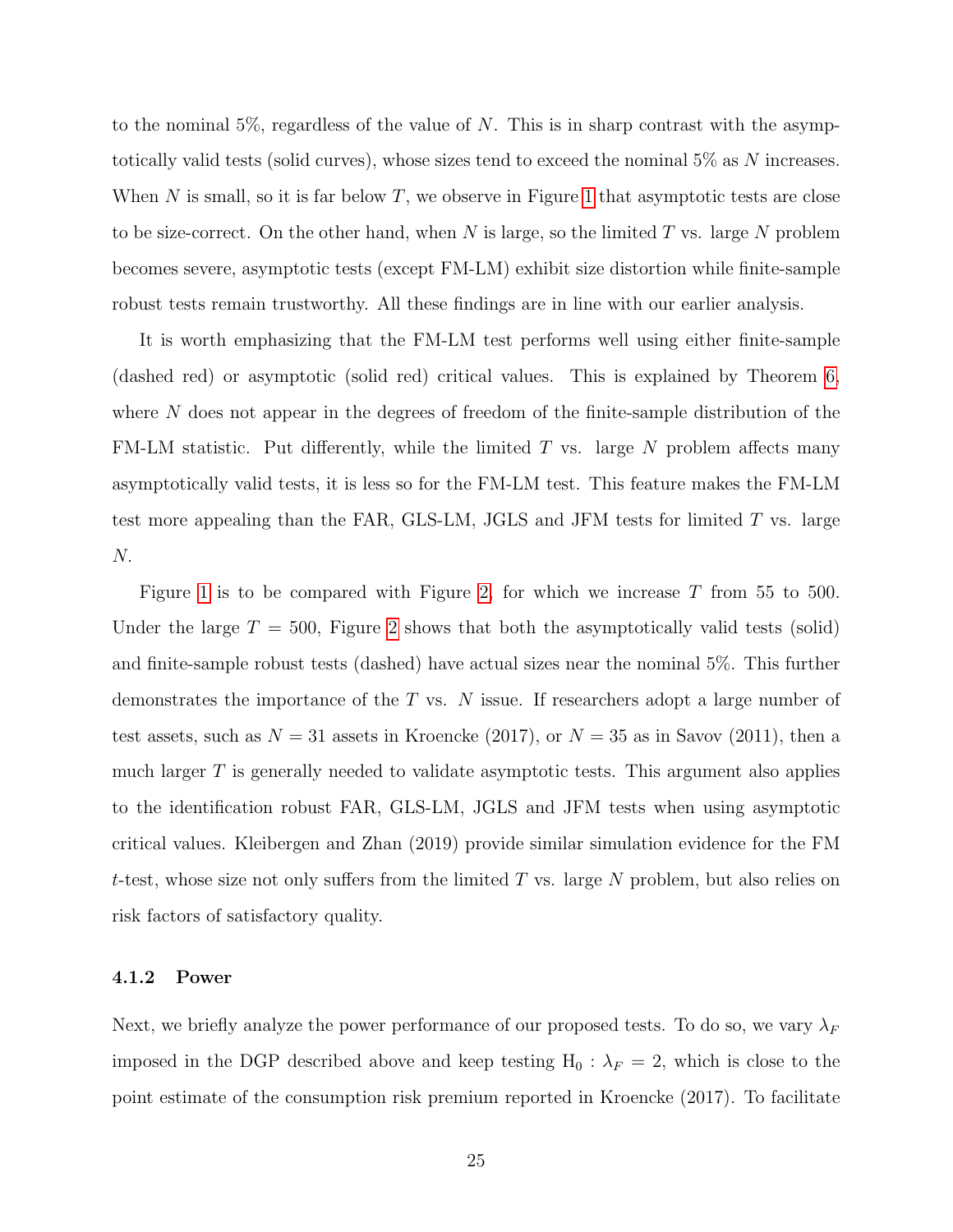to the nominal 5%, regardless of the value of $N$. This is in sharp contrast with the asymptotically valid tests (solid curves), whose sizes tend to exceed the nominal 5% as $N$ increases. When $N$ is small, so it is far below $T$, we observe in Figure 1 that asymptotic tests are close to be size-correct. On the other hand, when $N$ is large, so the limited $T$ vs. large $N$ problem becomes severe, asymptotic tests (except FM-LM) exhibit size distortion while finite-sample robust tests remain trustworthy. All these findings are in line with our earlier analysis.

It is worth emphasizing that the FM-LM test performs well using either finite-sample (dashed red) or asymptotic (solid red) critical values. This is explained by Theorem 6, where $N$ does not appear in the degrees of freedom of the finite-sample distribution of the FM-LM statistic. Put differently, while the limited $T$ vs. large $N$ problem affects many asymptotically valid tests, it is less so for the FM-LM test. This feature makes the FM-LM test more appealing than the FAR, GLS-LM, JGLS and JFM tests for limited $T$ vs. large $N$.

Figure 1 is to be compared with Figure 2, for which we increase $T$ from 55 to 500. Under the large $T = 500$, Figure 2 shows that both the asymptotically valid tests (solid) and finite-sample robust tests (dashed) have actual sizes near the nominal 5%. This further demonstrates the importance of the $T$ vs. $N$ issue. If researchers adopt a large number of test assets, such as $N = 31$ assets in Kroencke (2017), or $N = 35$ as in Savov (2011), then a much larger $T$ is generally needed to validate asymptotic tests. This argument also applies to the identification robust FAR, GLS-LM, JGLS and JFM tests when using asymptotic critical values. Kleibergen and Zhan (2019) provide similar simulation evidence for the FM $t$-test, whose size not only suffers from the limited $T$ vs. large $N$ problem, but also relies on risk factors of satisfactory quality.

#### 4.1.2 Power

Next, we briefly analyze the power performance of our proposed tests. To do so, we vary $\lambda_F$ imposed in the DGP described above and keep testing $\mathrm{H}_0 : \lambda_F = 2$, which is close to the point estimate of the consumption risk premium reported in Kroencke (2017). To facilitate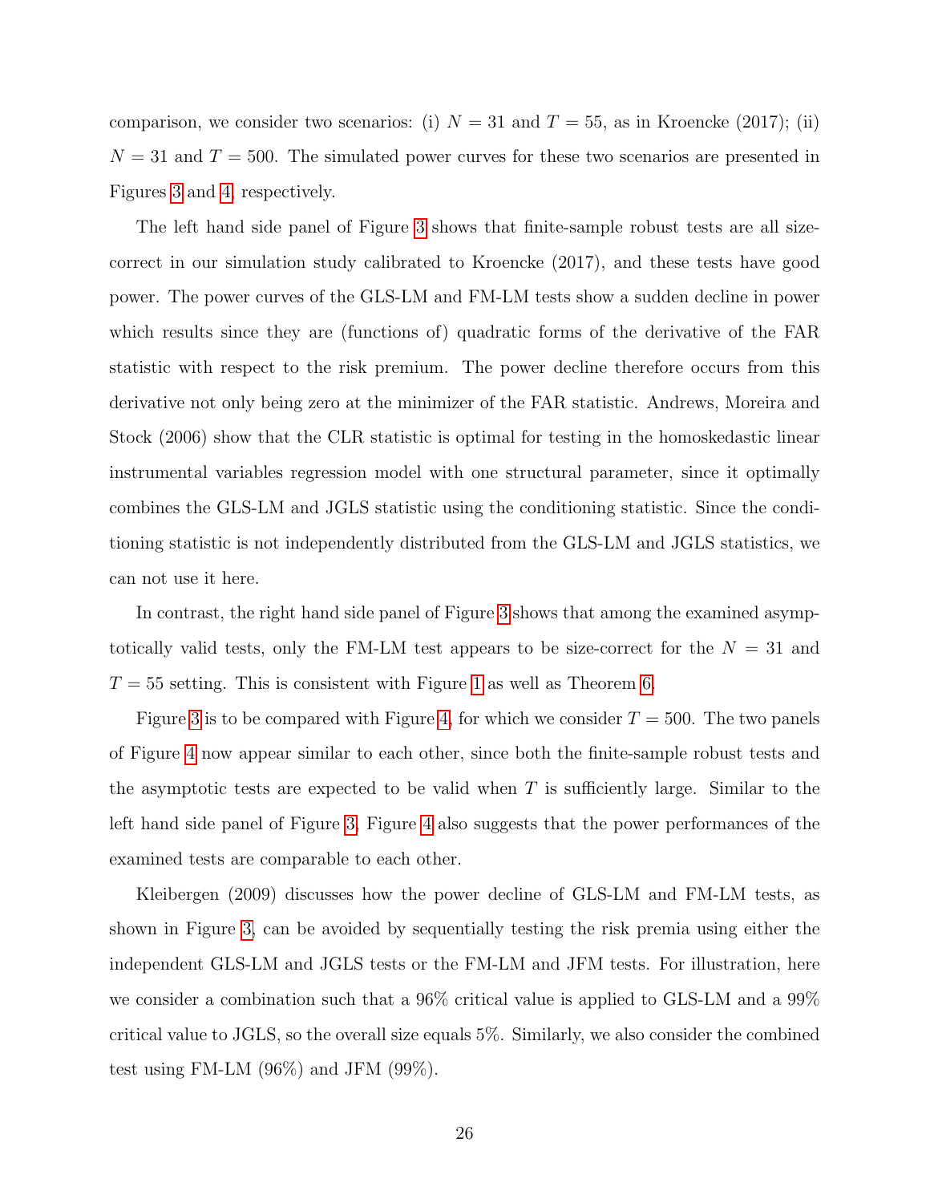comparison, we consider two scenarios: (i) $N = 31$ and $T = 55$, as in Kroencke (2017); (ii) $N = 31$ and $T = 500$. The simulated power curves for these two scenarios are presented in Figures 3 and 4, respectively.

The left hand side panel of Figure 3 shows that finite-sample robust tests are all size-correct in our simulation study calibrated to Kroencke (2017), and these tests have good power. The power curves of the GLS-LM and FM-LM tests show a sudden decline in power which results since they are (functions of) quadratic forms of the derivative of the FAR statistic with respect to the risk premium. The power decline therefore occurs from this derivative not only being zero at the minimizer of the FAR statistic. Andrews, Moreira and Stock (2006) show that the CLR statistic is optimal for testing in the homoskedastic linear instrumental variables regression model with one structural parameter, since it optimally combines the GLS-LM and JGLS statistic using the conditioning statistic. Since the conditioning statistic is not independently distributed from the GLS-LM and JGLS statistics, we can not use it here.

In contrast, the right hand side panel of Figure 3 shows that among the examined asymptotically valid tests, only the FM-LM test appears to be size-correct for the $N = 31$ and $T = 55$ setting. This is consistent with Figure 1 as well as Theorem 6.

Figure 3 is to be compared with Figure 4, for which we consider $T = 500$. The two panels of Figure 4 now appear similar to each other, since both the finite-sample robust tests and the asymptotic tests are expected to be valid when $T$ is sufficiently large. Similar to the left hand side panel of Figure 3, Figure 4 also suggests that the power performances of the examined tests are comparable to each other.

Kleibergen (2009) discusses how the power decline of GLS-LM and FM-LM tests, as shown in Figure 3, can be avoided by sequentially testing the risk premia using either the independent GLS-LM and JGLS tests or the FM-LM and JFM tests. For illustration, here we consider a combination such that a 96% critical value is applied to GLS-LM and a 99% critical value to JGLS, so the overall size equals 5%. Similarly, we also consider the combined test using FM-LM (96%) and JFM (99%).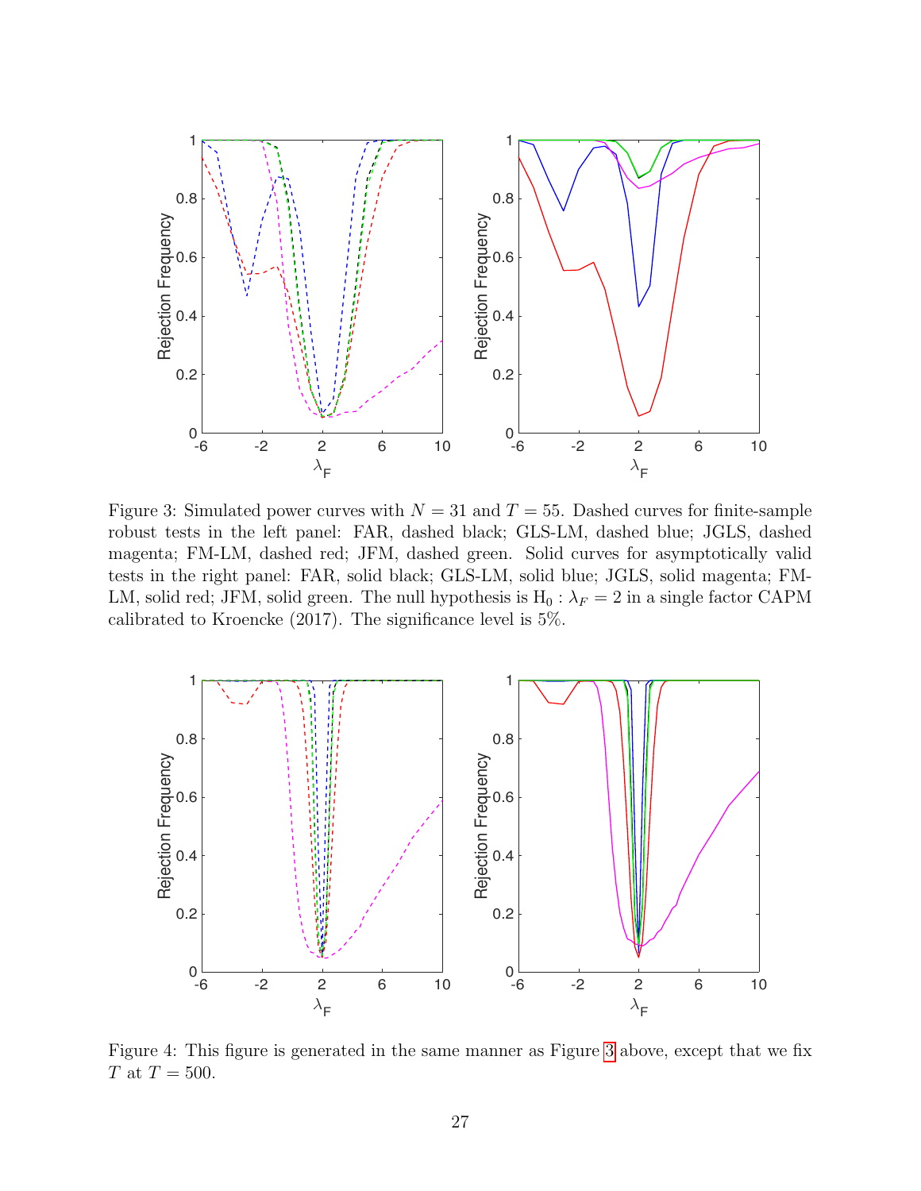Figure 3: Simulated power curves with $N = 31$ and $T = 55$. Dashed curves for finite-sample robust tests in the left panel: FAR, dashed black; GLS-LM, dashed blue; JGLS, dashed magenta; FM-LM, dashed red; JFM, dashed green. Solid curves for asymptotically valid tests in the right panel: FAR, solid black; GLS-LM, solid blue; JGLS, solid magenta; FM-LM, solid red; JFM, solid green. The null hypothesis is $\mathrm{H}_0 : \lambda_F = 2$ in a single factor CAPM calibrated to Kroencke (2017). The significance level is 5%.

Figure 4: This figure is generated in the same manner as Figure 3 above, except that we fix $T$ at $T = 500$.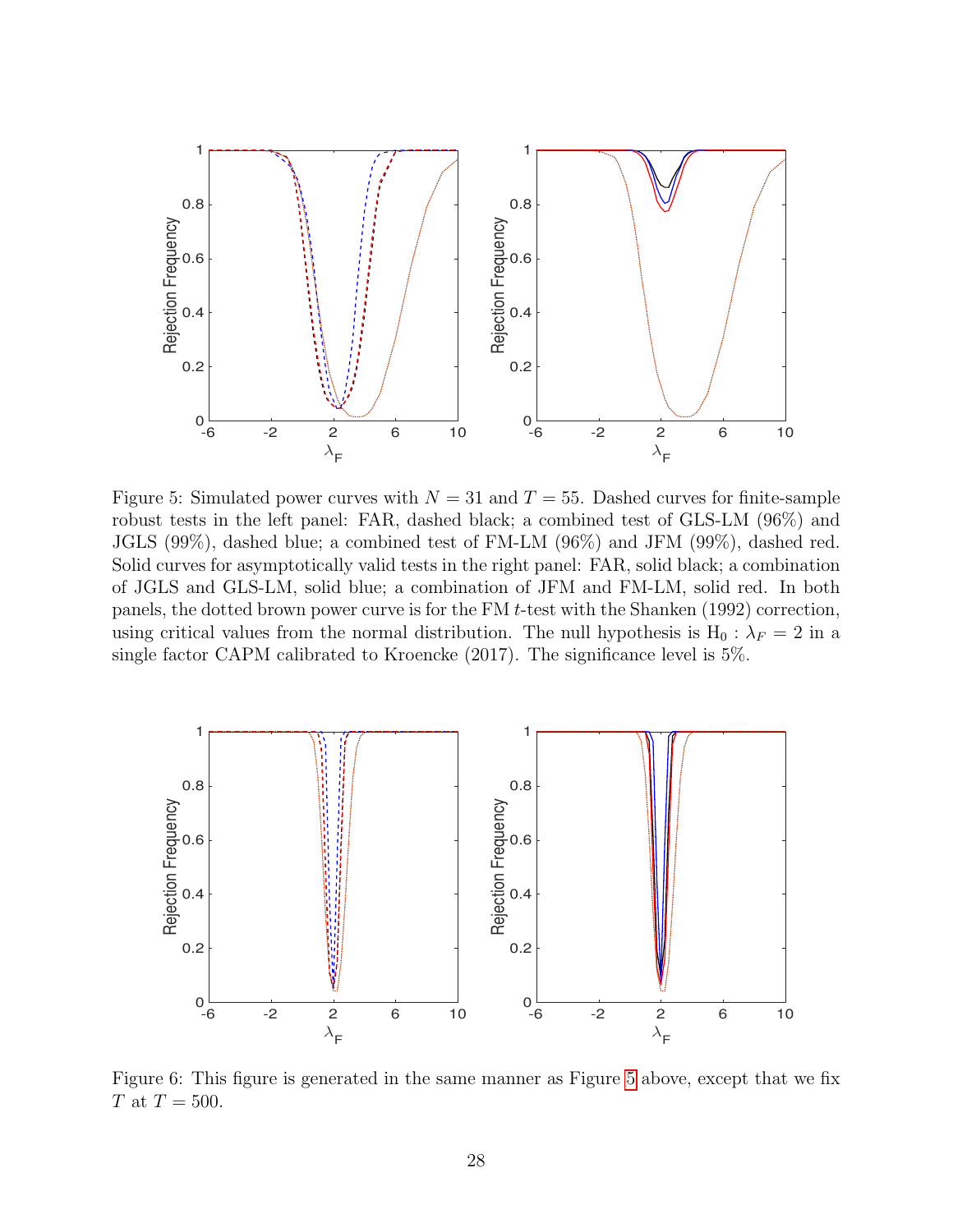Figure 5: Simulated power curves with $N = 31$ and $T = 55$. Dashed curves for finite-sample robust tests in the left panel: FAR, dashed black; a combined test of GLS-LM (96%) and JGLS (99%), dashed blue; a combined test of FM-LM (96%) and JFM (99%), dashed red. Solid curves for asymptotically valid tests in the right panel: FAR, solid black; a combination of JGLS and GLS-LM, solid blue; a combination of JFM and FM-LM, solid red. In both panels, the dotted brown power curve is for the FM $t$-test with the Shanken (1992) correction, using critical values from the normal distribution. The null hypothesis is $H_0 : \lambda_F = 2$ in a single factor CAPM calibrated to Kroencke (2017). The significance level is 5%.

Figure 6: This figure is generated in the same manner as Figure 5 above, except that we fix $T$ at $T = 500$.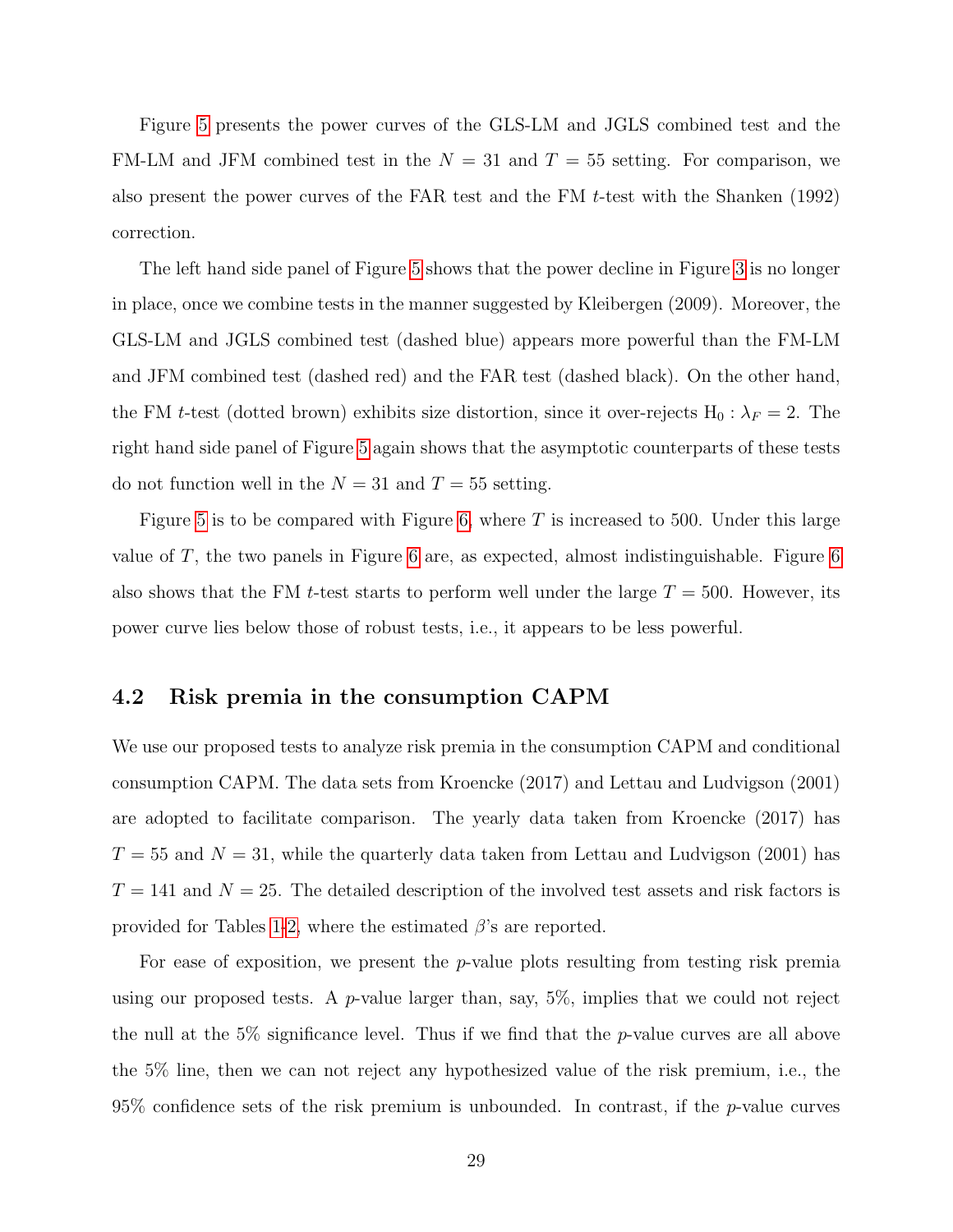Figure 5 presents the power curves of the GLS-LM and JGLS combined test and the FM-LM and JFM combined test in the $N = 31$ and $T = 55$ setting. For comparison, we also present the power curves of the FAR test and the FM $t$-test with the Shanken (1992) correction.

The left hand side panel of Figure 5 shows that the power decline in Figure 3 is no longer in place, once we combine tests in the manner suggested by Kleibergen (2009). Moreover, the GLS-LM and JGLS combined test (dashed blue) appears more powerful than the FM-LM and JFM combined test (dashed red) and the FAR test (dashed black). On the other hand, the FM $t$-test (dotted brown) exhibits size distortion, since it over-rejects $\mathrm{H}_0 : \lambda_F = 2$. The right hand side panel of Figure 5 again shows that the asymptotic counterparts of these tests do not function well in the $N = 31$ and $T = 55$ setting.

Figure 5 is to be compared with Figure 6, where $T$ is increased to 500. Under this large value of $T$, the two panels in Figure 6 are, as expected, almost indistinguishable. Figure 6 also shows that the FM $t$-test starts to perform well under the large $T = 500$. However, its power curve lies below those of robust tests, i.e., it appears to be less powerful.

### 4.2 Risk premia in the consumption CAPM

We use our proposed tests to analyze risk premia in the consumption CAPM and conditional consumption CAPM. The data sets from Kroencke (2017) and Lettau and Ludvigson (2001) are adopted to facilitate comparison. The yearly data taken from Kroencke (2017) has $T = 55$ and $N = 31$, while the quarterly data taken from Lettau and Ludvigson (2001) has $T = 141$ and $N = 25$. The detailed description of the involved test assets and risk factors is provided for Tables 1-2, where the estimated $\beta$'s are reported.

For ease of exposition, we present the $p$-value plots resulting from testing risk premia using our proposed tests. A $p$-value larger than, say, 5%, implies that we could not reject the null at the 5% significance level. Thus if we find that the $p$-value curves are all above the 5% line, then we can not reject any hypothesized value of the risk premium, i.e., the 95% confidence sets of the risk premium is unbounded. In contrast, if the $p$-value curves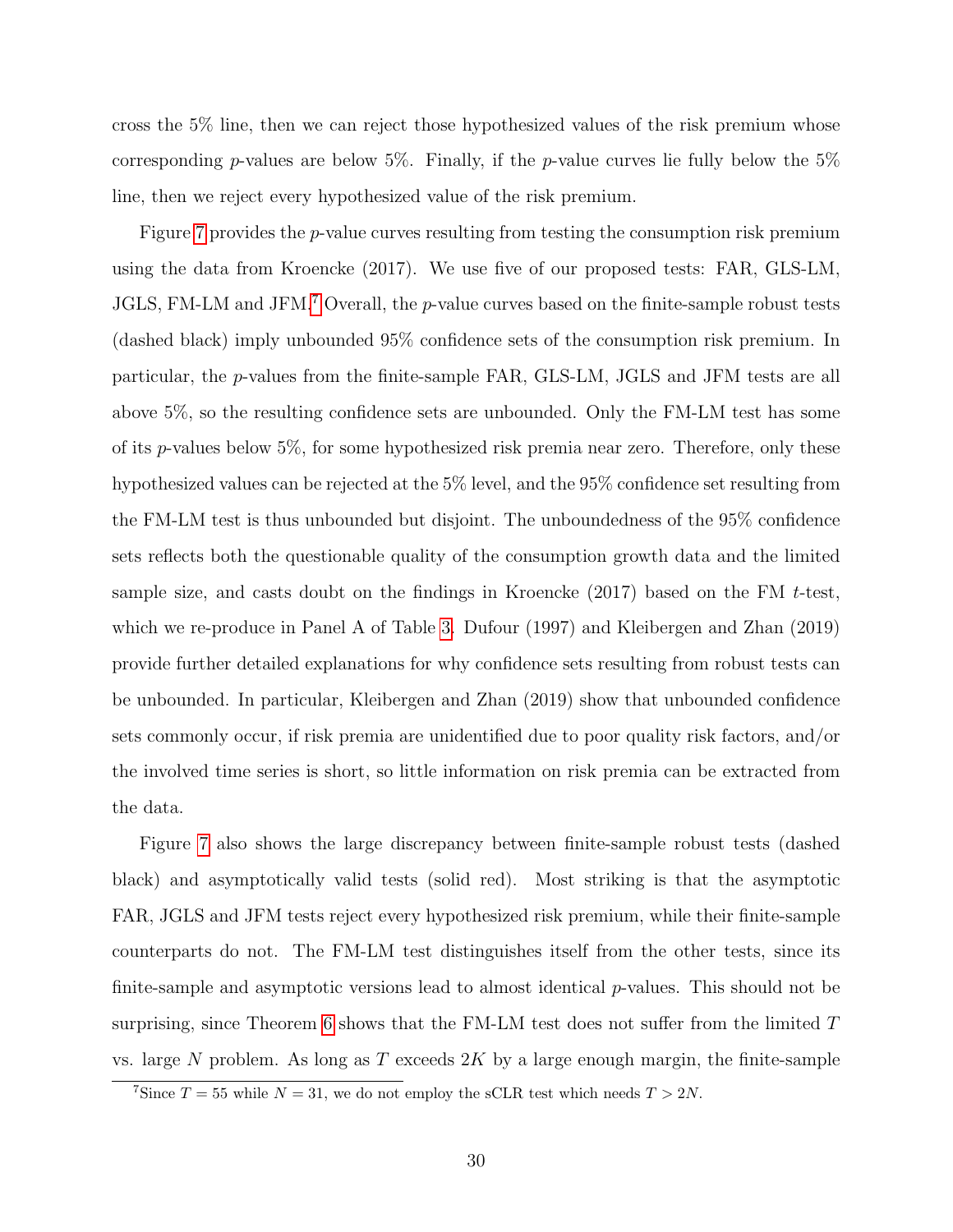cross the 5% line, then we can reject those hypothesized values of the risk premium whose corresponding $p$-values are below 5%. Finally, if the $p$-value curves lie fully below the 5% line, then we reject every hypothesized value of the risk premium.

Figure 7 provides the $p$-value curves resulting from testing the consumption risk premium using the data from Kroencke (2017). We use five of our proposed tests: FAR, GLS-LM, JGLS, FM-LM and JFM.[7] Overall, the $p$-value curves based on the finite-sample robust tests (dashed black) imply unbounded 95% confidence sets of the consumption risk premium. In particular, the $p$-values from the finite-sample FAR, GLS-LM, JGLS and JFM tests are all above 5%, so the resulting confidence sets are unbounded. Only the FM-LM test has some of its $p$-values below 5%, for some hypothesized risk premia near zero. Therefore, only these hypothesized values can be rejected at the 5% level, and the 95% confidence set resulting from the FM-LM test is thus unbounded but disjoint. The unboundedness of the 95% confidence sets reflects both the questionable quality of the consumption growth data and the limited sample size, and casts doubt on the findings in Kroencke (2017) based on the FM $t$-test, which we re-produce in Panel A of Table 3. Dufour (1997) and Kleibergen and Zhan (2019) provide further detailed explanations for why confidence sets resulting from robust tests can be unbounded. In particular, Kleibergen and Zhan (2019) show that unbounded confidence sets commonly occur, if risk premia are unidentified due to poor quality risk factors, and/or the involved time series is short, so little information on risk premia can be extracted from the data.

Figure 7 also shows the large discrepancy between finite-sample robust tests (dashed black) and asymptotically valid tests (solid red). Most striking is that the asymptotic FAR, JGLS and JFM tests reject every hypothesized risk premium, while their finite-sample counterparts do not. The FM-LM test distinguishes itself from the other tests, since its finite-sample and asymptotic versions lead to almost identical $p$-values. This should not be surprising, since Theorem 6 shows that the FM-LM test does not suffer from the limited $T$ vs. large $N$ problem. As long as $T$ exceeds $2K$ by a large enough margin, the finite-sample

[7] Since $T = 55$ while $N = 31$, we do not employ the sCLR test which needs $T > 2N$.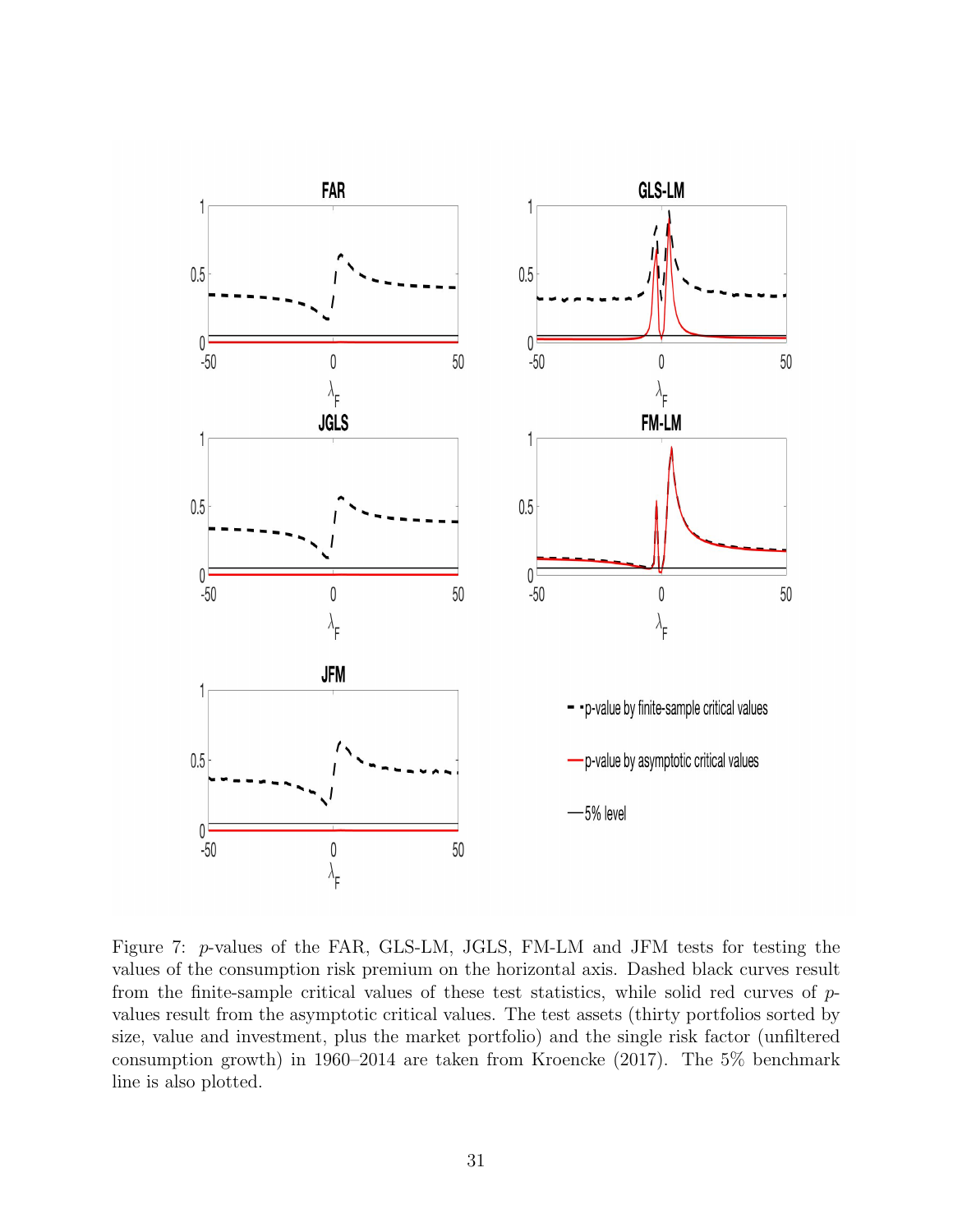Figure 7: $p$-values of the FAR, GLS-LM, JGLS, FM-LM and JFM tests for testing the values of the consumption risk premium on the horizontal axis. Dashed black curves result from the finite-sample critical values of these test statistics, while solid red curves of $p$-values result from the asymptotic critical values. The test assets (thirty portfolios sorted by size, value and investment, plus the market portfolio) and the single risk factor (unfiltered consumption growth) in 1960–2014 are taken from Kroencke (2017). The 5% benchmark line is also plotted.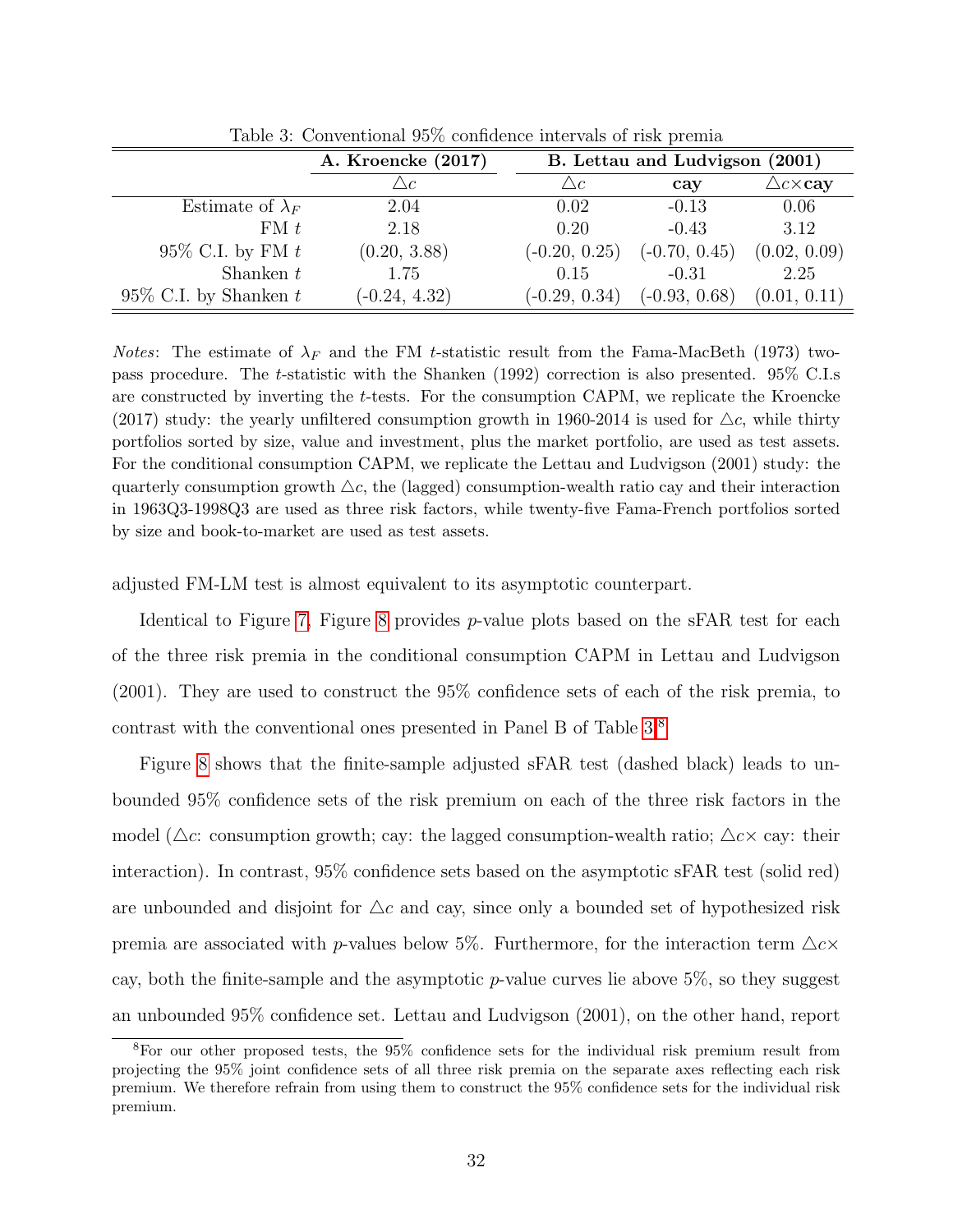Table 3: Conventional 95% confidence intervals of risk premia

| | **A. Kroencke (2017)** | **B. Lettau and Ludvigson (2001)** | | |
|---|---|---|---|---|
| | $\triangle c$ | $\triangle c$ | **cay** | $\triangle c\times$**cay** |
| Estimate of $\lambda_F$ | 2.04 | 0.02 | -0.13 | 0.06 |
| FM $t$ | 2.18 | 0.20 | -0.43 | 3.12 |
| 95% C.I. by FM $t$ | (0.20, 3.88) | (-0.20, 0.25) | (-0.70, 0.45) | (0.02, 0.09) |
| Shanken $t$ | 1.75 | 0.15 | -0.31 | 2.25 |
| 95% C.I. by Shanken $t$ | (-0.24, 4.32) | (-0.29, 0.34) | (-0.93, 0.68) | (0.01, 0.11) |

*Notes*: The estimate of $\lambda_F$ and the FM $t$-statistic result from the Fama-MacBeth (1973) two-pass procedure. The $t$-statistic with the Shanken (1992) correction is also presented. 95% C.I.s are constructed by inverting the $t$-tests. For the consumption CAPM, we replicate the Kroencke (2017) study: the yearly unfiltered consumption growth in 1960-2014 is used for $\triangle c$, while thirty portfolios sorted by size, value and investment, plus the market portfolio, are used as test assets. For the conditional consumption CAPM, we replicate the Lettau and Ludvigson (2001) study: the quarterly consumption growth $\triangle c$, the (lagged) consumption-wealth ratio cay and their interaction in 1963Q3-1998Q3 are used as three risk factors, while twenty-five Fama-French portfolios sorted by size and book-to-market are used as test assets.

adjusted FM-LM test is almost equivalent to its asymptotic counterpart.

Identical to Figure 7, Figure 8 provides $p$-value plots based on the sFAR test for each of the three risk premia in the conditional consumption CAPM in Lettau and Ludvigson (2001). They are used to construct the 95% confidence sets of each of the risk premia, to contrast with the conventional ones presented in Panel B of Table 3.[8]

Figure 8 shows that the finite-sample adjusted sFAR test (dashed black) leads to unbounded 95% confidence sets of the risk premium on each of the three risk factors in the model ($\triangle c$: consumption growth; cay: the lagged consumption-wealth ratio; $\triangle c\times$ cay: their interaction). In contrast, 95% confidence sets based on the asymptotic sFAR test (solid red) are unbounded and disjoint for $\triangle c$ and cay, since only a bounded set of hypothesized risk premia are associated with $p$-values below 5%. Furthermore, for the interaction term $\triangle c\times$ cay, both the finite-sample and the asymptotic $p$-value curves lie above 5%, so they suggest an unbounded 95% confidence set. Lettau and Ludvigson (2001), on the other hand, report

[8] For our other proposed tests, the 95% confidence sets for the individual risk premium result from projecting the 95% joint confidence sets of all three risk premia on the separate axes reflecting each risk premium. We therefore refrain from using them to construct the 95% confidence sets for the individual risk premium.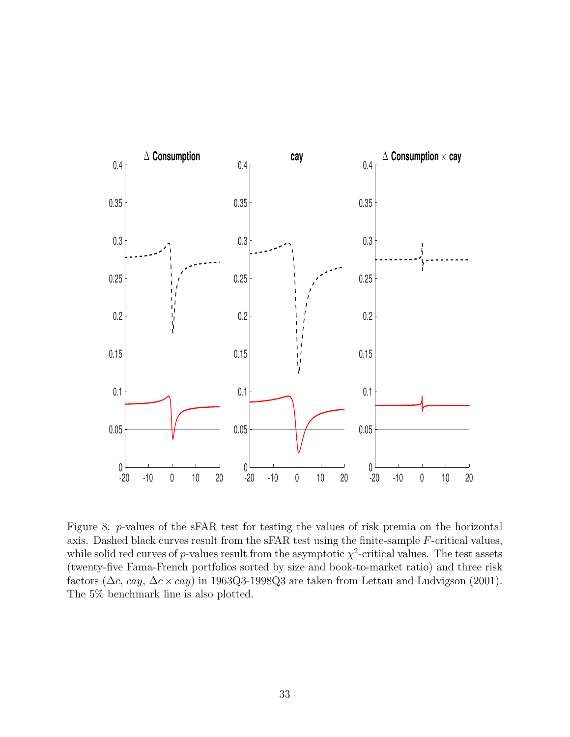Figure 8: $p$-values of the sFAR test for testing the values of risk premia on the horizontal axis. Dashed black curves result from the sFAR test using the finite-sample $F$-critical values, while solid red curves of $p$-values result from the asymptotic $\chi^2$-critical values. The test assets (twenty-five Fama-French portfolios sorted by size and book-to-market ratio) and three risk factors ($\Delta c$, $cay$, $\Delta c \times cay$) in 1963Q3-1998Q3 are taken from Lettau and Ludvigson (2001). The 5% benchmark line is also plotted.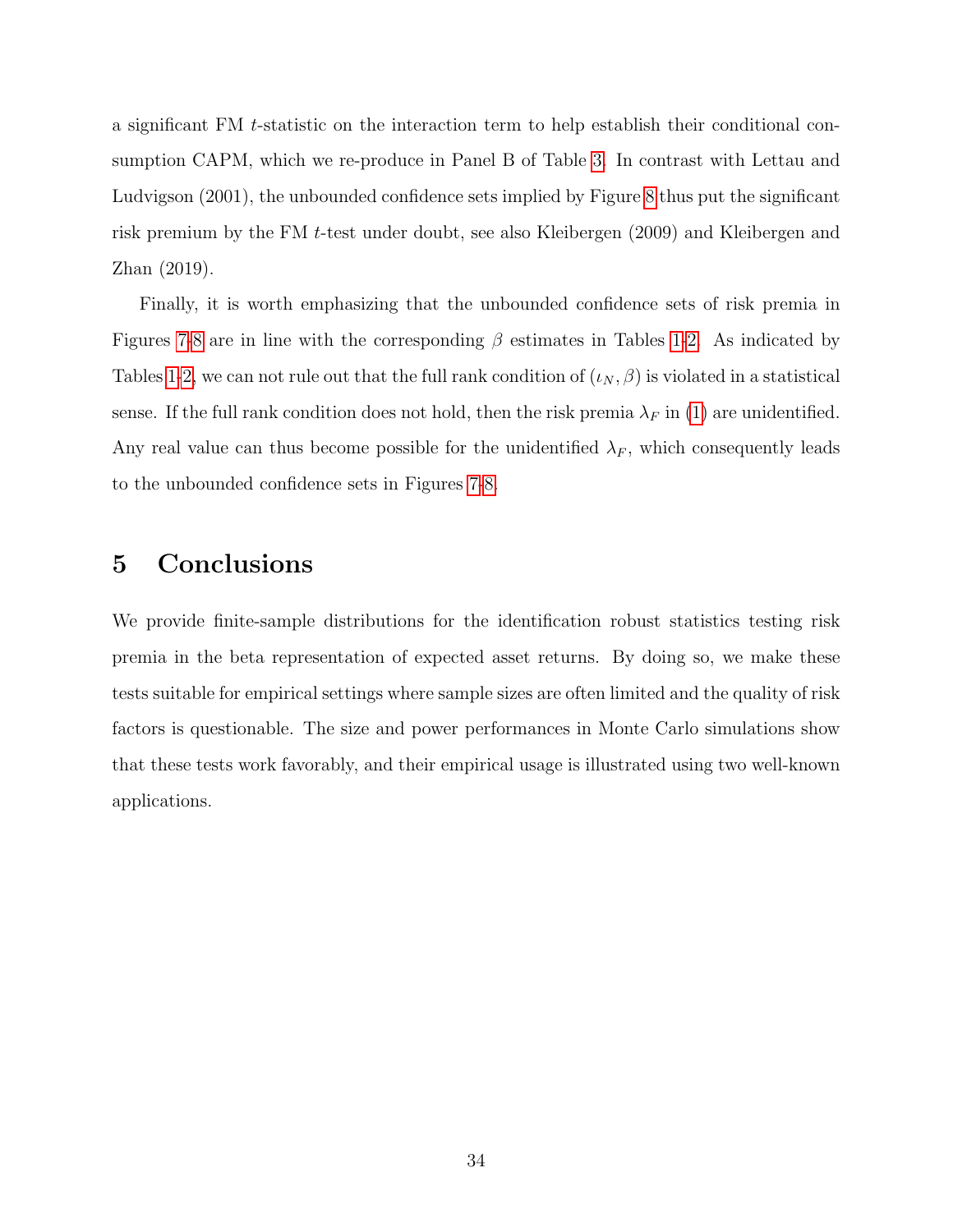a significant FM $t$-statistic on the interaction term to help establish their conditional consumption CAPM, which we re-produce in Panel B of Table 3. In contrast with Lettau and Ludvigson (2001), the unbounded confidence sets implied by Figure 8 thus put the significant risk premium by the FM $t$-test under doubt, see also Kleibergen (2009) and Kleibergen and Zhan (2019).

Finally, it is worth emphasizing that the unbounded confidence sets of risk premia in Figures 7-8 are in line with the corresponding $\beta$ estimates in Tables 1-2. As indicated by Tables 1-2, we can not rule out that the full rank condition of $(\iota_N, \beta)$ is violated in a statistical sense. If the full rank condition does not hold, then the risk premia $\lambda_F$ in (1) are unidentified. Any real value can thus become possible for the unidentified $\lambda_F$, which consequently leads to the unbounded confidence sets in Figures 7-8.

# 5 Conclusions

We provide finite-sample distributions for the identification robust statistics testing risk premia in the beta representation of expected asset returns. By doing so, we make these tests suitable for empirical settings where sample sizes are often limited and the quality of risk factors is questionable. The size and power performances in Monte Carlo simulations show that these tests work favorably, and their empirical usage is illustrated using two well-known applications.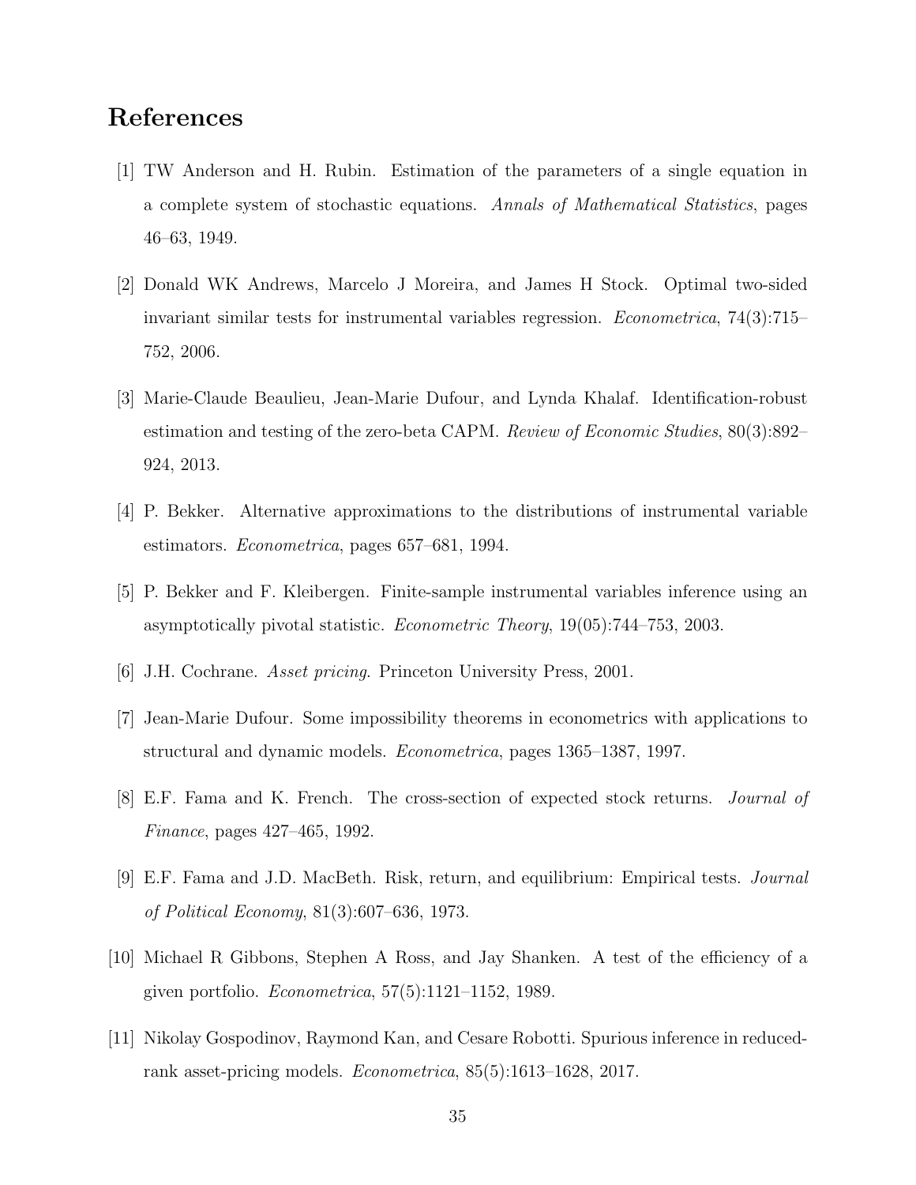# References

[1] TW Anderson and H. Rubin. Estimation of the parameters of a single equation in a complete system of stochastic equations. *Annals of Mathematical Statistics*, pages 46–63, 1949.

[2] Donald WK Andrews, Marcelo J Moreira, and James H Stock. Optimal two-sided invariant similar tests for instrumental variables regression. *Econometrica*, 74(3):715–752, 2006.

[3] Marie-Claude Beaulieu, Jean-Marie Dufour, and Lynda Khalaf. Identification-robust estimation and testing of the zero-beta CAPM. *Review of Economic Studies*, 80(3):892–924, 2013.

[4] P. Bekker. Alternative approximations to the distributions of instrumental variable estimators. *Econometrica*, pages 657–681, 1994.

[5] P. Bekker and F. Kleibergen. Finite-sample instrumental variables inference using an asymptotically pivotal statistic. *Econometric Theory*, 19(05):744–753, 2003.

[6] J.H. Cochrane. *Asset pricing*. Princeton University Press, 2001.

[7] Jean-Marie Dufour. Some impossibility theorems in econometrics with applications to structural and dynamic models. *Econometrica*, pages 1365–1387, 1997.

[8] E.F. Fama and K. French. The cross-section of expected stock returns. *Journal of Finance*, pages 427–465, 1992.

[9] E.F. Fama and J.D. MacBeth. Risk, return, and equilibrium: Empirical tests. *Journal of Political Economy*, 81(3):607–636, 1973.

[10] Michael R Gibbons, Stephen A Ross, and Jay Shanken. A test of the efficiency of a given portfolio. *Econometrica*, 57(5):1121–1152, 1989.

[11] Nikolay Gospodinov, Raymond Kan, and Cesare Robotti. Spurious inference in reduced-rank asset-pricing models. *Econometrica*, 85(5):1613–1628, 2017.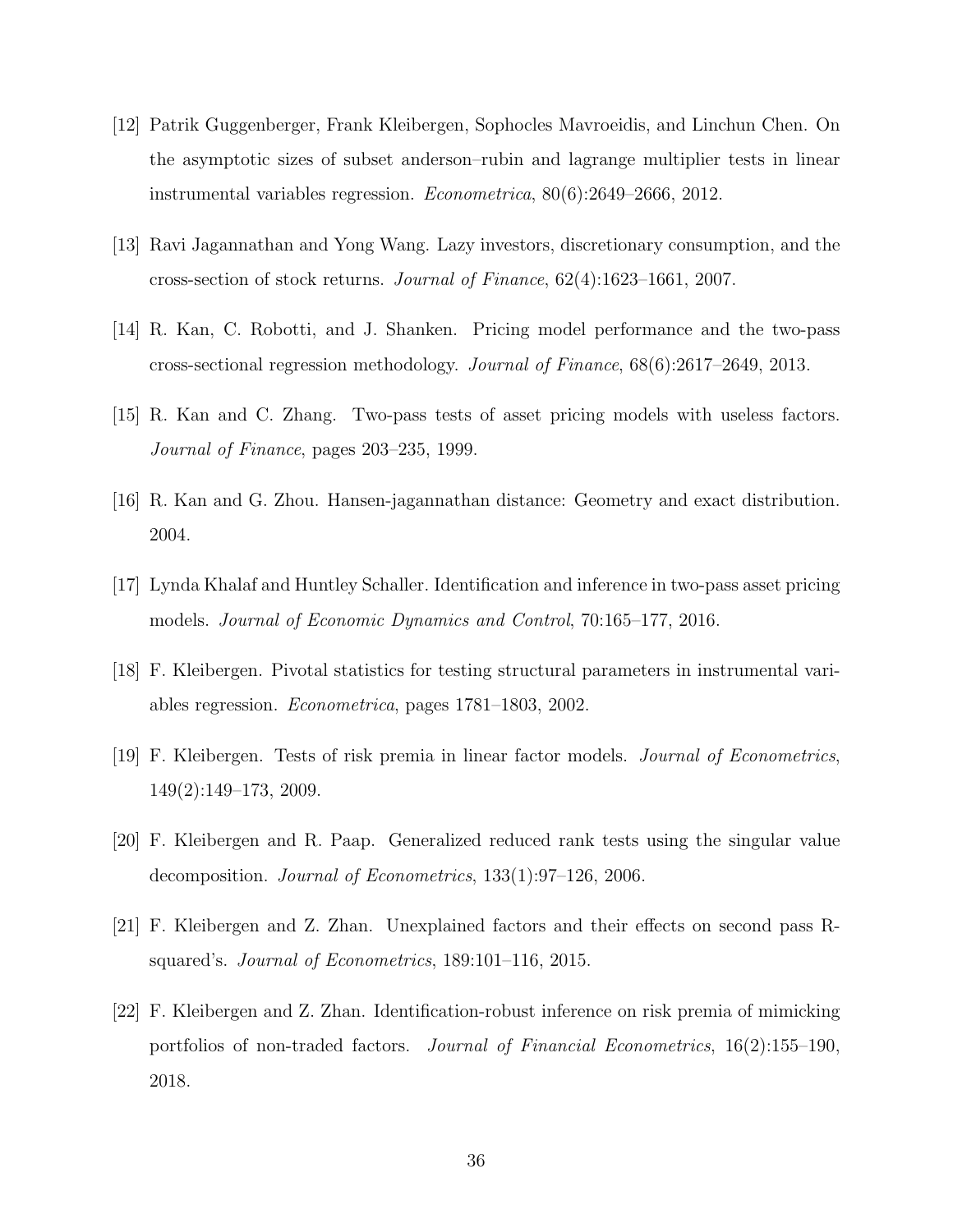[12] Patrik Guggenberger, Frank Kleibergen, Sophocles Mavroeidis, and Linchun Chen. On the asymptotic sizes of subset anderson–rubin and lagrange multiplier tests in linear instrumental variables regression. *Econometrica*, 80(6):2649–2666, 2012.

[13] Ravi Jagannathan and Yong Wang. Lazy investors, discretionary consumption, and the cross-section of stock returns. *Journal of Finance*, 62(4):1623–1661, 2007.

[14] R. Kan, C. Robotti, and J. Shanken. Pricing model performance and the two-pass cross-sectional regression methodology. *Journal of Finance*, 68(6):2617–2649, 2013.

[15] R. Kan and C. Zhang. Two-pass tests of asset pricing models with useless factors. *Journal of Finance*, pages 203–235, 1999.

[16] R. Kan and G. Zhou. Hansen-jagannathan distance: Geometry and exact distribution. 2004.

[17] Lynda Khalaf and Huntley Schaller. Identification and inference in two-pass asset pricing models. *Journal of Economic Dynamics and Control*, 70:165–177, 2016.

[18] F. Kleibergen. Pivotal statistics for testing structural parameters in instrumental variables regression. *Econometrica*, pages 1781–1803, 2002.

[19] F. Kleibergen. Tests of risk premia in linear factor models. *Journal of Econometrics*, 149(2):149–173, 2009.

[20] F. Kleibergen and R. Paap. Generalized reduced rank tests using the singular value decomposition. *Journal of Econometrics*, 133(1):97–126, 2006.

[21] F. Kleibergen and Z. Zhan. Unexplained factors and their effects on second pass R-squared's. *Journal of Econometrics*, 189:101–116, 2015.

[22] F. Kleibergen and Z. Zhan. Identification-robust inference on risk premia of mimicking portfolios of non-traded factors. *Journal of Financial Econometrics*, 16(2):155–190, 2018.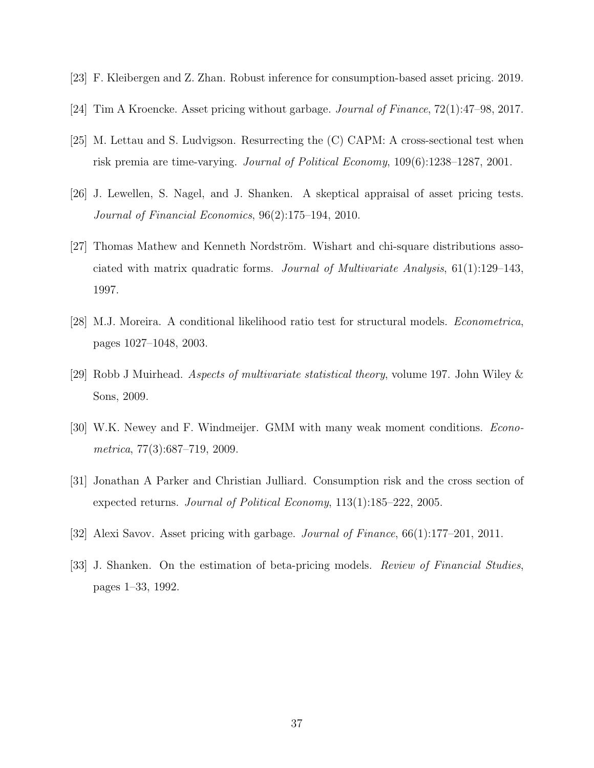[23] F. Kleibergen and Z. Zhan. Robust inference for consumption-based asset pricing. 2019.

[24] Tim A Kroencke. Asset pricing without garbage. *Journal of Finance*, 72(1):47–98, 2017.

[25] M. Lettau and S. Ludvigson. Resurrecting the (C) CAPM: A cross-sectional test when risk premia are time-varying. *Journal of Political Economy*, 109(6):1238–1287, 2001.

[26] J. Lewellen, S. Nagel, and J. Shanken. A skeptical appraisal of asset pricing tests. *Journal of Financial Economics*, 96(2):175–194, 2010.

[27] Thomas Mathew and Kenneth Nordström. Wishart and chi-square distributions associated with matrix quadratic forms. *Journal of Multivariate Analysis*, 61(1):129–143, 1997.

[28] M.J. Moreira. A conditional likelihood ratio test for structural models. *Econometrica*, pages 1027–1048, 2003.

[29] Robb J Muirhead. *Aspects of multivariate statistical theory*, volume 197. John Wiley & Sons, 2009.

[30] W.K. Newey and F. Windmeijer. GMM with many weak moment conditions. *Econometrica*, 77(3):687–719, 2009.

[31] Jonathan A Parker and Christian Julliard. Consumption risk and the cross section of expected returns. *Journal of Political Economy*, 113(1):185–222, 2005.

[32] Alexi Savov. Asset pricing with garbage. *Journal of Finance*, 66(1):177–201, 2011.

[33] J. Shanken. On the estimation of beta-pricing models. *Review of Financial Studies*, pages 1–33, 1992.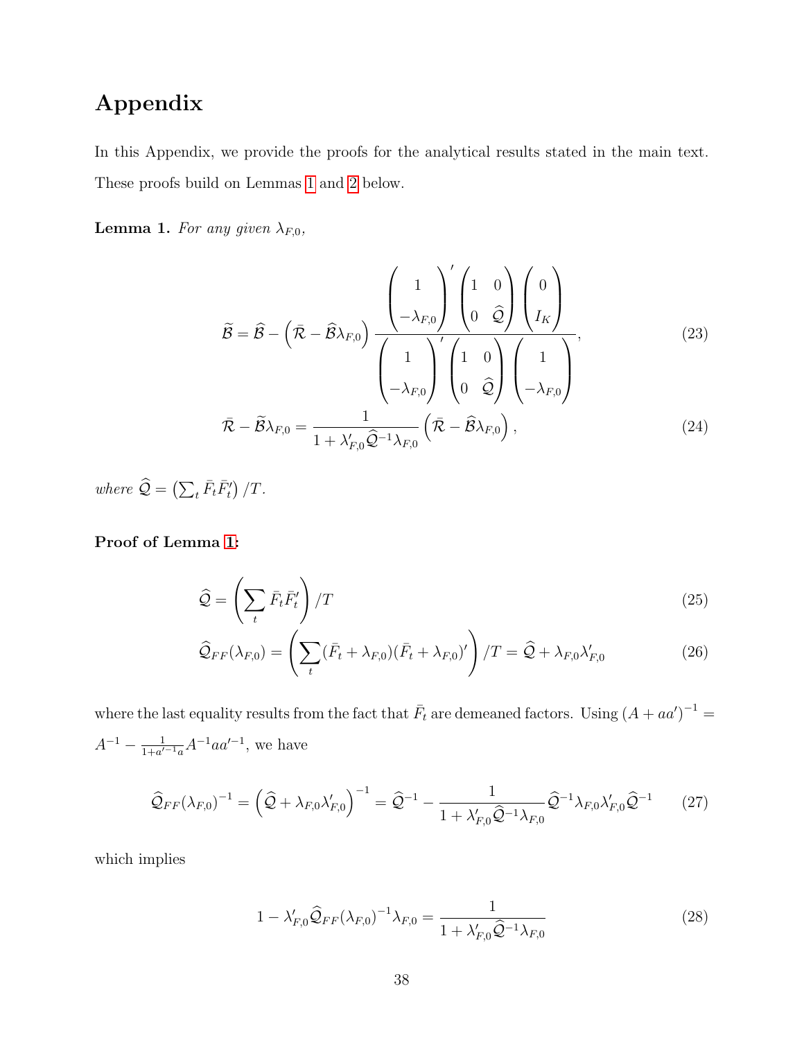# Appendix

In this Appendix, we provide the proofs for the analytical results stated in the main text. These proofs build on Lemmas 1 and 2 below.

**Lemma 1.** *For any given $\lambda_{F,0}$,*

$$\widetilde{\mathcal{B}} = \widehat{\mathcal{B}} - \left(\bar{\mathcal{R}} - \widehat{\mathcal{B}}\lambda_{F,0}\right) \frac{\begin{pmatrix} 1 \\ -\lambda_{F,0} \end{pmatrix}' \begin{pmatrix} 1 & 0 \\ 0 & \widehat{\mathcal{Q}} \end{pmatrix} \begin{pmatrix} 0 \\ I_K \end{pmatrix}}{\begin{pmatrix} 1 \\ -\lambda_{F,0} \end{pmatrix}' \begin{pmatrix} 1 & 0 \\ 0 & \widehat{\mathcal{Q}} \end{pmatrix} \begin{pmatrix} 1 \\ -\lambda_{F,0} \end{pmatrix}}, \tag{23}$$

$$\bar{\mathcal{R}} - \widetilde{\mathcal{B}}\lambda_{F,0} = \frac{1}{1 + \lambda_{F,0}'\widehat{\mathcal{Q}}^{-1}\lambda_{F,0}} \left(\bar{\mathcal{R}} - \widehat{\mathcal{B}}\lambda_{F,0}\right), \tag{24}$$

*where $\widehat{\mathcal{Q}} = \left(\sum_t \bar{F}_t \bar{F}_t'\right)/T$.*

**Proof of Lemma 1:**

$$\widehat{\mathcal{Q}} = \left(\sum_t \bar{F}_t \bar{F}_t'\right)/T \tag{25}$$

$$\widehat{\mathcal{Q}}_{FF}(\lambda_{F,0}) = \left(\sum_t (\bar{F}_t + \lambda_{F,0})(\bar{F}_t + \lambda_{F,0})'\right)/T = \widehat{\mathcal{Q}} + \lambda_{F,0}\lambda_{F,0}' \tag{26}$$

where the last equality results from the fact that $\bar{F}_t$ are demeaned factors. Using $(A + aa')^{-1} = A^{-1} - \frac{1}{1+a'^{-1}a}A^{-1}aa'^{-1}$, we have

$$\widehat{\mathcal{Q}}_{FF}(\lambda_{F,0})^{-1} = \left(\widehat{\mathcal{Q}} + \lambda_{F,0}\lambda_{F,0}'\right)^{-1} = \widehat{\mathcal{Q}}^{-1} - \frac{1}{1 + \lambda_{F,0}'\widehat{\mathcal{Q}}^{-1}\lambda_{F,0}} \widehat{\mathcal{Q}}^{-1}\lambda_{F,0}\lambda_{F,0}'\widehat{\mathcal{Q}}^{-1} \tag{27}$$

which implies

$$1 - \lambda_{F,0}'\widehat{\mathcal{Q}}_{FF}(\lambda_{F,0})^{-1}\lambda_{F,0} = \frac{1}{1 + \lambda_{F,0}'\widehat{\mathcal{Q}}^{-1}\lambda_{F,0}} \tag{28}$$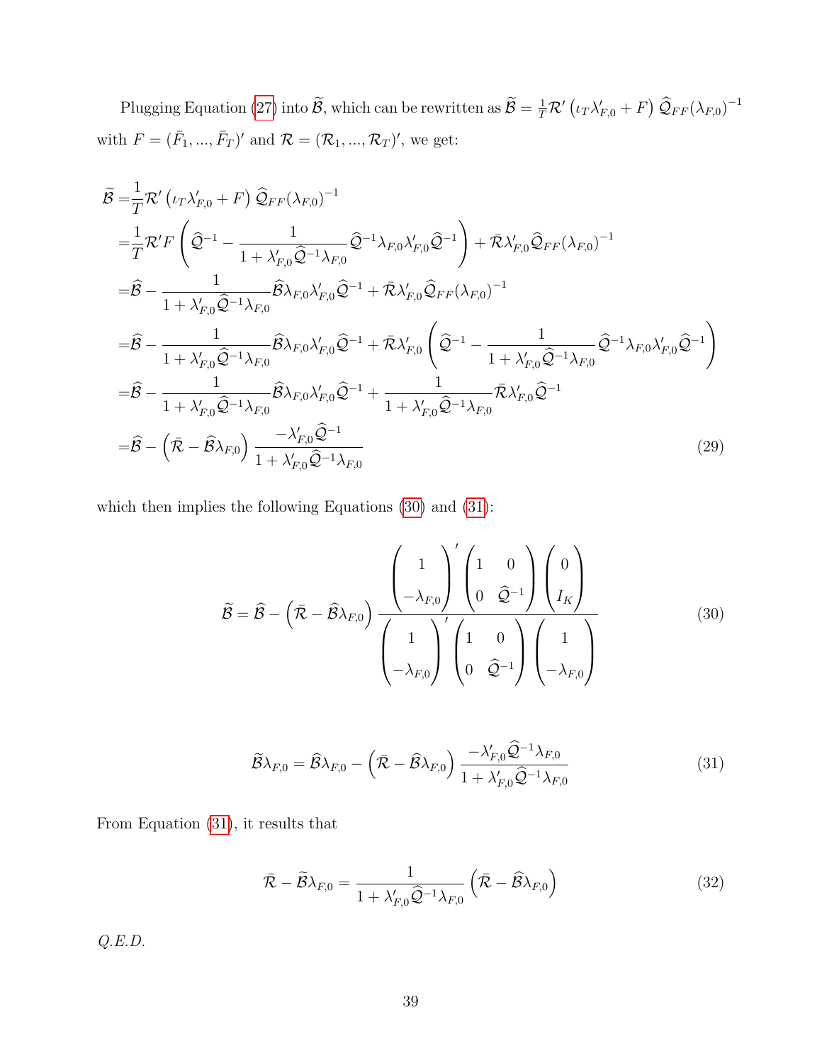Plugging Equation (27) into $\widetilde{\mathcal{B}}$, which can be rewritten as $\widetilde{\mathcal{B}} = \frac{1}{T}\mathcal{R}'\left(\iota_T \lambda_{F,0}' + F\right)\widehat{\mathcal{Q}}_{FF}(\lambda_{F,0})^{-1}$ with $F = (\bar{F}_1, ..., \bar{F}_T)'$ and $\mathcal{R} = (\mathcal{R}_1, ..., \mathcal{R}_T)'$, we get:

$$
\begin{aligned}
\widetilde{\mathcal{B}} =& \frac{1}{T}\mathcal{R}'\left(\iota_T \lambda_{F,0}' + F\right)\widehat{\mathcal{Q}}_{FF}(\lambda_{F,0})^{-1} \\
=& \frac{1}{T}\mathcal{R}'F\left(\widehat{\mathcal{Q}}^{-1} - \frac{1}{1+\lambda_{F,0}'\widehat{\mathcal{Q}}^{-1}\lambda_{F,0}}\widehat{\mathcal{Q}}^{-1}\lambda_{F,0}\lambda_{F,0}'\widehat{\mathcal{Q}}^{-1}\right) + \bar{\mathcal{R}}\lambda_{F,0}'\widehat{\mathcal{Q}}_{FF}(\lambda_{F,0})^{-1} \\
=& \widehat{\mathcal{B}} - \frac{1}{1+\lambda_{F,0}'\widehat{\mathcal{Q}}^{-1}\lambda_{F,0}}\widehat{\mathcal{B}}\lambda_{F,0}\lambda_{F,0}'\widehat{\mathcal{Q}}^{-1} + \bar{\mathcal{R}}\lambda_{F,0}'\widehat{\mathcal{Q}}_{FF}(\lambda_{F,0})^{-1} \\
=& \widehat{\mathcal{B}} - \frac{1}{1+\lambda_{F,0}'\widehat{\mathcal{Q}}^{-1}\lambda_{F,0}}\widehat{\mathcal{B}}\lambda_{F,0}\lambda_{F,0}'\widehat{\mathcal{Q}}^{-1} + \bar{\mathcal{R}}\lambda_{F,0}'\left(\widehat{\mathcal{Q}}^{-1} - \frac{1}{1+\lambda_{F,0}'\widehat{\mathcal{Q}}^{-1}\lambda_{F,0}}\widehat{\mathcal{Q}}^{-1}\lambda_{F,0}\lambda_{F,0}'\widehat{\mathcal{Q}}^{-1}\right) \\
=& \widehat{\mathcal{B}} - \frac{1}{1+\lambda_{F,0}'\widehat{\mathcal{Q}}^{-1}\lambda_{F,0}}\widehat{\mathcal{B}}\lambda_{F,0}\lambda_{F,0}'\widehat{\mathcal{Q}}^{-1} + \frac{1}{1+\lambda_{F,0}'\widehat{\mathcal{Q}}^{-1}\lambda_{F,0}}\bar{\mathcal{R}}\lambda_{F,0}'\widehat{\mathcal{Q}}^{-1} \\
=& \widehat{\mathcal{B}} - \left(\bar{\mathcal{R}} - \widehat{\mathcal{B}}\lambda_{F,0}\right)\frac{-\lambda_{F,0}'\widehat{\mathcal{Q}}^{-1}}{1+\lambda_{F,0}'\widehat{\mathcal{Q}}^{-1}\lambda_{F,0}}
\end{aligned} \tag{29}
$$

which then implies the following Equations (30) and (31):

$$
\widetilde{\mathcal{B}} = \widehat{\mathcal{B}} - \left(\bar{\mathcal{R}} - \widehat{\mathcal{B}}\lambda_{F,0}\right)\frac{\begin{pmatrix} 1 \\ -\lambda_{F,0} \end{pmatrix}'\begin{pmatrix} 1 & 0 \\ 0 & \widehat{\mathcal{Q}}^{-1} \end{pmatrix}\begin{pmatrix} 0 \\ I_K \end{pmatrix}}{\begin{pmatrix} 1 \\ -\lambda_{F,0} \end{pmatrix}'\begin{pmatrix} 1 & 0 \\ 0 & \widehat{\mathcal{Q}}^{-1} \end{pmatrix}\begin{pmatrix} 1 \\ -\lambda_{F,0} \end{pmatrix}} \tag{30}
$$

$$
\widetilde{\mathcal{B}}\lambda_{F,0} = \widehat{\mathcal{B}}\lambda_{F,0} - \left(\bar{\mathcal{R}} - \widehat{\mathcal{B}}\lambda_{F,0}\right)\frac{-\lambda_{F,0}'\widehat{\mathcal{Q}}^{-1}\lambda_{F,0}}{1+\lambda_{F,0}'\widehat{\mathcal{Q}}^{-1}\lambda_{F,0}} \tag{31}
$$

From Equation (31), it results that

$$
\bar{\mathcal{R}} - \widetilde{\mathcal{B}}\lambda_{F,0} = \frac{1}{1+\lambda_{F,0}'\widehat{\mathcal{Q}}^{-1}\lambda_{F,0}}\left(\bar{\mathcal{R}} - \widehat{\mathcal{B}}\lambda_{F,0}\right) \tag{32}
$$

*Q.E.D.*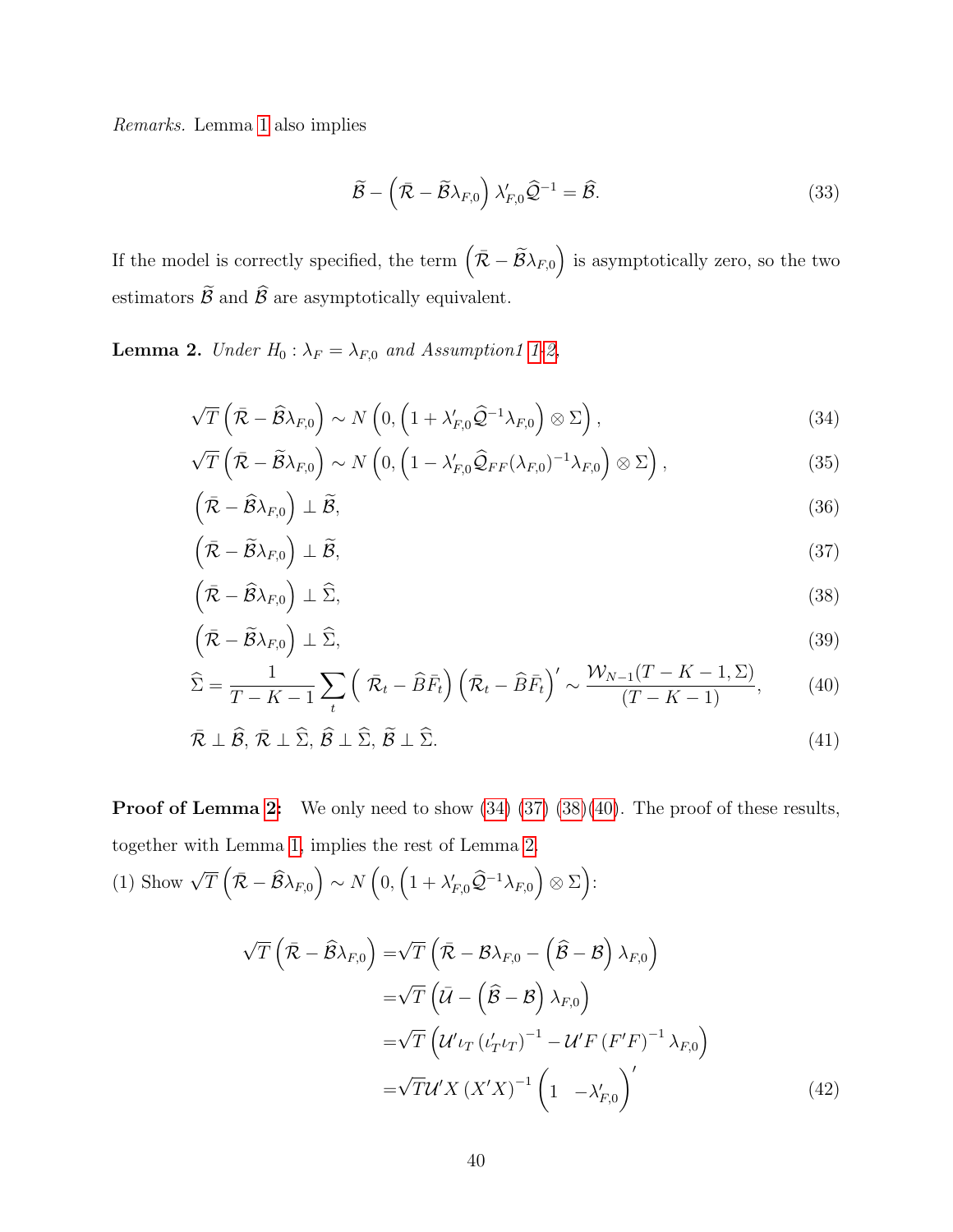*Remarks.* Lemma 1 also implies

$$\widetilde{\mathcal{B}} - \left(\bar{\mathcal{R}} - \widetilde{\mathcal{B}}\lambda_{F,0}\right)\lambda_{F,0}'\widehat{\mathcal{Q}}^{-1} = \widehat{\mathcal{B}}. \tag{33}$$

If the model is correctly specified, the term $\left(\bar{\mathcal{R}} - \widetilde{\mathcal{B}}\lambda_{F,0}\right)$ is asymptotically zero, so the two estimators $\widetilde{\mathcal{B}}$ and $\widehat{\mathcal{B}}$ are asymptotically equivalent.

**Lemma 2.** *Under $H_0 : \lambda_F = \lambda_{F,0}$ and Assumption1 1-2.*

$$\sqrt{T}\left(\bar{\mathcal{R}} - \widehat{\mathcal{B}}\lambda_{F,0}\right) \sim N\left(0, \left(1 + \lambda_{F,0}'\widehat{\mathcal{Q}}^{-1}\lambda_{F,0}\right) \otimes \Sigma\right), \tag{34}$$

$$\sqrt{T}\left(\bar{\mathcal{R}} - \widetilde{\mathcal{B}}\lambda_{F,0}\right) \sim N\left(0, \left(1 - \lambda_{F,0}'\widehat{\mathcal{Q}}_{FF}(\lambda_{F,0})^{-1}\lambda_{F,0}\right) \otimes \Sigma\right), \tag{35}$$

$$\left(\bar{\mathcal{R}} - \widehat{\mathcal{B}}\lambda_{F,0}\right) \perp \widetilde{\mathcal{B}}, \tag{36}$$

$$\left(\bar{\mathcal{R}} - \widetilde{\mathcal{B}}\lambda_{F,0}\right) \perp \widetilde{\mathcal{B}}, \tag{37}$$

$$\left(\bar{\mathcal{R}} - \widehat{\mathcal{B}}\lambda_{F,0}\right) \perp \widehat{\Sigma}, \tag{38}$$

$$\left(\bar{\mathcal{R}} - \widetilde{\mathcal{B}}\lambda_{F,0}\right) \perp \widehat{\Sigma}, \tag{39}$$

$$\widehat{\Sigma} = \frac{1}{T-K-1}\sum_t \left(\bar{\mathcal{R}}_t - \widehat{B}\bar{F}_t\right)\left(\bar{\mathcal{R}}_t - \widehat{B}\bar{F}_t\right)' \sim \frac{\mathcal{W}_{N-1}(T-K-1,\Sigma)}{(T-K-1)}, \tag{40}$$

$$\bar{\mathcal{R}} \perp \widehat{\mathcal{B}},\ \bar{\mathcal{R}} \perp \widehat{\Sigma},\ \widehat{\mathcal{B}} \perp \widehat{\Sigma},\ \widetilde{\mathcal{B}} \perp \widehat{\Sigma}. \tag{41}$$

**Proof of Lemma 2:** We only need to show (34) (37) (38)(40). The proof of these results, together with Lemma 1, implies the rest of Lemma 2.

(1) Show $\sqrt{T}\left(\bar{\mathcal{R}} - \widehat{\mathcal{B}}\lambda_{F,0}\right) \sim N\left(0, \left(1 + \lambda_{F,0}'\widehat{\mathcal{Q}}^{-1}\lambda_{F,0}\right) \otimes \Sigma\right)$:

$$\begin{aligned}
\sqrt{T}\left(\bar{\mathcal{R}} - \widehat{\mathcal{B}}\lambda_{F,0}\right) &= \sqrt{T}\left(\bar{\mathcal{R}} - \mathcal{B}\lambda_{F,0} - \left(\widehat{\mathcal{B}} - \mathcal{B}\right)\lambda_{F,0}\right) \\
&= \sqrt{T}\left(\bar{\mathcal{U}} - \left(\widehat{\mathcal{B}} - \mathcal{B}\right)\lambda_{F,0}\right) \\
&= \sqrt{T}\left(\mathcal{U}'\iota_T\left(\iota_T'\iota_T\right)^{-1} - \mathcal{U}'F\left(F'F\right)^{-1}\lambda_{F,0}\right) \\
&= \sqrt{T}\mathcal{U}'X\left(X'X\right)^{-1}\begin{pmatrix}1 & -\lambda_{F,0}'\end{pmatrix}'
\end{aligned} \tag{42}$$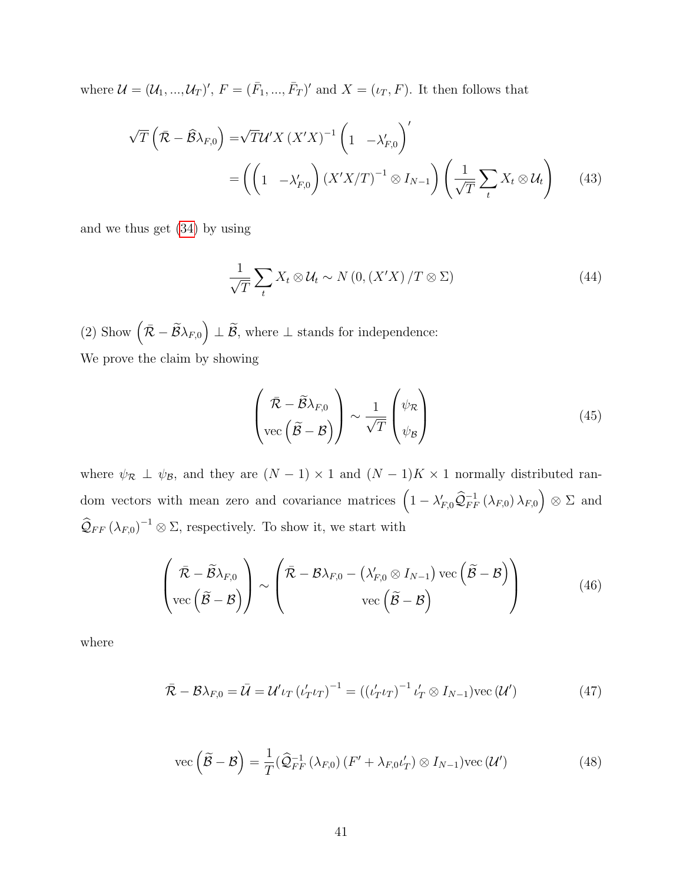where $\mathcal{U} = (\mathcal{U}_1, ..., \mathcal{U}_T)'$, $F = (\bar{F}_1, ..., \bar{F}_T)'$ and $X = (\iota_T, F)$. It then follows that

$$
\begin{aligned}
\sqrt{T}\left(\bar{\mathcal{R}} - \widehat{\mathcal{B}}\lambda_{F,0}\right) =& \sqrt{T}\mathcal{U}'X\left(X'X\right)^{-1}\begin{pmatrix} 1 & -\lambda_{F,0}' \end{pmatrix}' \\
&= \left(\begin{pmatrix} 1 & -\lambda_{F,0}' \end{pmatrix}\left(X'X/T\right)^{-1} \otimes I_{N-1}\right)\left(\frac{1}{\sqrt{T}}\sum_t X_t \otimes \mathcal{U}_t\right)
\end{aligned}
\tag{43}
$$

and we thus get (34) by using

$$
\frac{1}{\sqrt{T}}\sum_t X_t \otimes \mathcal{U}_t \sim N\left(0, \left(X'X\right)/T \otimes \Sigma\right) \tag{44}
$$

(2) Show $\left(\bar{\mathcal{R}} - \widetilde{\mathcal{B}}\lambda_{F,0}\right) \perp \widetilde{\mathcal{B}}$, where $\perp$ stands for independence:

We prove the claim by showing

$$
\begin{pmatrix} \bar{\mathcal{R}} - \widetilde{\mathcal{B}}\lambda_{F,0} \\ \text{vec}\left(\widetilde{\mathcal{B}} - \mathcal{B}\right) \end{pmatrix} \sim \frac{1}{\sqrt{T}}\begin{pmatrix} \psi_{\mathcal{R}} \\ \psi_{\mathcal{B}} \end{pmatrix} \tag{45}
$$

where $\psi_{\mathcal{R}} \perp \psi_{\mathcal{B}}$, and they are $(N-1)\times 1$ and $(N-1)K \times 1$ normally distributed random vectors with mean zero and covariance matrices $\left(1 - \lambda_{F,0}'\widehat{\mathcal{Q}}_{FF}^{-1}\left(\lambda_{F,0}\right)\lambda_{F,0}\right) \otimes \Sigma$ and $\widehat{\mathcal{Q}}_{FF}\left(\lambda_{F,0}\right)^{-1} \otimes \Sigma$, respectively. To show it, we start with

$$
\begin{pmatrix} \bar{\mathcal{R}} - \widetilde{\mathcal{B}}\lambda_{F,0} \\ \text{vec}\left(\widetilde{\mathcal{B}} - \mathcal{B}\right) \end{pmatrix} \sim \begin{pmatrix} \bar{\mathcal{R}} - \mathcal{B}\lambda_{F,0} - \left(\lambda_{F,0}' \otimes I_{N-1}\right)\text{vec}\left(\widetilde{\mathcal{B}} - \mathcal{B}\right) \\ \text{vec}\left(\widetilde{\mathcal{B}} - \mathcal{B}\right) \end{pmatrix} \tag{46}
$$

where

$$
\bar{\mathcal{R}} - \mathcal{B}\lambda_{F,0} = \bar{\mathcal{U}} = \mathcal{U}'\iota_T\left(\iota_T'\iota_T\right)^{-1} = (\left(\iota_T'\iota_T\right)^{-1}\iota_T' \otimes I_{N-1})\text{vec}\left(\mathcal{U}'\right) \tag{47}
$$

$$
\text{vec}\left(\widetilde{\mathcal{B}} - \mathcal{B}\right) = \frac{1}{T}(\widehat{\mathcal{Q}}_{FF}^{-1}\left(\lambda_{F,0}\right)\left(F' + \lambda_{F,0}\iota_T'\right) \otimes I_{N-1})\text{vec}\left(\mathcal{U}'\right) \tag{48}
$$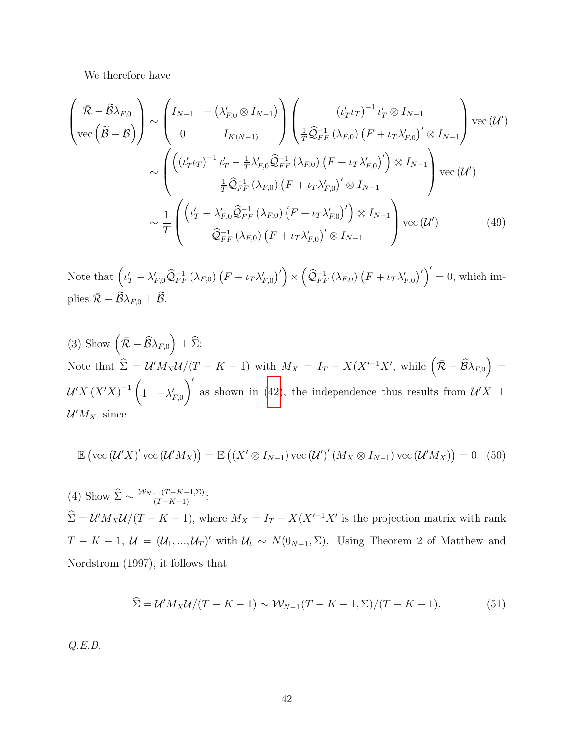We therefore have

$$
\begin{aligned}
\begin{pmatrix} \bar{\mathcal{R}} - \widetilde{\mathcal{B}}\lambda_{F,0} \\ \text{vec}\left(\widetilde{\mathcal{B}} - \mathcal{B}\right) \end{pmatrix} &\sim \begin{pmatrix} I_{N-1} & -\left(\lambda_{F,0}' \otimes I_{N-1}\right) \\ 0 & I_{K(N-1)} \end{pmatrix} \begin{pmatrix} \left(\iota_T'\iota_T\right)^{-1}\iota_T' \otimes I_{N-1} \\ \frac{1}{T}\widehat{\mathcal{Q}}_{FF}^{-1}\left(\lambda_{F,0}\right)\left(F + \iota_T\lambda_{F,0}'\right)' \otimes I_{N-1} \end{pmatrix} \text{vec}\left(\mathcal{U}'\right) \\
&\sim \begin{pmatrix} \left(\left(\iota_T'\iota_T\right)^{-1}\iota_T' - \frac{1}{T}\lambda_{F,0}'\widehat{\mathcal{Q}}_{FF}^{-1}\left(\lambda_{F,0}\right)\left(F + \iota_T\lambda_{F,0}'\right)'\right) \otimes I_{N-1} \\ \frac{1}{T}\widehat{\mathcal{Q}}_{FF}^{-1}\left(\lambda_{F,0}\right)\left(F + \iota_T\lambda_{F,0}'\right)' \otimes I_{N-1} \end{pmatrix} \text{vec}\left(\mathcal{U}'\right) \\
&\sim \frac{1}{T}\begin{pmatrix} \left(\iota_T' - \lambda_{F,0}'\widehat{\mathcal{Q}}_{FF}^{-1}\left(\lambda_{F,0}\right)\left(F + \iota_T\lambda_{F,0}'\right)'\right) \otimes I_{N-1} \\ \widehat{\mathcal{Q}}_{FF}^{-1}\left(\lambda_{F,0}\right)\left(F + \iota_T\lambda_{F,0}'\right)' \otimes I_{N-1} \end{pmatrix} \text{vec}\left(\mathcal{U}'\right)
\end{aligned} \tag{49}
$$

Note that $\left(\iota_T' - \lambda_{F,0}'\widehat{\mathcal{Q}}_{FF}^{-1}\left(\lambda_{F,0}\right)\left(F + \iota_T\lambda_{F,0}'\right)'\right) \times \left(\widehat{\mathcal{Q}}_{FF}^{-1}\left(\lambda_{F,0}\right)\left(F + \iota_T\lambda_{F,0}'\right)'\right)' = 0$, which implies $\bar{\mathcal{R}} - \widetilde{\mathcal{B}}\lambda_{F,0} \perp \widetilde{\mathcal{B}}$.

(3) Show $\left(\bar{\mathcal{R}} - \widehat{\mathcal{B}}\lambda_{F,0}\right) \perp \widehat{\Sigma}$:
Note that $\widehat{\Sigma} = \mathcal{U}'M_X\mathcal{U}/(T-K-1)$ with $M_X = I_T - X(X'^{-1}X'$, while $\left(\bar{\mathcal{R}} - \widehat{\mathcal{B}}\lambda_{F,0}\right) = \mathcal{U}'X\left(X'X\right)^{-1}\begin{pmatrix} 1 & -\lambda_{F,0}' \end{pmatrix}'$ as shown in (42), the independence thus results from $\mathcal{U}'X \perp \mathcal{U}'M_X$, since

$$
\mathbb{E}\left(\text{vec}\left(\mathcal{U}'X\right)'\text{vec}\left(\mathcal{U}'M_X\right)\right) = \mathbb{E}\left(\left(X' \otimes I_{N-1}\right)\text{vec}\left(\mathcal{U}'\right)'\left(M_X \otimes I_{N-1}\right)\text{vec}\left(\mathcal{U}'M_X\right)\right) = 0 \tag{50}
$$

(4) Show $\widehat{\Sigma} \sim \frac{\mathcal{W}_{N-1}(T-K-1,\Sigma)}{(T-K-1)}$:
$\widehat{\Sigma} = \mathcal{U}'M_X\mathcal{U}/(T-K-1)$, where $M_X = I_T - X(X'^{-1}X'$ is the projection matrix with rank $T-K-1$, $\mathcal{U} = (\mathcal{U}_1, ..., \mathcal{U}_T)'$ with $\mathcal{U}_t \sim N(0_{N-1}, \Sigma)$. Using Theorem 2 of Matthew and Nordstrom (1997), it follows that

$$
\widehat{\Sigma} = \mathcal{U}'M_X\mathcal{U}/(T-K-1) \sim \mathcal{W}_{N-1}(T-K-1, \Sigma)/(T-K-1). \tag{51}
$$

*Q.E.D.*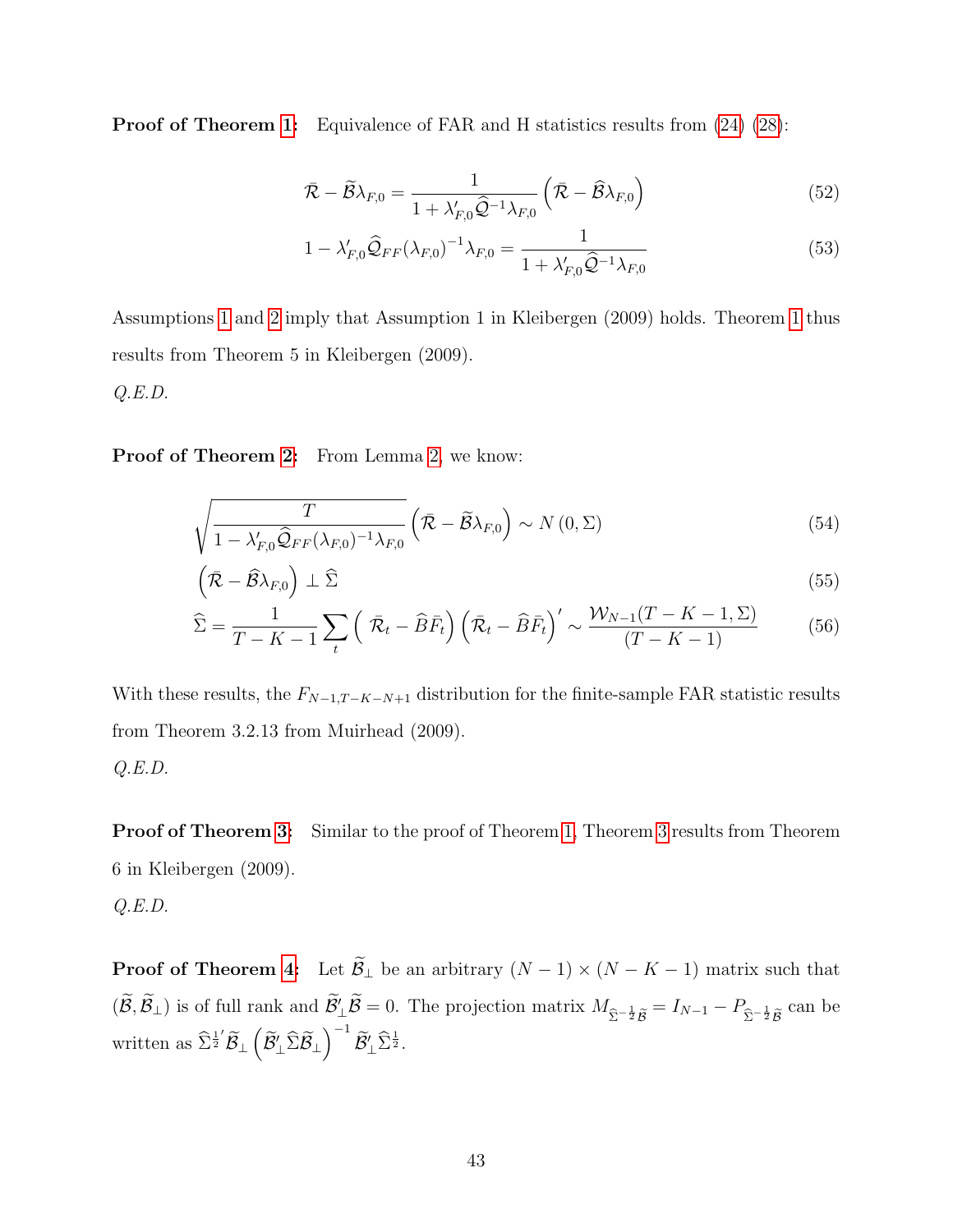**Proof of Theorem 1:** Equivalence of FAR and H statistics results from (24) (28):

$$\bar{\mathcal{R}} - \widetilde{\mathcal{B}}\lambda_{F,0} = \frac{1}{1+\lambda_{F,0}'\widehat{\mathcal{Q}}^{-1}\lambda_{F,0}}\left(\bar{\mathcal{R}} - \widehat{\mathcal{B}}\lambda_{F,0}\right) \tag{52}$$

$$1 - \lambda_{F,0}'\widehat{\mathcal{Q}}_{FF}(\lambda_{F,0})^{-1}\lambda_{F,0} = \frac{1}{1+\lambda_{F,0}'\widehat{\mathcal{Q}}^{-1}\lambda_{F,0}} \tag{53}$$

Assumptions 1 and 2 imply that Assumption 1 in Kleibergen (2009) holds. Theorem 1 thus results from Theorem 5 in Kleibergen (2009).

*Q.E.D.*

**Proof of Theorem 2:** From Lemma 2, we know:

$$\sqrt{\frac{T}{1-\lambda_{F,0}'\widehat{\mathcal{Q}}_{FF}(\lambda_{F,0})^{-1}\lambda_{F,0}}}\left(\bar{\mathcal{R}} - \widetilde{\mathcal{B}}\lambda_{F,0}\right) \sim N\left(0, \Sigma\right) \tag{54}$$

$$\left(\bar{\mathcal{R}} - \widehat{\mathcal{B}}\lambda_{F,0}\right) \perp \widehat{\Sigma} \tag{55}$$

$$\widehat{\Sigma} = \frac{1}{T-K-1}\sum_t \left(\bar{\mathcal{R}}_t - \widehat{B}\bar{F}_t\right)\left(\bar{\mathcal{R}}_t - \widehat{B}\bar{F}_t\right)' \sim \frac{\mathcal{W}_{N-1}(T-K-1,\Sigma)}{(T-K-1)} \tag{56}$$

With these results, the $F_{N-1,T-K-N+1}$ distribution for the finite-sample FAR statistic results from Theorem 3.2.13 from Muirhead (2009).

*Q.E.D.*

**Proof of Theorem 3:** Similar to the proof of Theorem 1, Theorem 3 results from Theorem 6 in Kleibergen (2009).

*Q.E.D.*

**Proof of Theorem 4:** Let $\widetilde{\mathcal{B}}_\perp$ be an arbitrary $(N-1)\times(N-K-1)$ matrix such that $(\widetilde{\mathcal{B}}, \widetilde{\mathcal{B}}_\perp)$ is of full rank and $\widetilde{\mathcal{B}}_\perp'\widetilde{\mathcal{B}} = 0$. The projection matrix $M_{\widehat{\Sigma}^{-\frac{1}{2}}\widetilde{\mathcal{B}}} = I_{N-1} - P_{\widehat{\Sigma}^{-\frac{1}{2}}\widetilde{\mathcal{B}}}$ can be written as $\widehat{\Sigma}^{\frac{1}{2}\prime}\widetilde{\mathcal{B}}_\perp\left(\widetilde{\mathcal{B}}_\perp'\widehat{\Sigma}\widetilde{\mathcal{B}}_\perp\right)^{-1}\widetilde{\mathcal{B}}_\perp'\widehat{\Sigma}^{\frac{1}{2}}$.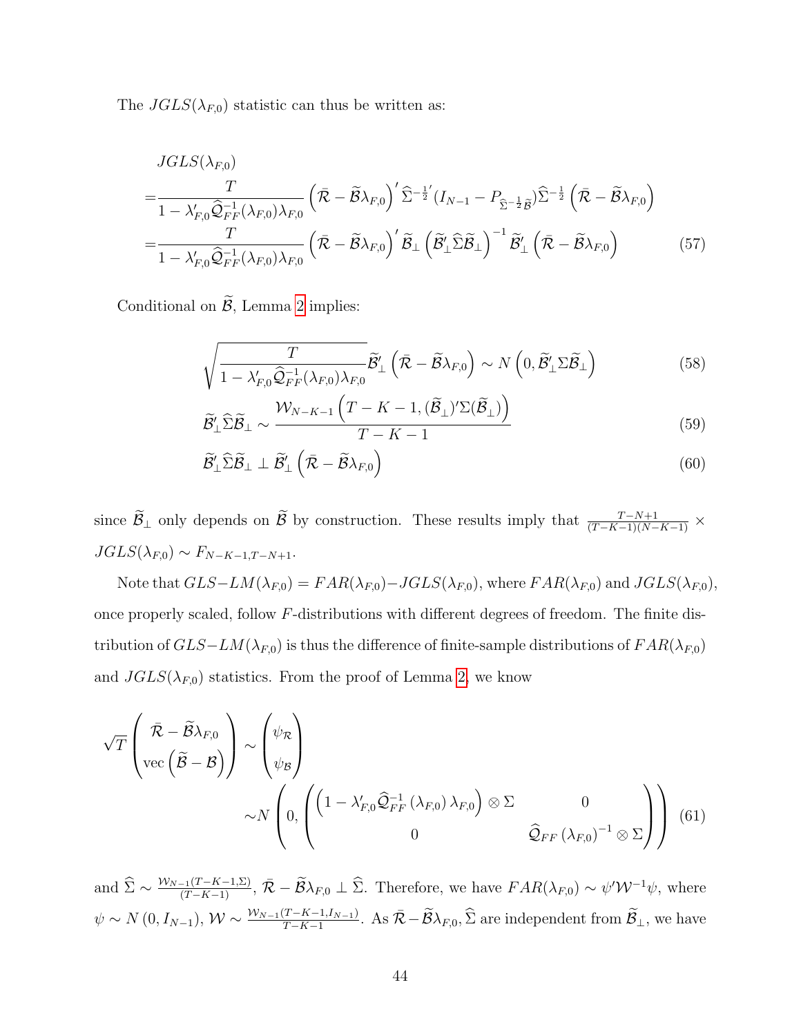The $JGLS(\lambda_{F,0})$ statistic can thus be written as:

$$
\begin{aligned}
& JGLS(\lambda_{F,0}) \\
=& \frac{T}{1-\lambda_{F,0}'\widehat{\mathcal{Q}}_{FF}^{-1}(\lambda_{F,0})\lambda_{F,0}} \left(\bar{\mathcal{R}}-\widetilde{\mathcal{B}}\lambda_{F,0}\right)' \widehat{\Sigma}^{-\frac{1}{2}'}(I_{N-1}-P_{\widehat{\Sigma}^{-\frac{1}{2}}\widetilde{\mathcal{B}}})\widehat{\Sigma}^{-\frac{1}{2}}\left(\bar{\mathcal{R}}-\widetilde{\mathcal{B}}\lambda_{F,0}\right) \\
=& \frac{T}{1-\lambda_{F,0}'\widehat{\mathcal{Q}}_{FF}^{-1}(\lambda_{F,0})\lambda_{F,0}} \left(\bar{\mathcal{R}}-\widetilde{\mathcal{B}}\lambda_{F,0}\right)' \widetilde{\mathcal{B}}_{\perp}\left(\widetilde{\mathcal{B}}_{\perp}'\widehat{\Sigma}\widetilde{\mathcal{B}}_{\perp}\right)^{-1}\widetilde{\mathcal{B}}_{\perp}'\left(\bar{\mathcal{R}}-\widetilde{\mathcal{B}}\lambda_{F,0}\right)
\end{aligned}
\tag{57}
$$

Conditional on $\widetilde{\mathcal{B}}$, Lemma 2 implies:

$$
\sqrt{\frac{T}{1-\lambda_{F,0}'\widehat{\mathcal{Q}}_{FF}^{-1}(\lambda_{F,0})\lambda_{F,0}}}\widetilde{\mathcal{B}}_{\perp}'\left(\bar{\mathcal{R}}-\widetilde{\mathcal{B}}\lambda_{F,0}\right) \sim N\left(0, \widetilde{\mathcal{B}}_{\perp}'\Sigma\widetilde{\mathcal{B}}_{\perp}\right) \tag{58}
$$

$$
\widetilde{\mathcal{B}}_{\perp}'\widehat{\Sigma}\widetilde{\mathcal{B}}_{\perp} \sim \frac{\mathcal{W}_{N-K-1}\left(T-K-1, (\widetilde{\mathcal{B}}_{\perp})'\Sigma(\widetilde{\mathcal{B}}_{\perp})\right)}{T-K-1} \tag{59}
$$

$$
\widetilde{\mathcal{B}}_{\perp}'\widehat{\Sigma}\widetilde{\mathcal{B}}_{\perp} \perp \widetilde{\mathcal{B}}_{\perp}'\left(\bar{\mathcal{R}}-\widetilde{\mathcal{B}}\lambda_{F,0}\right) \tag{60}
$$

since $\widetilde{\mathcal{B}}_{\perp}$ only depends on $\widetilde{\mathcal{B}}$ by construction. These results imply that $\frac{T-N+1}{(T-K-1)(N-K-1)} \times JGLS(\lambda_{F,0}) \sim F_{N-K-1,T-N+1}$.

Note that $GLS\text{-}LM(\lambda_{F,0}) = FAR(\lambda_{F,0}) - JGLS(\lambda_{F,0})$, where $FAR(\lambda_{F,0})$ and $JGLS(\lambda_{F,0})$, once properly scaled, follow $F$-distributions with different degrees of freedom. The finite distribution of $GLS\text{-}LM(\lambda_{F,0})$ is thus the difference of finite-sample distributions of $FAR(\lambda_{F,0})$ and $JGLS(\lambda_{F,0})$ statistics. From the proof of Lemma 2, we know

$$
\begin{aligned}
\sqrt{T}\begin{pmatrix} \bar{\mathcal{R}}-\widetilde{\mathcal{B}}\lambda_{F,0} \\ \text{vec}\left(\widetilde{\mathcal{B}}-\mathcal{B}\right)\end{pmatrix} &\sim \begin{pmatrix}\psi_{\mathcal{R}} \\ \psi_{\mathcal{B}}\end{pmatrix} \\
&\sim N\left(0, \begin{pmatrix} \left(1-\lambda_{F,0}'\widehat{\mathcal{Q}}_{FF}^{-1}\left(\lambda_{F,0}\right)\lambda_{F,0}\right)\otimes\Sigma & 0 \\ 0 & \widehat{\mathcal{Q}}_{FF}\left(\lambda_{F,0}\right)^{-1}\otimes\Sigma\end{pmatrix}\right)
\end{aligned}
\tag{61}
$$

and $\widehat{\Sigma} \sim \frac{\mathcal{W}_{N-1}(T-K-1,\Sigma)}{(T-K-1)}$, $\bar{\mathcal{R}}-\widetilde{\mathcal{B}}\lambda_{F,0} \perp \widehat{\Sigma}$. Therefore, we have $FAR(\lambda_{F,0}) \sim \psi'\mathcal{W}^{-1}\psi$, where $\psi \sim N\left(0, I_{N-1}\right)$, $\mathcal{W} \sim \frac{\mathcal{W}_{N-1}(T-K-1,I_{N-1})}{T-K-1}$. As $\bar{\mathcal{R}}-\widetilde{\mathcal{B}}\lambda_{F,0}, \widehat{\Sigma}$ are independent from $\widetilde{\mathcal{B}}_{\perp}$, we have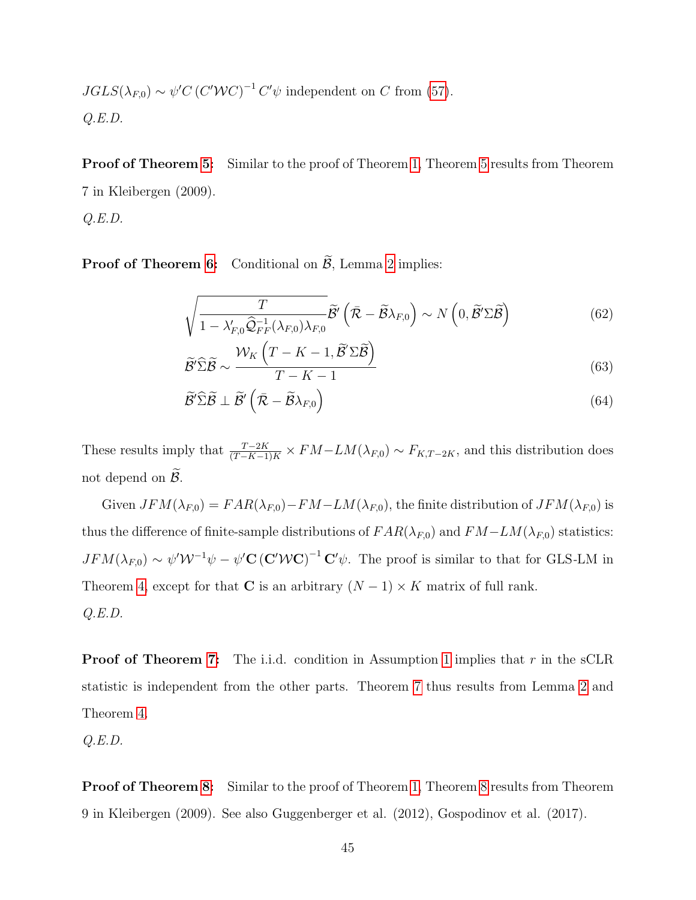$JGLS(\lambda_{F,0}) \sim \psi' C \left(C'\mathcal{W}C\right)^{-1} C'\psi$ independent on $C$ from (57).

*Q.E.D.*

**Proof of Theorem 5:** Similar to the proof of Theorem 1, Theorem 5 results from Theorem 7 in Kleibergen (2009).

*Q.E.D.*

**Proof of Theorem 6:** Conditional on $\widetilde{\mathcal{B}}$, Lemma 2 implies:

$$\sqrt{\frac{T}{1-\lambda_{F,0}'\widehat{\mathcal{Q}}_{FF}^{-1}(\lambda_{F,0})\lambda_{F,0}}}\widetilde{\mathcal{B}}'\left(\bar{\mathcal{R}}-\widetilde{\mathcal{B}}\lambda_{F,0}\right) \sim N\left(0, \widetilde{\mathcal{B}}'\Sigma\widetilde{\mathcal{B}}\right) \tag{62}$$

$$\widetilde{\mathcal{B}}'\widehat{\Sigma}\widetilde{\mathcal{B}} \sim \frac{\mathcal{W}_K\left(T-K-1, \widetilde{\mathcal{B}}'\Sigma\widetilde{\mathcal{B}}\right)}{T-K-1} \tag{63}$$

$$\widetilde{\mathcal{B}}'\widehat{\Sigma}\widetilde{\mathcal{B}} \perp \widetilde{\mathcal{B}}'\left(\bar{\mathcal{R}}-\widetilde{\mathcal{B}}\lambda_{F,0}\right) \tag{64}$$

These results imply that $\frac{T-2K}{(T-K-1)K} \times FM\text{−}LM(\lambda_{F,0}) \sim F_{K,T-2K}$, and this distribution does not depend on $\widetilde{\mathcal{B}}$.

Given $JFM(\lambda_{F,0}) = FAR(\lambda_{F,0}) - FM\text{−}LM(\lambda_{F,0})$, the finite distribution of $JFM(\lambda_{F,0})$ is thus the difference of finite-sample distributions of $FAR(\lambda_{F,0})$ and $FM\text{−}LM(\lambda_{F,0})$ statistics: $JFM(\lambda_{F,0}) \sim \psi'\mathcal{W}^{-1}\psi - \psi'\mathbf{C}\left(\mathbf{C}'\mathcal{W}\mathbf{C}\right)^{-1}\mathbf{C}'\psi$. The proof is similar to that for GLS-LM in Theorem 4, except for that $\mathbf{C}$ is an arbitrary $(N-1) \times K$ matrix of full rank.

*Q.E.D.*

**Proof of Theorem 7:** The i.i.d. condition in Assumption 1 implies that $r$ in the sCLR statistic is independent from the other parts. Theorem 7 thus results from Lemma 2 and Theorem 4.

*Q.E.D.*

**Proof of Theorem 8:** Similar to the proof of Theorem 1, Theorem 8 results from Theorem 9 in Kleibergen (2009). See also Guggenberger et al. (2012), Gospodinov et al. (2017).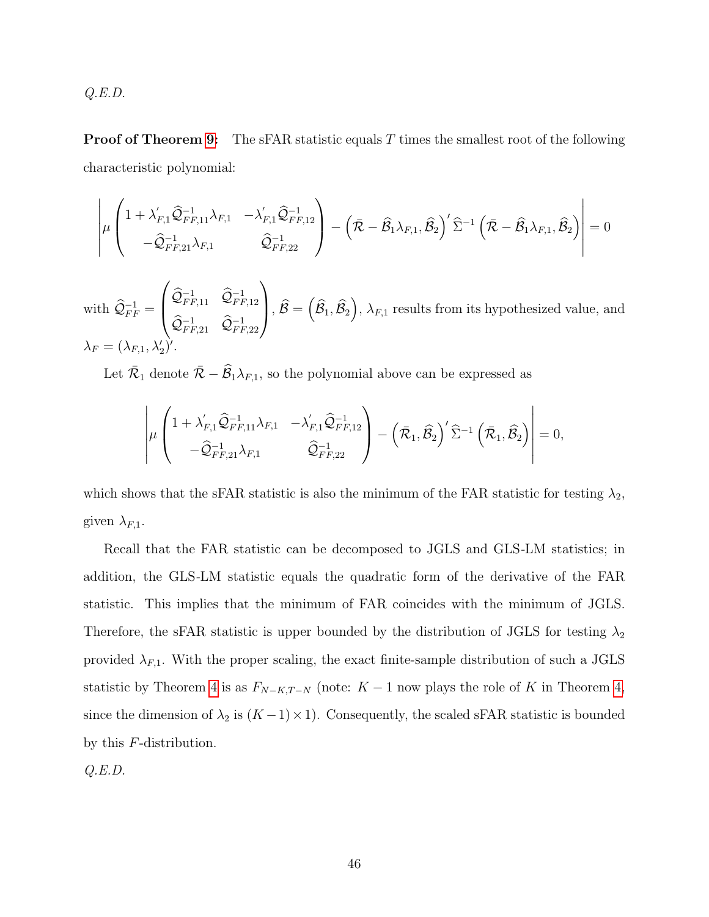*Q.E.D.*

**Proof of Theorem 9:** The sFAR statistic equals $T$ times the smallest root of the following characteristic polynomial:

$$\left| \mu \begin{pmatrix} 1 + \lambda_{F,1}' \widehat{\mathcal{Q}}_{FF,11}^{-1} \lambda_{F,1} & -\lambda_{F,1}' \widehat{\mathcal{Q}}_{FF,12}^{-1} \\ -\widehat{\mathcal{Q}}_{FF,21}^{-1} \lambda_{F,1} & \widehat{\mathcal{Q}}_{FF,22}^{-1} \end{pmatrix} - \left( \bar{\mathcal{R}} - \widehat{\mathcal{B}}_1 \lambda_{F,1}, \widehat{\mathcal{B}}_2 \right)' \widehat{\Sigma}^{-1} \left( \bar{\mathcal{R}} - \widehat{\mathcal{B}}_1 \lambda_{F,1}, \widehat{\mathcal{B}}_2 \right) \right| = 0$$

with $\widehat{\mathcal{Q}}_{FF}^{-1} = \begin{pmatrix} \widehat{\mathcal{Q}}_{FF,11}^{-1} & \widehat{\mathcal{Q}}_{FF,12}^{-1} \\ \widehat{\mathcal{Q}}_{FF,21}^{-1} & \widehat{\mathcal{Q}}_{FF,22}^{-1} \end{pmatrix}$, $\widehat{\mathcal{B}} = \left( \widehat{\mathcal{B}}_1, \widehat{\mathcal{B}}_2 \right)$, $\lambda_{F,1}$ results from its hypothesized value, and $\lambda_F = (\lambda_{F,1}, \lambda_2')'$.

Let $\bar{\mathcal{R}}_1$ denote $\bar{\mathcal{R}} - \widehat{\mathcal{B}}_1 \lambda_{F,1}$, so the polynomial above can be expressed as

$$\left| \mu \begin{pmatrix} 1 + \lambda_{F,1}' \widehat{\mathcal{Q}}_{FF,11}^{-1} \lambda_{F,1} & -\lambda_{F,1}' \widehat{\mathcal{Q}}_{FF,12}^{-1} \\ -\widehat{\mathcal{Q}}_{FF,21}^{-1} \lambda_{F,1} & \widehat{\mathcal{Q}}_{FF,22}^{-1} \end{pmatrix} - \left( \bar{\mathcal{R}}_1, \widehat{\mathcal{B}}_2 \right)' \widehat{\Sigma}^{-1} \left( \bar{\mathcal{R}}_1, \widehat{\mathcal{B}}_2 \right) \right| = 0,$$

which shows that the sFAR statistic is also the minimum of the FAR statistic for testing $\lambda_2$, given $\lambda_{F,1}$.

Recall that the FAR statistic can be decomposed to JGLS and GLS-LM statistics; in addition, the GLS-LM statistic equals the quadratic form of the derivative of the FAR statistic. This implies that the minimum of FAR coincides with the minimum of JGLS. Therefore, the sFAR statistic is upper bounded by the distribution of JGLS for testing $\lambda_2$ provided $\lambda_{F,1}$. With the proper scaling, the exact finite-sample distribution of such a JGLS statistic by Theorem 4 is as $F_{N-K,T-N}$ (note: $K-1$ now plays the role of $K$ in Theorem 4, since the dimension of $\lambda_2$ is $(K-1) \times 1$). Consequently, the scaled sFAR statistic is bounded by this $F$-distribution.

*Q.E.D.*